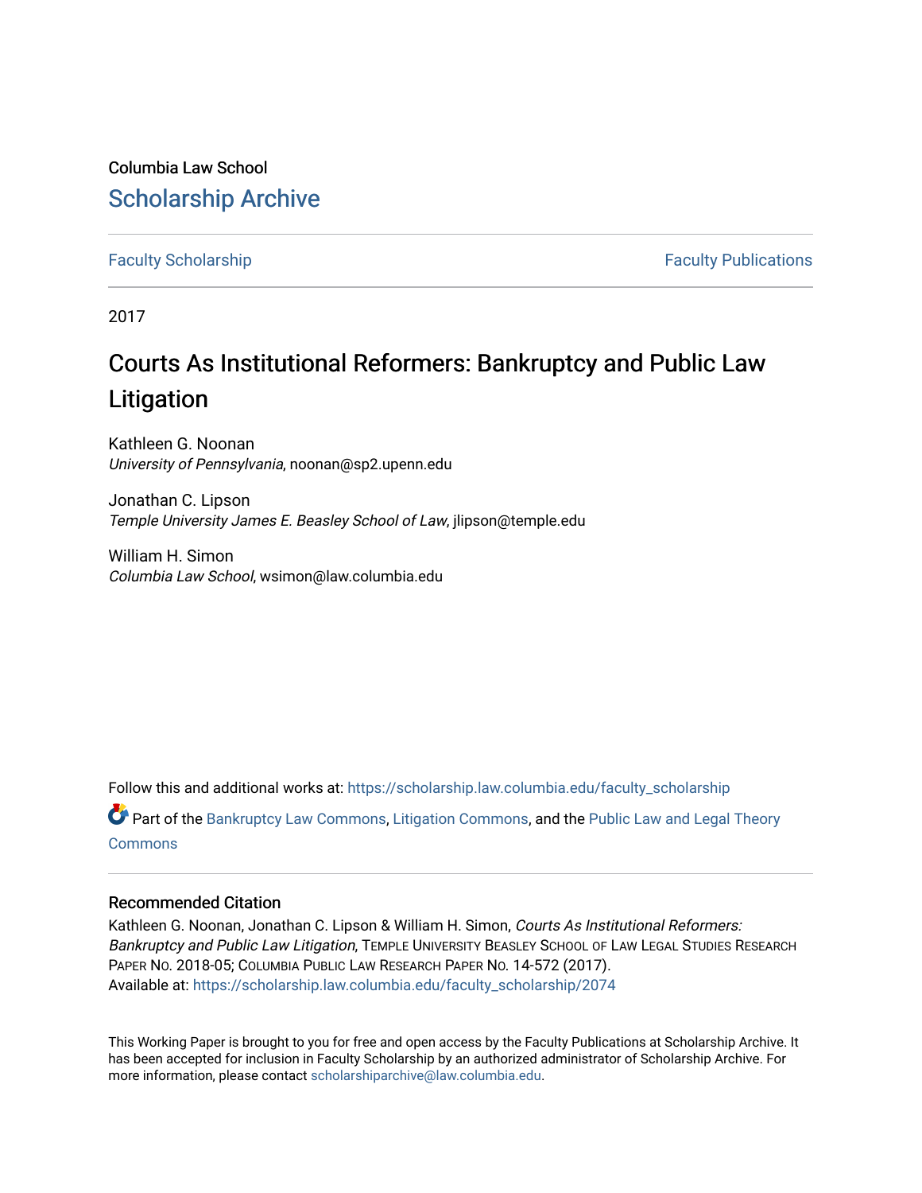Columbia Law School

# Scholarship Archive

Faculty Scholarship | Faculty Publications

2017

## Courts As Institutional Reformers: Bankruptcy and Public Law Litigation

Kathleen G. Noonan
*University of Pennsylvania*, noonan@sp2.upenn.edu

Jonathan C. Lipson
*Temple University James E. Beasley School of Law*, jlipson@temple.edu

William H. Simon
*Columbia Law School*, wsimon@law.columbia.edu

Follow this and additional works at: https://scholarship.law.columbia.edu/faculty_scholarship

Part of the Bankruptcy Law Commons, Litigation Commons, and the Public Law and Legal Theory Commons

### Recommended Citation

Kathleen G. Noonan, Jonathan C. Lipson & William H. Simon, *Courts As Institutional Reformers: Bankruptcy and Public Law Litigation*, Temple University Beasley School of Law Legal Studies Research Paper No. 2018-05; Columbia Public Law Research Paper No. 14-572 (2017).
Available at: https://scholarship.law.columbia.edu/faculty_scholarship/2074

This Working Paper is brought to you for free and open access by the Faculty Publications at Scholarship Archive. It has been accepted for inclusion in Faculty Scholarship by an authorized administrator of Scholarship Archive. For more information, please contact scholarshiparchive@law.columbia.edu.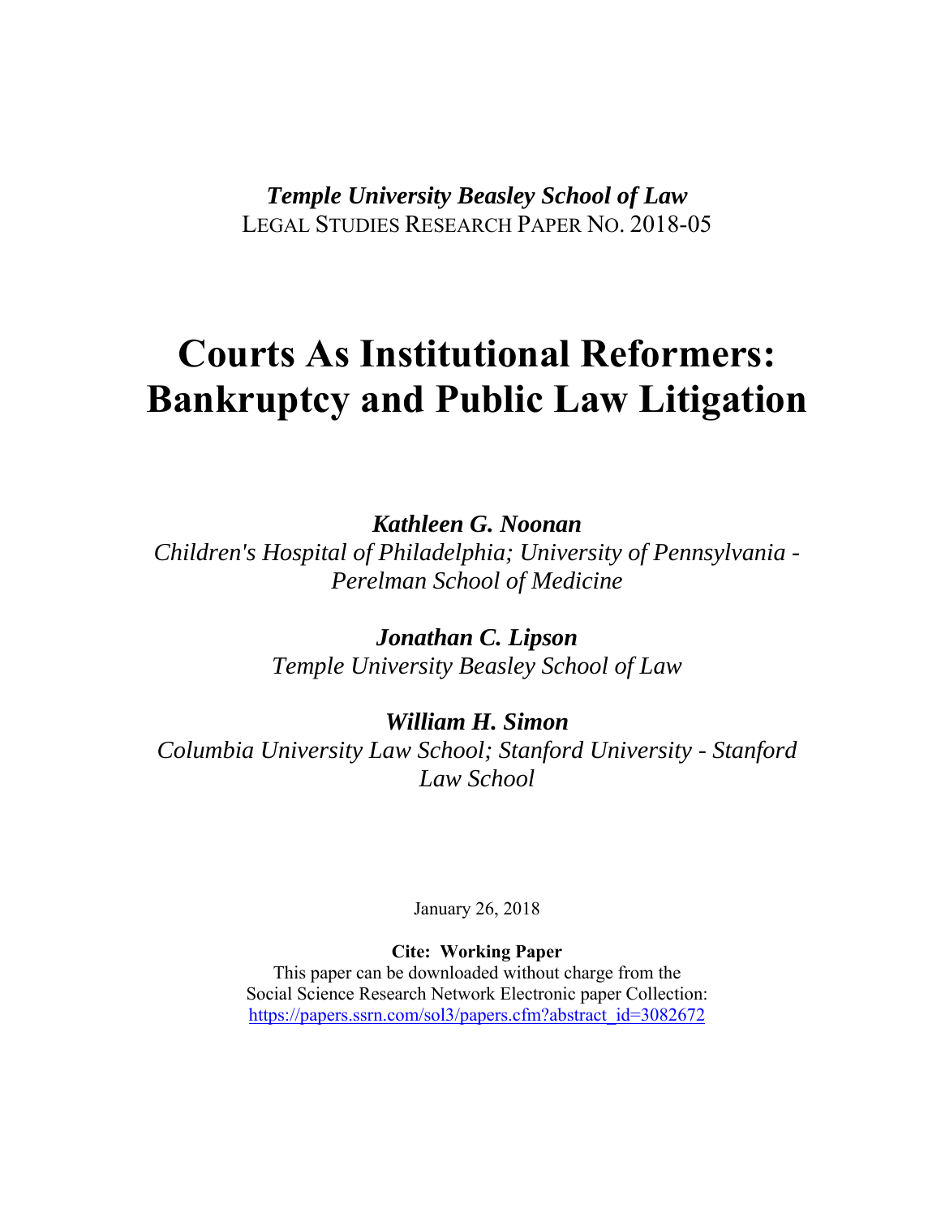*Temple University Beasley School of Law*
LEGAL STUDIES RESEARCH PAPER NO. 2018-05

# Courts As Institutional Reformers: Bankruptcy and Public Law Litigation

***Kathleen G. Noonan***
*Children's Hospital of Philadelphia; University of Pennsylvania - Perelman School of Medicine*

***Jonathan C. Lipson***
*Temple University Beasley School of Law*

***William H. Simon***
*Columbia University Law School; Stanford University - Stanford Law School*

January 26, 2018

**Cite: Working Paper**
This paper can be downloaded without charge from the Social Science Research Network Electronic paper Collection:
https://papers.ssrn.com/sol3/papers.cfm?abstract_id=3082672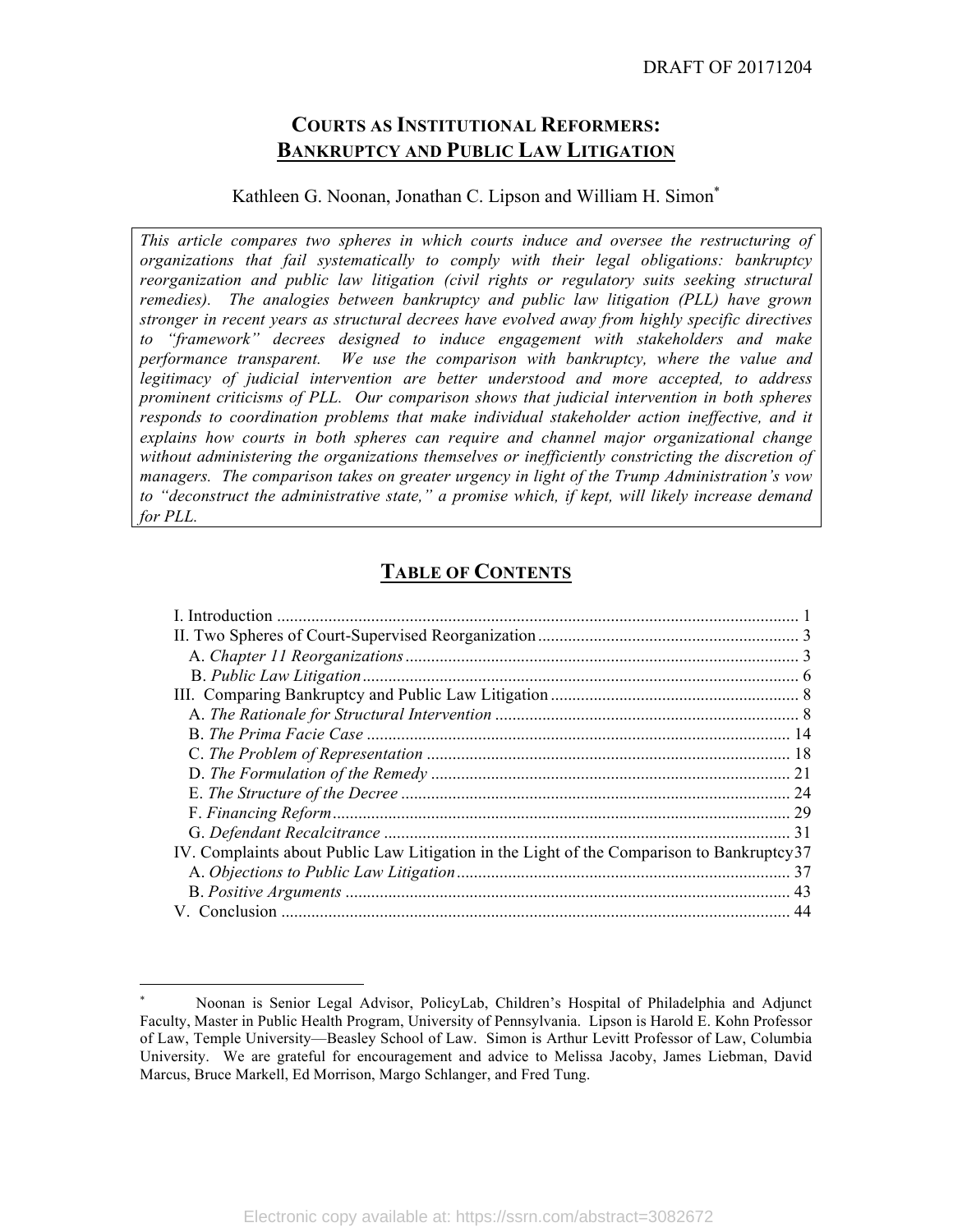DRAFT OF 20171204

# COURTS AS INSTITUTIONAL REFORMERS: BANKRUPTCY AND PUBLIC LAW LITIGATION

Kathleen G. Noonan, Jonathan C. Lipson and William H. Simon*

*This article compares two spheres in which courts induce and oversee the restructuring of organizations that fail systematically to comply with their legal obligations: bankruptcy reorganization and public law litigation (civil rights or regulatory suits seeking structural remedies). The analogies between bankruptcy and public law litigation (PLL) have grown stronger in recent years as structural decrees have evolved away from highly specific directives to "framework" decrees designed to induce engagement with stakeholders and make performance transparent. We use the comparison with bankruptcy, where the value and legitimacy of judicial intervention are better understood and more accepted, to address prominent criticisms of PLL. Our comparison shows that judicial intervention in both spheres responds to coordination problems that make individual stakeholder action ineffective, and it explains how courts in both spheres can require and channel major organizational change without administering the organizations themselves or inefficiently constricting the discretion of managers. The comparison takes on greater urgency in light of the Trump Administration's vow to "deconstruct the administrative state," a promise which, if kept, will likely increase demand for PLL.*

## TABLE OF CONTENTS

I. Introduction ..... 1
II. Two Spheres of Court-Supervised Reorganization ..... 3
  A. *Chapter 11 Reorganizations* ..... 3
  B. *Public Law Litigation* ..... 6
III. Comparing Bankruptcy and Public Law Litigation ..... 8
  A. *The Rationale for Structural Intervention* ..... 8
  B. *The Prima Facie Case* ..... 14
  C. *The Problem of Representation* ..... 18
  D. *The Formulation of the Remedy* ..... 21
  E. *The Structure of the Decree* ..... 24
  F. *Financing Reform* ..... 29
  G. *Defendant Recalcitrance* ..... 31
IV. Complaints about Public Law Litigation in the Light of the Comparison to Bankruptcy ..... 37
  A. *Objections to Public Law Litigation* ..... 37
  B. *Positive Arguments* ..... 43
V. Conclusion ..... 44

---

* Noonan is Senior Legal Advisor, PolicyLab, Children's Hospital of Philadelphia and Adjunct Faculty, Master in Public Health Program, University of Pennsylvania. Lipson is Harold E. Kohn Professor of Law, Temple University—Beasley School of Law. Simon is Arthur Levitt Professor of Law, Columbia University. We are grateful for encouragement and advice to Melissa Jacoby, James Liebman, David Marcus, Bruce Markell, Ed Morrison, Margo Schlanger, and Fred Tung.

Electronic copy available at: https://ssrn.com/abstract=3082672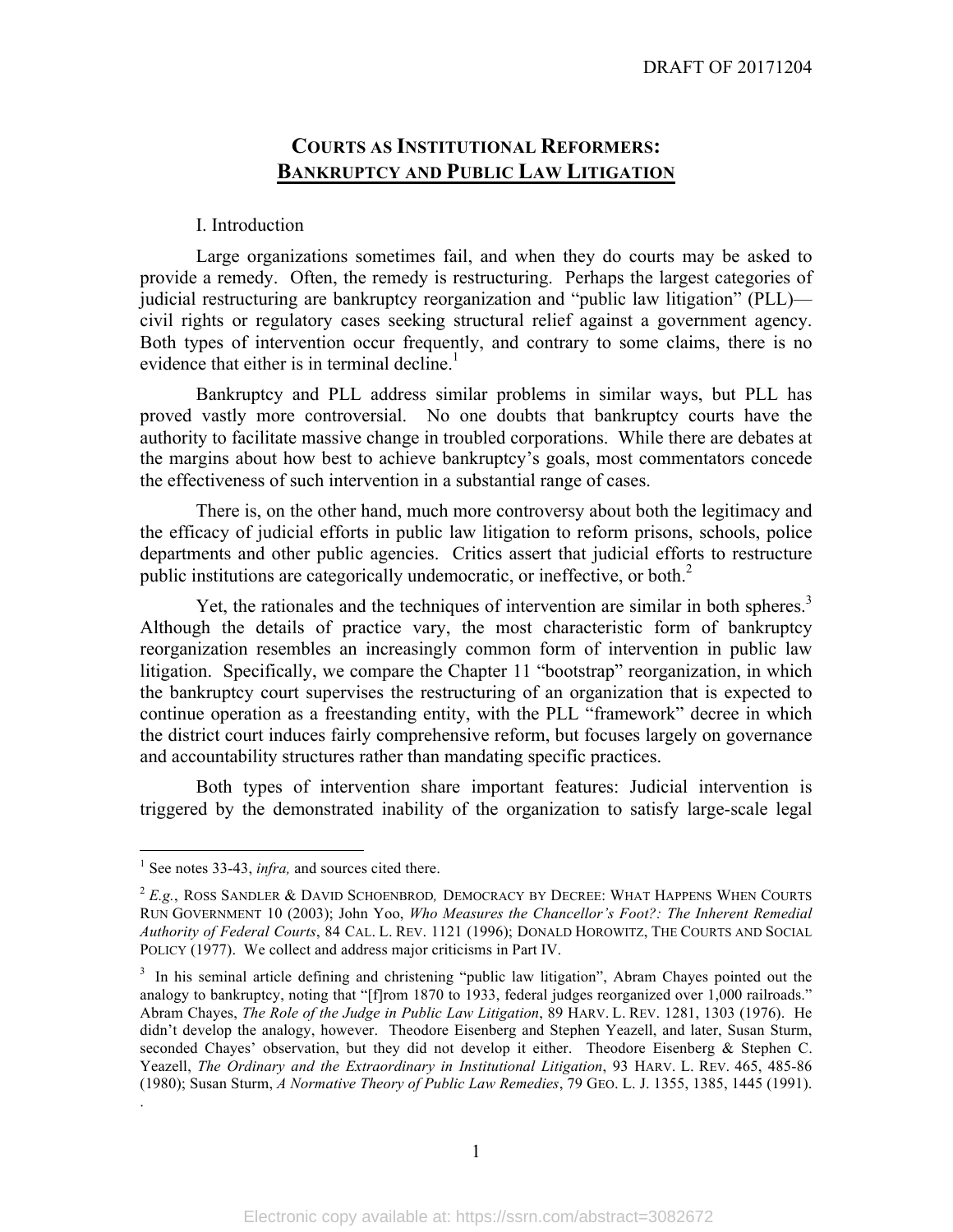# COURTS AS INSTITUTIONAL REFORMERS: BANKRUPTCY AND PUBLIC LAW LITIGATION

I. Introduction

Large organizations sometimes fail, and when they do courts may be asked to provide a remedy. Often, the remedy is restructuring. Perhaps the largest categories of judicial restructuring are bankruptcy reorganization and "public law litigation" (PLL)—civil rights or regulatory cases seeking structural relief against a government agency. Both types of intervention occur frequently, and contrary to some claims, there is no evidence that either is in terminal decline.[1]

Bankruptcy and PLL address similar problems in similar ways, but PLL has proved vastly more controversial. No one doubts that bankruptcy courts have the authority to facilitate massive change in troubled corporations. While there are debates at the margins about how best to achieve bankruptcy's goals, most commentators concede the effectiveness of such intervention in a substantial range of cases.

There is, on the other hand, much more controversy about both the legitimacy and the efficacy of judicial efforts in public law litigation to reform prisons, schools, police departments and other public agencies. Critics assert that judicial efforts to restructure public institutions are categorically undemocratic, or ineffective, or both.[2]

Yet, the rationales and the techniques of intervention are similar in both spheres.[3] Although the details of practice vary, the most characteristic form of bankruptcy reorganization resembles an increasingly common form of intervention in public law litigation. Specifically, we compare the Chapter 11 "bootstrap" reorganization, in which the bankruptcy court supervises the restructuring of an organization that is expected to continue operation as a freestanding entity, with the PLL "framework" decree in which the district court induces fairly comprehensive reform, but focuses largely on governance and accountability structures rather than mandating specific practices.

Both types of intervention share important features: Judicial intervention is triggered by the demonstrated inability of the organization to satisfy large-scale legal

---

[1] See notes 33-43, *infra,* and sources cited there.

[2] *E.g.*, ROSS SANDLER & DAVID SCHOENBROD, DEMOCRACY BY DECREE: WHAT HAPPENS WHEN COURTS RUN GOVERNMENT 10 (2003); John Yoo, *Who Measures the Chancellor's Foot?: The Inherent Remedial Authority of Federal Courts*, 84 CAL. L. REV. 1121 (1996); DONALD HOROWITZ, THE COURTS AND SOCIAL POLICY (1977). We collect and address major criticisms in Part IV.

[3] In his seminal article defining and christening "public law litigation", Abram Chayes pointed out the analogy to bankruptcy, noting that "[f]rom 1870 to 1933, federal judges reorganized over 1,000 railroads." Abram Chayes, *The Role of the Judge in Public Law Litigation*, 89 HARV. L. REV. 1281, 1303 (1976). He didn't develop the analogy, however. Theodore Eisenberg and Stephen Yeazell, and later, Susan Sturm, seconded Chayes' observation, but they did not develop it either. Theodore Eisenberg & Stephen C. Yeazell, *The Ordinary and the Extraordinary in Institutional Litigation*, 93 HARV. L. REV. 465, 485-86 (1980); Susan Sturm, *A Normative Theory of Public Law Remedies*, 79 GEO. L. J. 1355, 1385, 1445 (1991).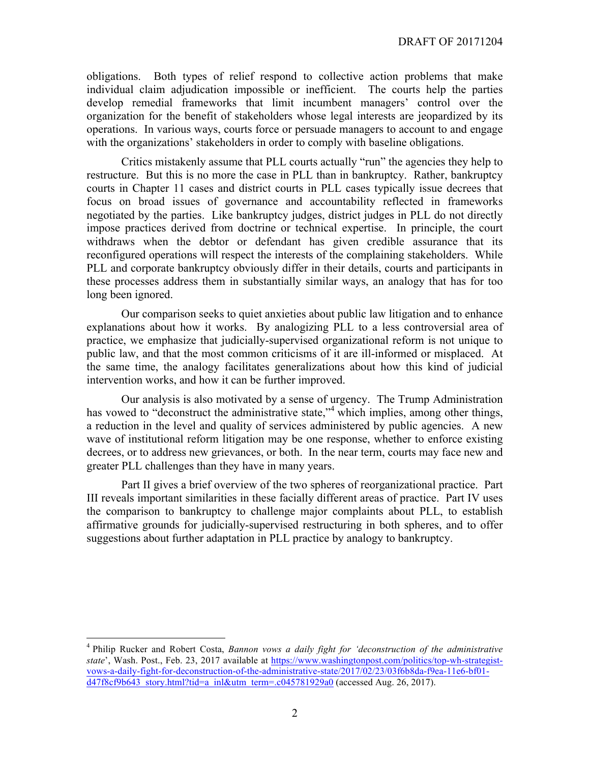obligations. Both types of relief respond to collective action problems that make individual claim adjudication impossible or inefficient. The courts help the parties develop remedial frameworks that limit incumbent managers' control over the organization for the benefit of stakeholders whose legal interests are jeopardized by its operations. In various ways, courts force or persuade managers to account to and engage with the organizations' stakeholders in order to comply with baseline obligations.

Critics mistakenly assume that PLL courts actually "run" the agencies they help to restructure. But this is no more the case in PLL than in bankruptcy. Rather, bankruptcy courts in Chapter 11 cases and district courts in PLL cases typically issue decrees that focus on broad issues of governance and accountability reflected in frameworks negotiated by the parties. Like bankruptcy judges, district judges in PLL do not directly impose practices derived from doctrine or technical expertise. In principle, the court withdraws when the debtor or defendant has given credible assurance that its reconfigured operations will respect the interests of the complaining stakeholders. While PLL and corporate bankruptcy obviously differ in their details, courts and participants in these processes address them in substantially similar ways, an analogy that has for too long been ignored.

Our comparison seeks to quiet anxieties about public law litigation and to enhance explanations about how it works. By analogizing PLL to a less controversial area of practice, we emphasize that judicially-supervised organizational reform is not unique to public law, and that the most common criticisms of it are ill-informed or misplaced. At the same time, the analogy facilitates generalizations about how this kind of judicial intervention works, and how it can be further improved.

Our analysis is also motivated by a sense of urgency. The Trump Administration has vowed to "deconstruct the administrative state,"[4] which implies, among other things, a reduction in the level and quality of services administered by public agencies. A new wave of institutional reform litigation may be one response, whether to enforce existing decrees, or to address new grievances, or both. In the near term, courts may face new and greater PLL challenges than they have in many years.

Part II gives a brief overview of the two spheres of reorganizational practice. Part III reveals important similarities in these facially different areas of practice. Part IV uses the comparison to bankruptcy to challenge major complaints about PLL, to establish affirmative grounds for judicially-supervised restructuring in both spheres, and to offer suggestions about further adaptation in PLL practice by analogy to bankruptcy.

---

[4] Philip Rucker and Robert Costa, *Bannon vows a daily fight for 'deconstruction of the administrative state*', Wash. Post., Feb. 23, 2017 available at https://www.washingtonpost.com/politics/top-wh-strategist-vows-a-daily-fight-for-deconstruction-of-the-administrative-state/2017/02/23/03f6b8da-f9ea-11e6-bf01-d47f8cf9b643_story.html?tid=a_inl&utm_term=.c045781929a0 (accessed Aug. 26, 2017).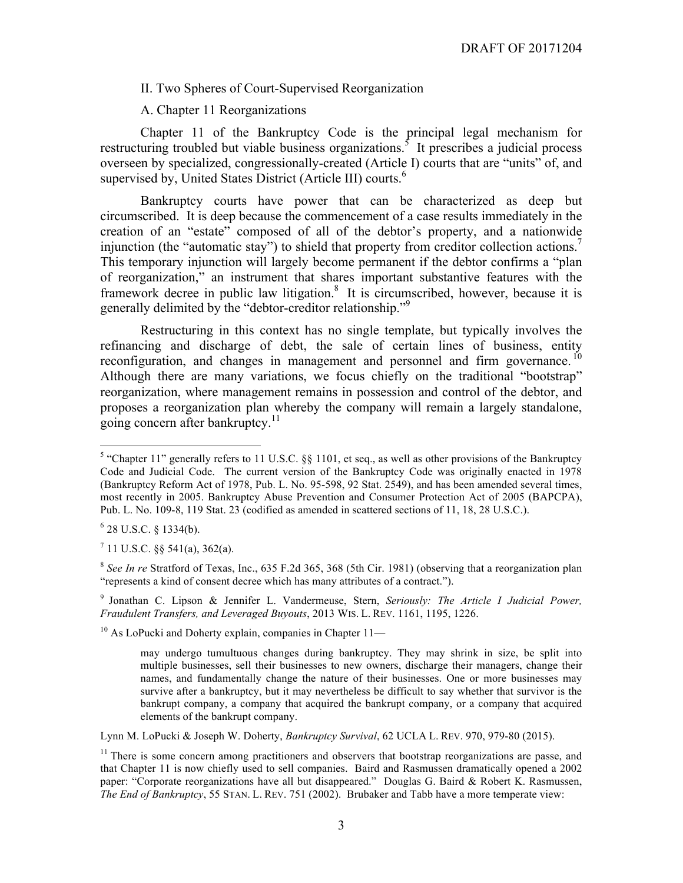## II. Two Spheres of Court-Supervised Reorganization

### A. Chapter 11 Reorganizations

Chapter 11 of the Bankruptcy Code is the principal legal mechanism for restructuring troubled but viable business organizations.[5] It prescribes a judicial process overseen by specialized, congressionally-created (Article I) courts that are "units" of, and supervised by, United States District (Article III) courts.[6]

Bankruptcy courts have power that can be characterized as deep but circumscribed. It is deep because the commencement of a case results immediately in the creation of an "estate" composed of all of the debtor's property, and a nationwide injunction (the "automatic stay") to shield that property from creditor collection actions.[7] This temporary injunction will largely become permanent if the debtor confirms a "plan of reorganization," an instrument that shares important substantive features with the framework decree in public law litigation.[8] It is circumscribed, however, because it is generally delimited by the "debtor-creditor relationship."[9]

Restructuring in this context has no single template, but typically involves the refinancing and discharge of debt, the sale of certain lines of business, entity reconfiguration, and changes in management and personnel and firm governance.[10] Although there are many variations, we focus chiefly on the traditional "bootstrap" reorganization, where management remains in possession and control of the debtor, and proposes a reorganization plan whereby the company will remain a largely standalone, going concern after bankruptcy.[11]

---

[5] "Chapter 11" generally refers to 11 U.S.C. §§ 1101, et seq., as well as other provisions of the Bankruptcy Code and Judicial Code. The current version of the Bankruptcy Code was originally enacted in 1978 (Bankruptcy Reform Act of 1978, Pub. L. No. 95-598, 92 Stat. 2549), and has been amended several times, most recently in 2005. Bankruptcy Abuse Prevention and Consumer Protection Act of 2005 (BAPCPA), Pub. L. No. 109-8, 119 Stat. 23 (codified as amended in scattered sections of 11, 18, 28 U.S.C.).

[6] 28 U.S.C. § 1334(b).

[7] 11 U.S.C. §§ 541(a), 362(a).

[8] *See In re* Stratford of Texas, Inc., 635 F.2d 365, 368 (5th Cir. 1981) (observing that a reorganization plan "represents a kind of consent decree which has many attributes of a contract.").

[9] Jonathan C. Lipson & Jennifer L. Vandermeuse, Stern, *Seriously: The Article I Judicial Power, Fraudulent Transfers, and Leveraged Buyouts*, 2013 WIS. L. REV. 1161, 1195, 1226.

[10] As LoPucki and Doherty explain, companies in Chapter 11—

> may undergo tumultuous changes during bankruptcy. They may shrink in size, be split into multiple businesses, sell their businesses to new owners, discharge their managers, change their names, and fundamentally change the nature of their businesses. One or more businesses may survive after a bankruptcy, but it may nevertheless be difficult to say whether that survivor is the bankrupt company, a company that acquired the bankrupt company, or a company that acquired elements of the bankrupt company.

Lynn M. LoPucki & Joseph W. Doherty, *Bankruptcy Survival*, 62 UCLA L. REV. 970, 979-80 (2015).

[11] There is some concern among practitioners and observers that bootstrap reorganizations are passe, and that Chapter 11 is now chiefly used to sell companies. Baird and Rasmussen dramatically opened a 2002 paper: "Corporate reorganizations have all but disappeared." Douglas G. Baird & Robert K. Rasmussen, *The End of Bankruptcy*, 55 STAN. L. REV. 751 (2002). Brubaker and Tabb have a more temperate view: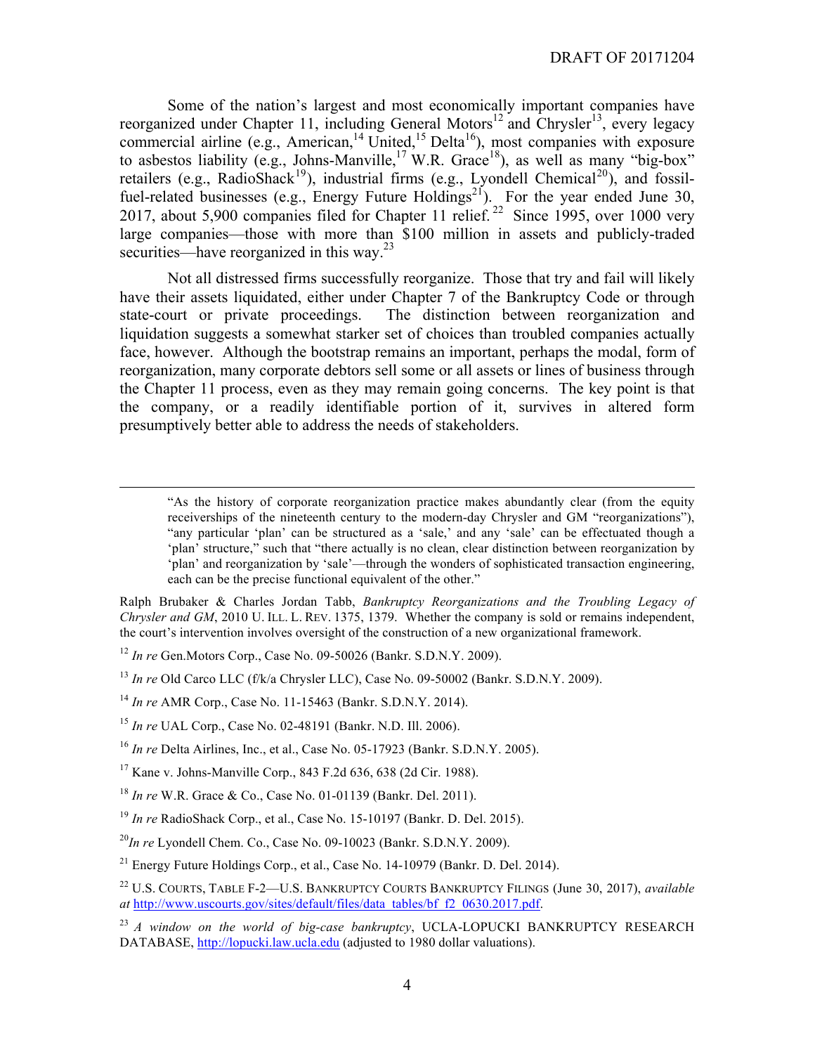Some of the nation's largest and most economically important companies have reorganized under Chapter 11, including General Motors[12] and Chrysler[13], every legacy commercial airline (e.g., American,[14] United,[15] Delta[16]), most companies with exposure to asbestos liability (e.g., Johns-Manville,[17] W.R. Grace[18]), as well as many "big-box" retailers (e.g., RadioShack[19]), industrial firms (e.g., Lyondell Chemical[20]), and fossil-fuel-related businesses (e.g., Energy Future Holdings[21]). For the year ended June 30, 2017, about 5,900 companies filed for Chapter 11 relief.[22] Since 1995, over 1000 very large companies—those with more than $100 million in assets and publicly-traded securities—have reorganized in this way.[23]

Not all distressed firms successfully reorganize. Those that try and fail will likely have their assets liquidated, either under Chapter 7 of the Bankruptcy Code or through state-court or private proceedings. The distinction between reorganization and liquidation suggests a somewhat starker set of choices than troubled companies actually face, however. Although the bootstrap remains an important, perhaps the modal, form of reorganization, many corporate debtors sell some or all assets or lines of business through the Chapter 11 process, even as they may remain going concerns. The key point is that the company, or a readily identifiable portion of it, survives in altered form presumptively better able to address the needs of stakeholders.

---

> "As the history of corporate reorganization practice makes abundantly clear (from the equity receiverships of the nineteenth century to the modern-day Chrysler and GM "reorganizations"), "any particular 'plan' can be structured as a 'sale,' and any 'sale' can be effectuated though a 'plan' structure," such that "there actually is no clean, clear distinction between reorganization by 'plan' and reorganization by 'sale'—through the wonders of sophisticated transaction engineering, each can be the precise functional equivalent of the other."

Ralph Brubaker & Charles Jordan Tabb, *Bankruptcy Reorganizations and the Troubling Legacy of Chrysler and GM*, 2010 U. ILL. L. REV. 1375, 1379. Whether the company is sold or remains independent, the court's intervention involves oversight of the construction of a new organizational framework.

[12] *In re* Gen.Motors Corp., Case No. 09-50026 (Bankr. S.D.N.Y. 2009).

[13] *In re* Old Carco LLC (f/k/a Chrysler LLC), Case No. 09-50002 (Bankr. S.D.N.Y. 2009).

[14] *In re* AMR Corp., Case No. 11-15463 (Bankr. S.D.N.Y. 2014).

[15] *In re* UAL Corp., Case No. 02-48191 (Bankr. N.D. Ill. 2006).

[16] *In re* Delta Airlines, Inc., et al., Case No. 05-17923 (Bankr. S.D.N.Y. 2005).

[17] Kane v. Johns-Manville Corp., 843 F.2d 636, 638 (2d Cir. 1988).

[18] *In re* W.R. Grace & Co., Case No. 01-01139 (Bankr. Del. 2011).

[19] *In re* RadioShack Corp., et al., Case No. 15-10197 (Bankr. D. Del. 2015).

[20] *In re* Lyondell Chem. Co., Case No. 09-10023 (Bankr. S.D.N.Y. 2009).

[21] Energy Future Holdings Corp., et al., Case No. 14-10979 (Bankr. D. Del. 2014).

[22] U.S. COURTS, TABLE F-2—U.S. BANKRUPTCY COURTS BANKRUPTCY FILINGS (June 30, 2017), *available at* http://www.uscourts.gov/sites/default/files/data_tables/bf_f2_0630.2017.pdf.

[23] *A window on the world of big-case bankruptcy*, UCLA-LOPUCKI BANKRUPTCY RESEARCH DATABASE, http://lopucki.law.ucla.edu (adjusted to 1980 dollar valuations).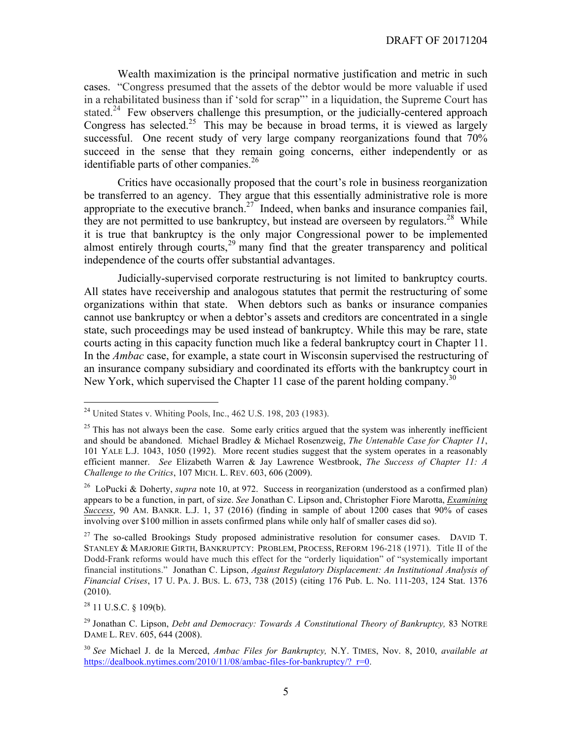Wealth maximization is the principal normative justification and metric in such cases. "Congress presumed that the assets of the debtor would be more valuable if used in a rehabilitated business than if 'sold for scrap"' in a liquidation, the Supreme Court has stated.[24] Few observers challenge this presumption, or the judicially-centered approach Congress has selected.[25] This may be because in broad terms, it is viewed as largely successful. One recent study of very large company reorganizations found that 70% succeed in the sense that they remain going concerns, either independently or as identifiable parts of other companies.[26]

Critics have occasionally proposed that the court's role in business reorganization be transferred to an agency. They argue that this essentially administrative role is more appropriate to the executive branch.[27] Indeed, when banks and insurance companies fail, they are not permitted to use bankruptcy, but instead are overseen by regulators.[28] While it is true that bankruptcy is the only major Congressional power to be implemented almost entirely through courts,[29] many find that the greater transparency and political independence of the courts offer substantial advantages.

Judicially-supervised corporate restructuring is not limited to bankruptcy courts. All states have receivership and analogous statutes that permit the restructuring of some organizations within that state. When debtors such as banks or insurance companies cannot use bankruptcy or when a debtor's assets and creditors are concentrated in a single state, such proceedings may be used instead of bankruptcy. While this may be rare, state courts acting in this capacity function much like a federal bankruptcy court in Chapter 11. In the *Ambac* case, for example, a state court in Wisconsin supervised the restructuring of an insurance company subsidiary and coordinated its efforts with the bankruptcy court in New York, which supervised the Chapter 11 case of the parent holding company.[30]

---

[24] United States v. Whiting Pools, Inc., 462 U.S. 198, 203 (1983).

[25] This has not always been the case. Some early critics argued that the system was inherently inefficient and should be abandoned. Michael Bradley & Michael Rosenzweig, *The Untenable Case for Chapter 11*, 101 YALE L.J. 1043, 1050 (1992). More recent studies suggest that the system operates in a reasonably efficient manner. *See* Elizabeth Warren & Jay Lawrence Westbrook, *The Success of Chapter 11: A Challenge to the Critics*, 107 MICH. L. REV. 603, 606 (2009).

[26] LoPucki & Doherty, *supra* note 10, at 972. Success in reorganization (understood as a confirmed plan) appears to be a function, in part, of size. *See* Jonathan C. Lipson and, Christopher Fiore Marotta, *Examining Success*, 90 AM. BANKR. L.J. 1, 37 (2016) (finding in sample of about 1200 cases that 90% of cases involving over $100 million in assets confirmed plans while only half of smaller cases did so).

[27] The so-called Brookings Study proposed administrative resolution for consumer cases. DAVID T. STANLEY & MARJORIE GIRTH, BANKRUPTCY: PROBLEM, PROCESS, REFORM 196-218 (1971). Title II of the Dodd-Frank reforms would have much this effect for the "orderly liquidation" of "systemically important financial institutions." Jonathan C. Lipson, *Against Regulatory Displacement: An Institutional Analysis of Financial Crises*, 17 U. PA. J. BUS. L. 673, 738 (2015) (citing 176 Pub. L. No. 111-203, 124 Stat. 1376 (2010).

[28] 11 U.S.C. § 109(b).

[29] Jonathan C. Lipson, *Debt and Democracy: Towards A Constitutional Theory of Bankruptcy,* 83 NOTRE DAME L. REV. 605, 644 (2008).

[30] *See* Michael J. de la Merced, *Ambac Files for Bankruptcy,* N.Y. TIMES, Nov. 8, 2010, *available at* https://dealbook.nytimes.com/2010/11/08/ambac-files-for-bankruptcy/?_r=0.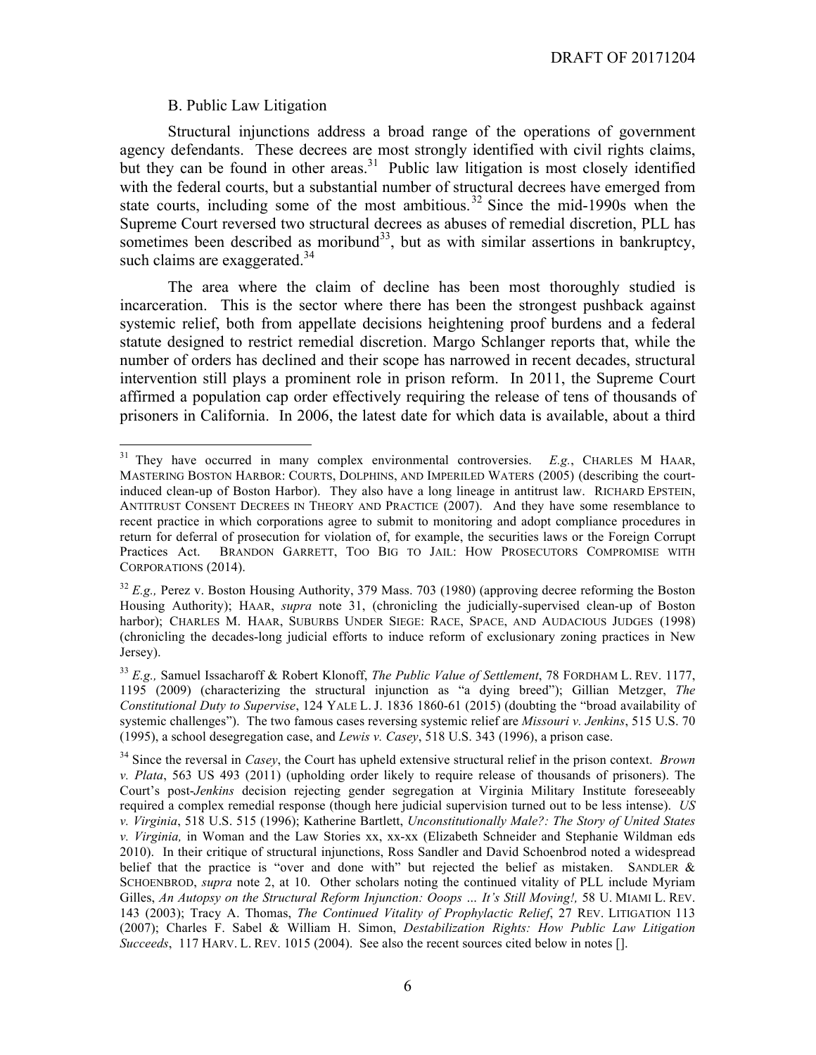### B. Public Law Litigation

Structural injunctions address a broad range of the operations of government agency defendants. These decrees are most strongly identified with civil rights claims, but they can be found in other areas.[31] Public law litigation is most closely identified with the federal courts, but a substantial number of structural decrees have emerged from state courts, including some of the most ambitious.[32] Since the mid-1990s when the Supreme Court reversed two structural decrees as abuses of remedial discretion, PLL has sometimes been described as moribund[33], but as with similar assertions in bankruptcy, such claims are exaggerated.[34]

The area where the claim of decline has been most thoroughly studied is incarceration. This is the sector where there has been the strongest pushback against systemic relief, both from appellate decisions heightening proof burdens and a federal statute designed to restrict remedial discretion. Margo Schlanger reports that, while the number of orders has declined and their scope has narrowed in recent decades, structural intervention still plays a prominent role in prison reform. In 2011, the Supreme Court affirmed a population cap order effectively requiring the release of tens of thousands of prisoners in California. In 2006, the latest date for which data is available, about a third

---

[31] They have occurred in many complex environmental controversies. *E.g.*, CHARLES M HAAR, MASTERING BOSTON HARBOR: COURTS, DOLPHINS, AND IMPERILED WATERS (2005) (describing the court-induced clean-up of Boston Harbor). They also have a long lineage in antitrust law. RICHARD EPSTEIN, ANTITRUST CONSENT DECREES IN THEORY AND PRACTICE (2007). And they have some resemblance to recent practice in which corporations agree to submit to monitoring and adopt compliance procedures in return for deferral of prosecution for violation of, for example, the securities laws or the Foreign Corrupt Practices Act. BRANDON GARRETT, TOO BIG TO JAIL: HOW PROSECUTORS COMPROMISE WITH CORPORATIONS (2014).

[32] *E.g.,* Perez v. Boston Housing Authority, 379 Mass. 703 (1980) (approving decree reforming the Boston Housing Authority); HAAR, *supra* note 31, (chronicling the judicially-supervised clean-up of Boston harbor); CHARLES M. HAAR, SUBURBS UNDER SIEGE: RACE, SPACE, AND AUDACIOUS JUDGES (1998) (chronicling the decades-long judicial efforts to induce reform of exclusionary zoning practices in New Jersey).

[33] *E.g.,* Samuel Issacharoff & Robert Klonoff, *The Public Value of Settlement*, 78 FORDHAM L. REV. 1177, 1195 (2009) (characterizing the structural injunction as "a dying breed"); Gillian Metzger, *The Constitutional Duty to Supervise*, 124 YALE L. J. 1836 1860-61 (2015) (doubting the "broad availability of systemic challenges"). The two famous cases reversing systemic relief are *Missouri v. Jenkins*, 515 U.S. 70 (1995), a school desegregation case, and *Lewis v. Casey*, 518 U.S. 343 (1996), a prison case.

[34] Since the reversal in *Casey*, the Court has upheld extensive structural relief in the prison context. *Brown v. Plata*, 563 US 493 (2011) (upholding order likely to require release of thousands of prisoners). The Court's post-*Jenkins* decision rejecting gender segregation at Virginia Military Institute foreseeably required a complex remedial response (though here judicial supervision turned out to be less intense). *US v. Virginia*, 518 U.S. 515 (1996); Katherine Bartlett, *Unconstitutionally Male?: The Story of United States v. Virginia,* in Woman and the Law Stories xx, xx-xx (Elizabeth Schneider and Stephanie Wildman eds 2010). In their critique of structural injunctions, Ross Sandler and David Schoenbrod noted a widespread belief that the practice is "over and done with" but rejected the belief as mistaken. SANDLER & SCHOENBROD, *supra* note 2, at 10. Other scholars noting the continued vitality of PLL include Myriam Gilles, *An Autopsy on the Structural Reform Injunction: Ooops ... It's Still Moving!,* 58 U. MIAMI L. REV. 143 (2003); Tracy A. Thomas, *The Continued Vitality of Prophylactic Relief*, 27 REV. LITIGATION 113 (2007); Charles F. Sabel & William H. Simon, *Destabilization Rights: How Public Law Litigation Succeeds*, 117 HARV. L. REV. 1015 (2004). See also the recent sources cited below in notes [].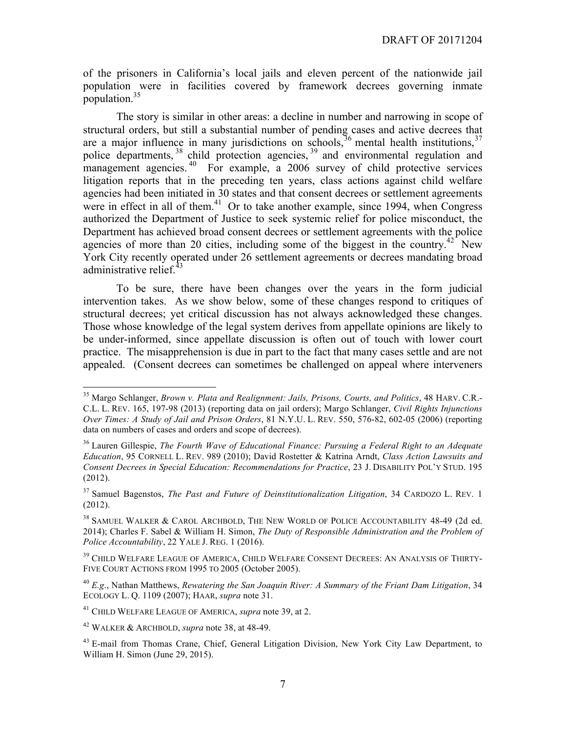of the prisoners in California's local jails and eleven percent of the nationwide jail population were in facilities covered by framework decrees governing inmate population.[35]

The story is similar in other areas: a decline in number and narrowing in scope of structural orders, but still a substantial number of pending cases and active decrees that are a major influence in many jurisdictions on schools,[36] mental health institutions,[37] police departments,[38] child protection agencies,[39] and environmental regulation and management agencies.[40] For example, a 2006 survey of child protective services litigation reports that in the preceding ten years, class actions against child welfare agencies had been initiated in 30 states and that consent decrees or settlement agreements were in effect in all of them.[41] Or to take another example, since 1994, when Congress authorized the Department of Justice to seek systemic relief for police misconduct, the Department has achieved broad consent decrees or settlement agreements with the police agencies of more than 20 cities, including some of the biggest in the country.[42] New York City recently operated under 26 settlement agreements or decrees mandating broad administrative relief.[43]

To be sure, there have been changes over the years in the form judicial intervention takes. As we show below, some of these changes respond to critiques of structural decrees; yet critical discussion has not always acknowledged these changes. Those whose knowledge of the legal system derives from appellate opinions are likely to be under-informed, since appellate discussion is often out of touch with lower court practice. The misapprehension is due in part to the fact that many cases settle and are not appealed. (Consent decrees can sometimes be challenged on appeal where interveners

---

[35] Margo Schlanger, *Brown v. Plata and Realignment: Jails, Prisons, Courts, and Politics*, 48 HARV. C.R.-C.L. L. REV. 165, 197-98 (2013) (reporting data on jail orders); Margo Schlanger, *Civil Rights Injunctions Over Times: A Study of Jail and Prison Orders*, 81 N.Y.U. L. REV. 550, 576-82, 602-05 (2006) (reporting data on numbers of cases and orders and scope of decrees).

[36] Lauren Gillespie, *The Fourth Wave of Educational Finance: Pursuing a Federal Right to an Adequate Education*, 95 CORNELL L. REV. 989 (2010); David Rostetter & Katrina Arndt, *Class Action Lawsuits and Consent Decrees in Special Education: Recommendations for Practice*, 23 J. DISABILITY POL'Y STUD. 195 (2012).

[37] Samuel Bagenstos, *The Past and Future of Deinstitutionalization Litigation*, 34 CARDOZO L. REV. 1 (2012).

[38] SAMUEL WALKER & CAROL ARCHBOLD, THE NEW WORLD OF POLICE ACCOUNTABILITY 48-49 (2d ed. 2014); Charles F. Sabel & William H. Simon, *The Duty of Responsible Administration and the Problem of Police Accountability*, 22 YALE J. REG. 1 (2016).

[39] CHILD WELFARE LEAGUE OF AMERICA, CHILD WELFARE CONSENT DECREES: AN ANALYSIS OF THIRTY-FIVE COURT ACTIONS FROM 1995 TO 2005 (October 2005).

[40] *E.g.*, Nathan Matthews, *Rewatering the San Joaquin River: A Summary of the Friant Dam Litigation*, 34 ECOLOGY L. Q. 1109 (2007); HAAR, *supra* note 31.

[41] CHILD WELFARE LEAGUE OF AMERICA, *supra* note 39, at 2.

[42] WALKER & ARCHBOLD, *supra* note 38, at 48-49.

[43] E-mail from Thomas Crane, Chief, General Litigation Division, New York City Law Department, to William H. Simon (June 29, 2015).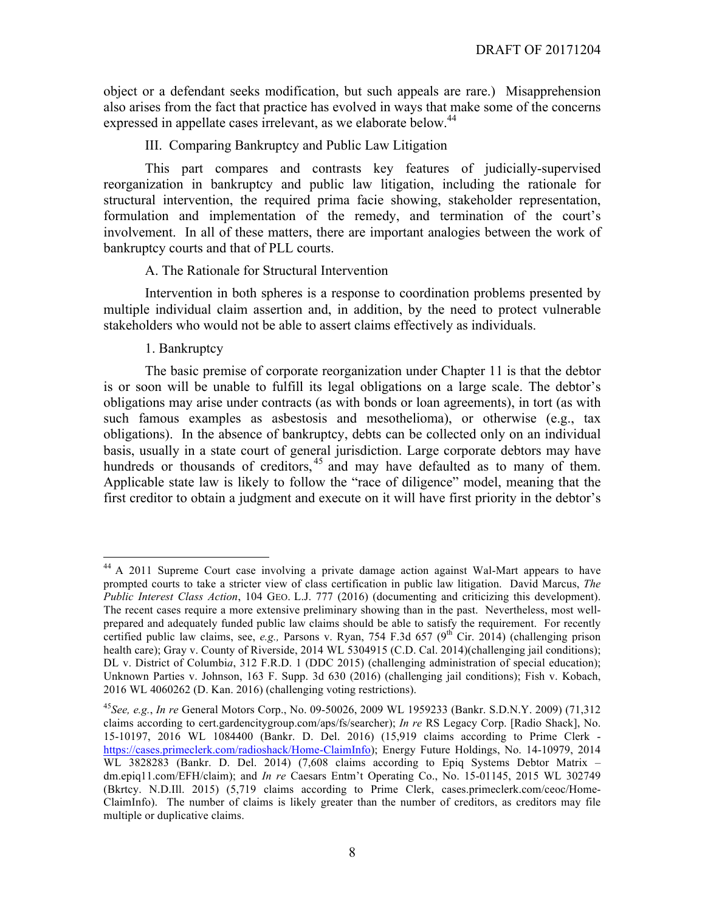object or a defendant seeks modification, but such appeals are rare.) Misapprehension also arises from the fact that practice has evolved in ways that make some of the concerns expressed in appellate cases irrelevant, as we elaborate below.[44]

## III. Comparing Bankruptcy and Public Law Litigation

This part compares and contrasts key features of judicially-supervised reorganization in bankruptcy and public law litigation, including the rationale for structural intervention, the required prima facie showing, stakeholder representation, formulation and implementation of the remedy, and termination of the court's involvement. In all of these matters, there are important analogies between the work of bankruptcy courts and that of PLL courts.

### A. The Rationale for Structural Intervention

Intervention in both spheres is a response to coordination problems presented by multiple individual claim assertion and, in addition, by the need to protect vulnerable stakeholders who would not be able to assert claims effectively as individuals.

#### 1. Bankruptcy

The basic premise of corporate reorganization under Chapter 11 is that the debtor is or soon will be unable to fulfill its legal obligations on a large scale. The debtor's obligations may arise under contracts (as with bonds or loan agreements), in tort (as with such famous examples as asbestosis and mesothelioma), or otherwise (e.g., tax obligations). In the absence of bankruptcy, debts can be collected only on an individual basis, usually in a state court of general jurisdiction. Large corporate debtors may have hundreds or thousands of creditors,[45] and may have defaulted as to many of them. Applicable state law is likely to follow the "race of diligence" model, meaning that the first creditor to obtain a judgment and execute on it will have first priority in the debtor's

---

[44] A 2011 Supreme Court case involving a private damage action against Wal-Mart appears to have prompted courts to take a stricter view of class certification in public law litigation. David Marcus, *The Public Interest Class Action*, 104 GEO. L.J. 777 (2016) (documenting and criticizing this development). The recent cases require a more extensive preliminary showing than in the past. Nevertheless, most well-prepared and adequately funded public law claims should be able to satisfy the requirement. For recently certified public law claims, see, *e.g.,* Parsons v. Ryan, 754 F.3d 657 (9th Cir. 2014) (challenging prison health care); Gray v. County of Riverside, 2014 WL 5304915 (C.D. Cal. 2014)(challenging jail conditions); DL v. District of Columbi*a*, 312 F.R.D. 1 (DDC 2015) (challenging administration of special education); Unknown Parties v. Johnson, 163 F. Supp. 3d 630 (2016) (challenging jail conditions); Fish v. Kobach, 2016 WL 4060262 (D. Kan. 2016) (challenging voting restrictions).

[45] *See, e.g.*, *In re* General Motors Corp., No. 09-50026, 2009 WL 1959233 (Bankr. S.D.N.Y. 2009) (71,312 claims according to cert.gardencitygroup.com/aps/fs/searcher); *In re* RS Legacy Corp. [Radio Shack], No. 15-10197, 2016 WL 1084400 (Bankr. D. Del. 2016) (15,919 claims according to Prime Clerk - https://cases.primeclerk.com/radioshack/Home-ClaimInfo); Energy Future Holdings, No. 14-10979, 2014 WL 3828283 (Bankr. D. Del. 2014) (7,608 claims according to Epiq Systems Debtor Matrix – dm.epiq11.com/EFH/claim); and *In re* Caesars Entm't Operating Co., No. 15-01145, 2015 WL 302749 (Bkrtcy. N.D.Ill. 2015) (5,719 claims according to Prime Clerk, cases.primeclerk.com/ceoc/Home-ClaimInfo). The number of claims is likely greater than the number of creditors, as creditors may file multiple or duplicative claims.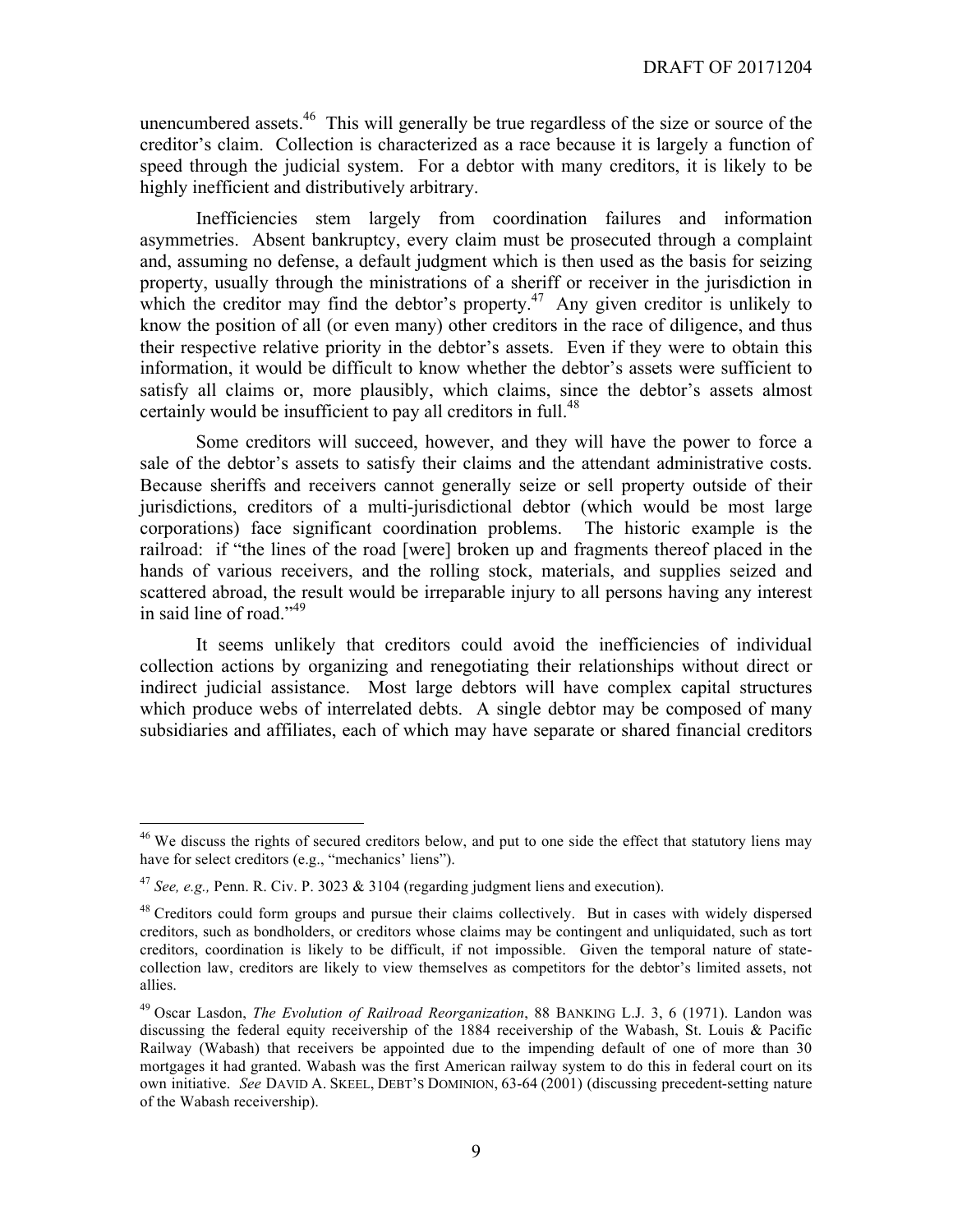unencumbered assets.[46] This will generally be true regardless of the size or source of the creditor's claim. Collection is characterized as a race because it is largely a function of speed through the judicial system. For a debtor with many creditors, it is likely to be highly inefficient and distributively arbitrary.

Inefficiencies stem largely from coordination failures and information asymmetries. Absent bankruptcy, every claim must be prosecuted through a complaint and, assuming no defense, a default judgment which is then used as the basis for seizing property, usually through the ministrations of a sheriff or receiver in the jurisdiction in which the creditor may find the debtor's property.[47] Any given creditor is unlikely to know the position of all (or even many) other creditors in the race of diligence, and thus their respective relative priority in the debtor's assets. Even if they were to obtain this information, it would be difficult to know whether the debtor's assets were sufficient to satisfy all claims or, more plausibly, which claims, since the debtor's assets almost certainly would be insufficient to pay all creditors in full.[48]

Some creditors will succeed, however, and they will have the power to force a sale of the debtor's assets to satisfy their claims and the attendant administrative costs. Because sheriffs and receivers cannot generally seize or sell property outside of their jurisdictions, creditors of a multi-jurisdictional debtor (which would be most large corporations) face significant coordination problems. The historic example is the railroad: if "the lines of the road [were] broken up and fragments thereof placed in the hands of various receivers, and the rolling stock, materials, and supplies seized and scattered abroad, the result would be irreparable injury to all persons having any interest in said line of road."[49]

It seems unlikely that creditors could avoid the inefficiencies of individual collection actions by organizing and renegotiating their relationships without direct or indirect judicial assistance. Most large debtors will have complex capital structures which produce webs of interrelated debts. A single debtor may be composed of many subsidiaries and affiliates, each of which may have separate or shared financial creditors

---

[46] We discuss the rights of secured creditors below, and put to one side the effect that statutory liens may have for select creditors (e.g., "mechanics' liens").

[47] *See, e.g.,* Penn. R. Civ. P. 3023 & 3104 (regarding judgment liens and execution).

[48] Creditors could form groups and pursue their claims collectively. But in cases with widely dispersed creditors, such as bondholders, or creditors whose claims may be contingent and unliquidated, such as tort creditors, coordination is likely to be difficult, if not impossible. Given the temporal nature of state-collection law, creditors are likely to view themselves as competitors for the debtor's limited assets, not allies.

[49] Oscar Lasdon, *The Evolution of Railroad Reorganization*, 88 BANKING L.J. 3, 6 (1971). Landon was discussing the federal equity receivership of the 1884 receivership of the Wabash, St. Louis & Pacific Railway (Wabash) that receivers be appointed due to the impending default of one of more than 30 mortgages it had granted. Wabash was the first American railway system to do this in federal court on its own initiative. *See* DAVID A. SKEEL, DEBT'S DOMINION, 63-64 (2001) (discussing precedent-setting nature of the Wabash receivership).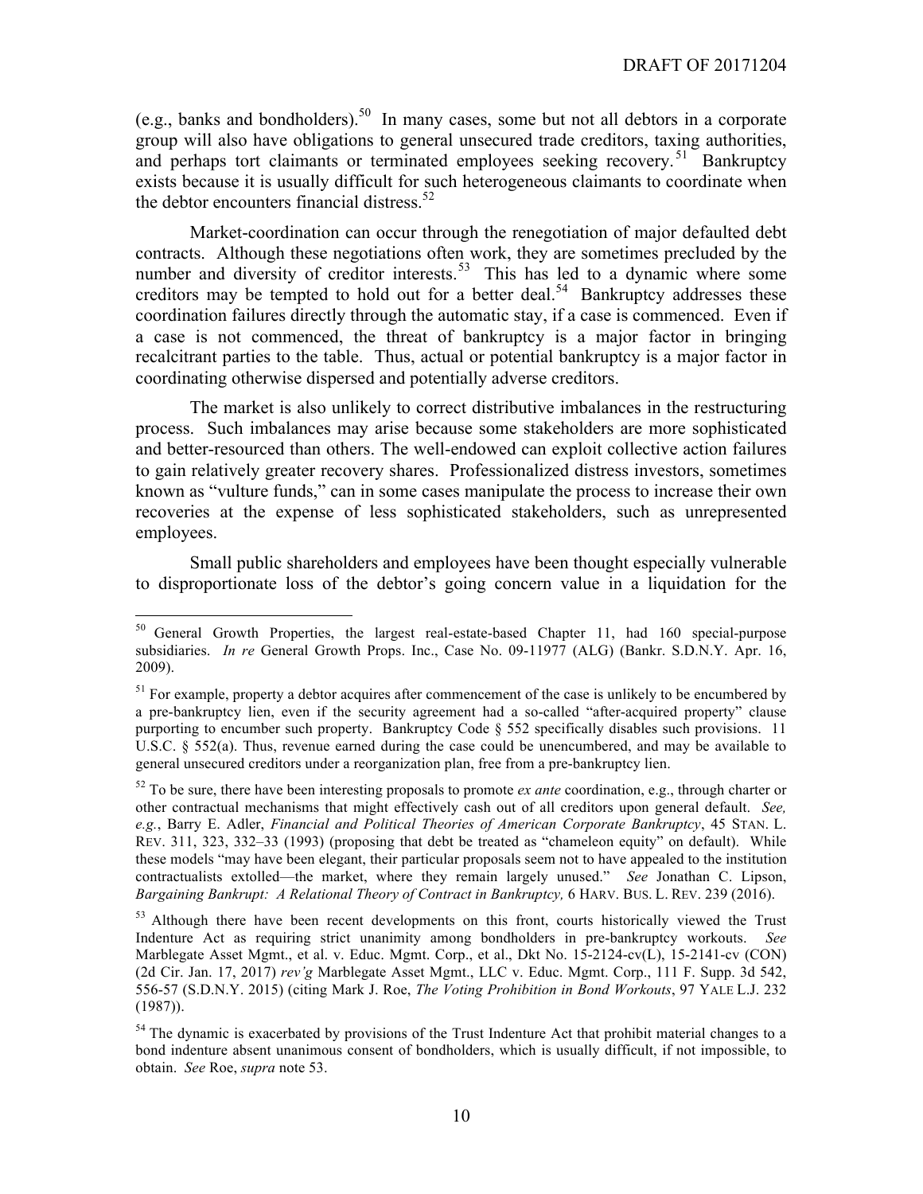(e.g., banks and bondholders).[50] In many cases, some but not all debtors in a corporate group will also have obligations to general unsecured trade creditors, taxing authorities, and perhaps tort claimants or terminated employees seeking recovery.[51] Bankruptcy exists because it is usually difficult for such heterogeneous claimants to coordinate when the debtor encounters financial distress.[52]

Market-coordination can occur through the renegotiation of major defaulted debt contracts. Although these negotiations often work, they are sometimes precluded by the number and diversity of creditor interests.[53] This has led to a dynamic where some creditors may be tempted to hold out for a better deal.[54] Bankruptcy addresses these coordination failures directly through the automatic stay, if a case is commenced. Even if a case is not commenced, the threat of bankruptcy is a major factor in bringing recalcitrant parties to the table. Thus, actual or potential bankruptcy is a major factor in coordinating otherwise dispersed and potentially adverse creditors.

The market is also unlikely to correct distributive imbalances in the restructuring process. Such imbalances may arise because some stakeholders are more sophisticated and better-resourced than others. The well-endowed can exploit collective action failures to gain relatively greater recovery shares. Professionalized distress investors, sometimes known as "vulture funds," can in some cases manipulate the process to increase their own recoveries at the expense of less sophisticated stakeholders, such as unrepresented employees.

Small public shareholders and employees have been thought especially vulnerable to disproportionate loss of the debtor's going concern value in a liquidation for the

---

[50] General Growth Properties, the largest real-estate-based Chapter 11, had 160 special-purpose subsidiaries. *In re* General Growth Props. Inc., Case No. 09-11977 (ALG) (Bankr. S.D.N.Y. Apr. 16, 2009).

[51] For example, property a debtor acquires after commencement of the case is unlikely to be encumbered by a pre-bankruptcy lien, even if the security agreement had a so-called "after-acquired property" clause purporting to encumber such property. Bankruptcy Code § 552 specifically disables such provisions. 11 U.S.C. § 552(a). Thus, revenue earned during the case could be unencumbered, and may be available to general unsecured creditors under a reorganization plan, free from a pre-bankruptcy lien.

[52] To be sure, there have been interesting proposals to promote *ex ante* coordination, e.g., through charter or other contractual mechanisms that might effectively cash out of all creditors upon general default. *See, e.g.*, Barry E. Adler, *Financial and Political Theories of American Corporate Bankruptcy*, 45 STAN. L. REV. 311, 323, 332–33 (1993) (proposing that debt be treated as "chameleon equity" on default). While these models "may have been elegant, their particular proposals seem not to have appealed to the institution contractualists extolled—the market, where they remain largely unused." *See* Jonathan C. Lipson, *Bargaining Bankrupt: A Relational Theory of Contract in Bankruptcy,* 6 HARV. BUS. L. REV. 239 (2016).

[53] Although there have been recent developments on this front, courts historically viewed the Trust Indenture Act as requiring strict unanimity among bondholders in pre-bankruptcy workouts. *See* Marblegate Asset Mgmt., et al. v. Educ. Mgmt. Corp., et al., Dkt No. 15-2124-cv(L), 15-2141-cv (CON) (2d Cir. Jan. 17, 2017) *rev'g* Marblegate Asset Mgmt., LLC v. Educ. Mgmt. Corp., 111 F. Supp. 3d 542, 556-57 (S.D.N.Y. 2015) (citing Mark J. Roe, *The Voting Prohibition in Bond Workouts*, 97 YALE L.J. 232 (1987)).

[54] The dynamic is exacerbated by provisions of the Trust Indenture Act that prohibit material changes to a bond indenture absent unanimous consent of bondholders, which is usually difficult, if not impossible, to obtain. *See* Roe, *supra* note 53.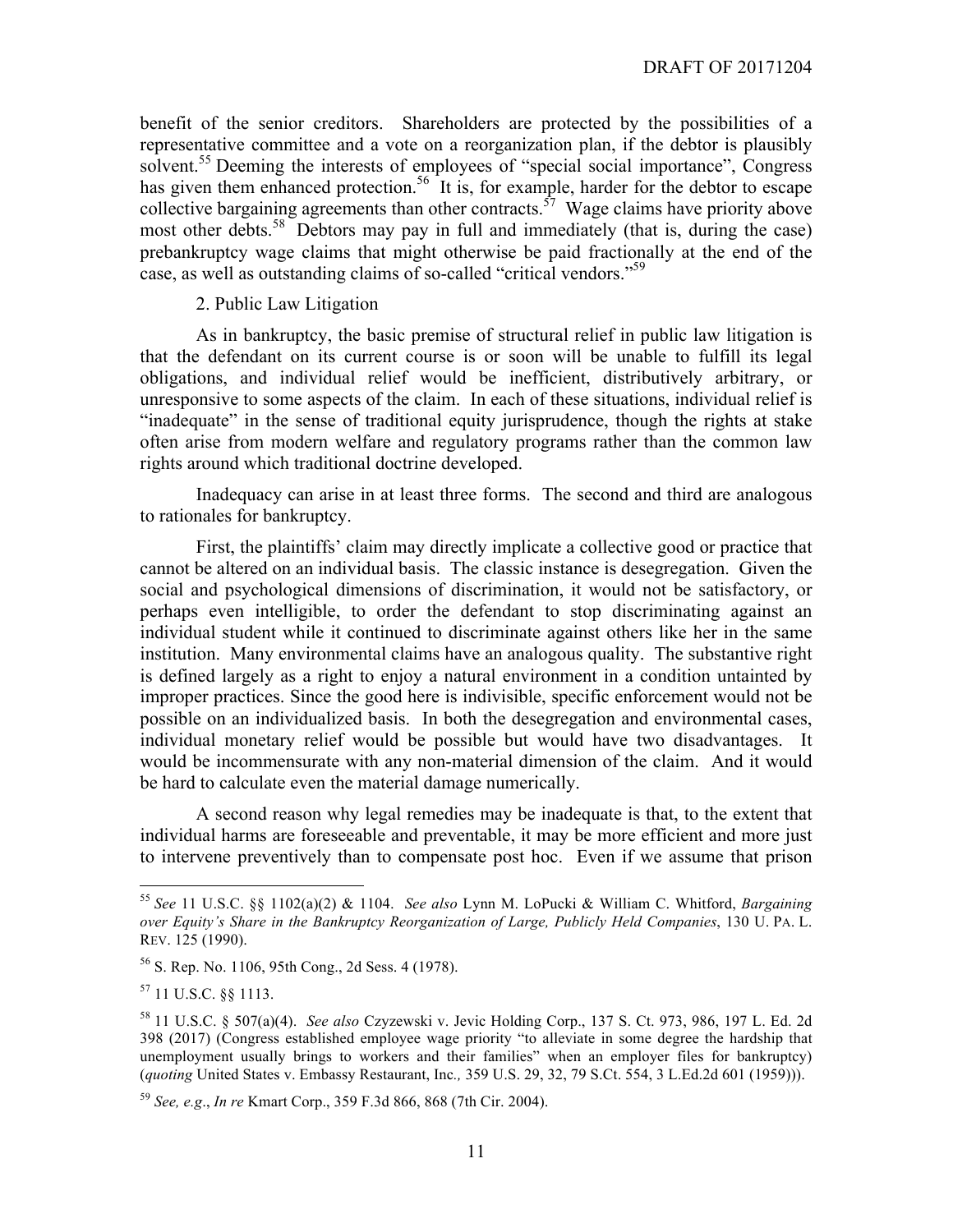benefit of the senior creditors. Shareholders are protected by the possibilities of a representative committee and a vote on a reorganization plan, if the debtor is plausibly solvent.[55] Deeming the interests of employees of "special social importance", Congress has given them enhanced protection.[56] It is, for example, harder for the debtor to escape collective bargaining agreements than other contracts.[57] Wage claims have priority above most other debts.[58] Debtors may pay in full and immediately (that is, during the case) prebankruptcy wage claims that might otherwise be paid fractionally at the end of the case, as well as outstanding claims of so-called "critical vendors."[59]

2. Public Law Litigation

As in bankruptcy, the basic premise of structural relief in public law litigation is that the defendant on its current course is or soon will be unable to fulfill its legal obligations, and individual relief would be inefficient, distributively arbitrary, or unresponsive to some aspects of the claim. In each of these situations, individual relief is "inadequate" in the sense of traditional equity jurisprudence, though the rights at stake often arise from modern welfare and regulatory programs rather than the common law rights around which traditional doctrine developed.

Inadequacy can arise in at least three forms. The second and third are analogous to rationales for bankruptcy.

First, the plaintiffs' claim may directly implicate a collective good or practice that cannot be altered on an individual basis. The classic instance is desegregation. Given the social and psychological dimensions of discrimination, it would not be satisfactory, or perhaps even intelligible, to order the defendant to stop discriminating against an individual student while it continued to discriminate against others like her in the same institution. Many environmental claims have an analogous quality. The substantive right is defined largely as a right to enjoy a natural environment in a condition untainted by improper practices. Since the good here is indivisible, specific enforcement would not be possible on an individualized basis. In both the desegregation and environmental cases, individual monetary relief would be possible but would have two disadvantages. It would be incommensurate with any non-material dimension of the claim. And it would be hard to calculate even the material damage numerically.

A second reason why legal remedies may be inadequate is that, to the extent that individual harms are foreseeable and preventable, it may be more efficient and more just to intervene preventively than to compensate post hoc. Even if we assume that prison

---

[55] *See* 11 U.S.C. §§ 1102(a)(2) & 1104. *See also* Lynn M. LoPucki & William C. Whitford, *Bargaining over Equity's Share in the Bankruptcy Reorganization of Large, Publicly Held Companies*, 130 U. PA. L. REV. 125 (1990).

[56] S. Rep. No. 1106, 95th Cong., 2d Sess. 4 (1978).

[57] 11 U.S.C. §§ 1113.

[58] 11 U.S.C. § 507(a)(4). *See also* Czyzewski v. Jevic Holding Corp., 137 S. Ct. 973, 986, 197 L. Ed. 2d 398 (2017) (Congress established employee wage priority "to alleviate in some degree the hardship that unemployment usually brings to workers and their families" when an employer files for bankruptcy) (*quoting* United States v. Embassy Restaurant, Inc*.,* 359 U.S. 29, 32, 79 S.Ct. 554, 3 L.Ed.2d 601 (1959))).

[59] *See, e.g*., *In re* Kmart Corp., 359 F.3d 866, 868 (7th Cir. 2004).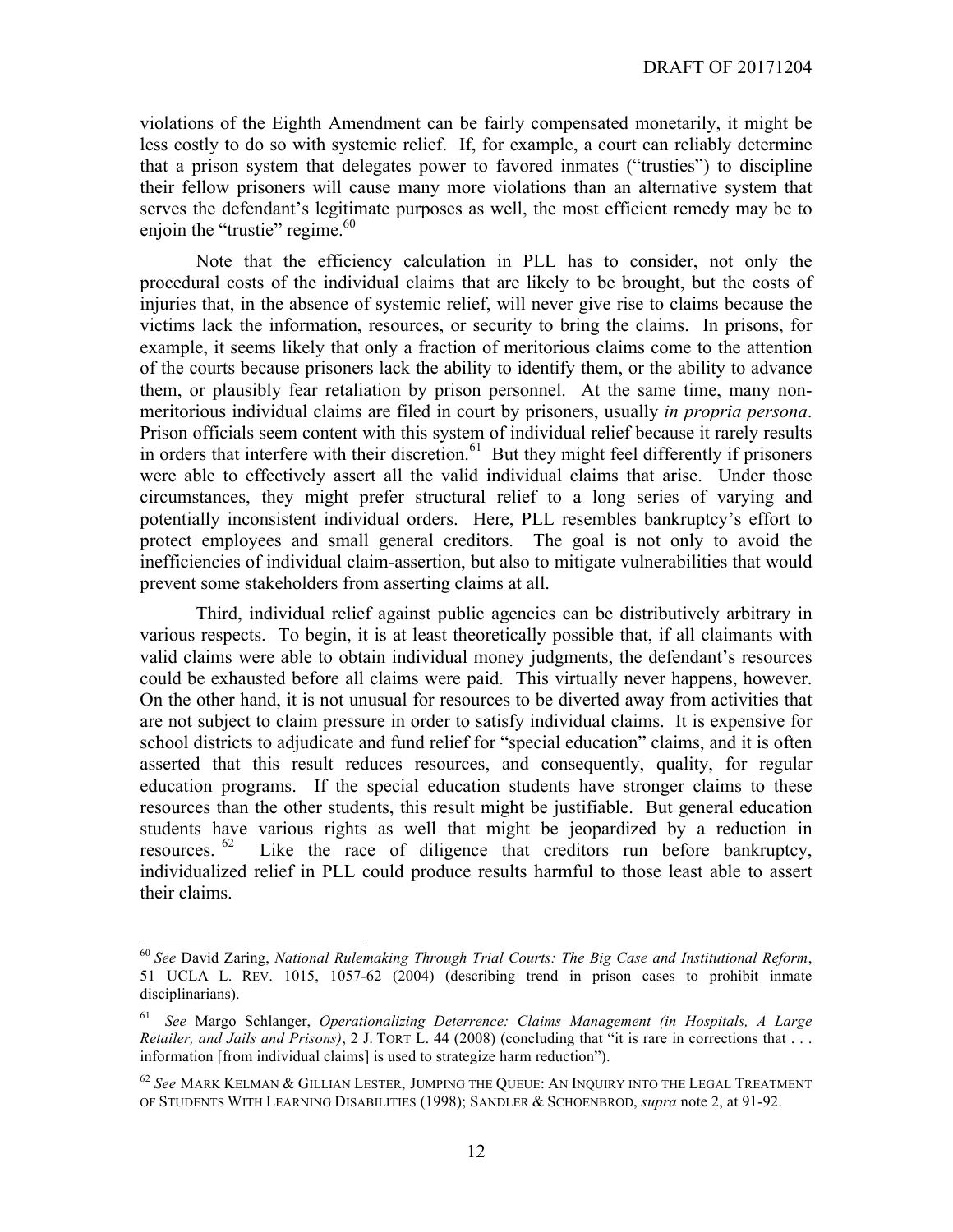violations of the Eighth Amendment can be fairly compensated monetarily, it might be less costly to do so with systemic relief. If, for example, a court can reliably determine that a prison system that delegates power to favored inmates ("trusties") to discipline their fellow prisoners will cause many more violations than an alternative system that serves the defendant's legitimate purposes as well, the most efficient remedy may be to enjoin the "trustie" regime.[60]

Note that the efficiency calculation in PLL has to consider, not only the procedural costs of the individual claims that are likely to be brought, but the costs of injuries that, in the absence of systemic relief, will never give rise to claims because the victims lack the information, resources, or security to bring the claims. In prisons, for example, it seems likely that only a fraction of meritorious claims come to the attention of the courts because prisoners lack the ability to identify them, or the ability to advance them, or plausibly fear retaliation by prison personnel. At the same time, many non-meritorious individual claims are filed in court by prisoners, usually *in propria persona*. Prison officials seem content with this system of individual relief because it rarely results in orders that interfere with their discretion.[61] But they might feel differently if prisoners were able to effectively assert all the valid individual claims that arise. Under those circumstances, they might prefer structural relief to a long series of varying and potentially inconsistent individual orders. Here, PLL resembles bankruptcy's effort to protect employees and small general creditors. The goal is not only to avoid the inefficiencies of individual claim-assertion, but also to mitigate vulnerabilities that would prevent some stakeholders from asserting claims at all.

Third, individual relief against public agencies can be distributively arbitrary in various respects. To begin, it is at least theoretically possible that, if all claimants with valid claims were able to obtain individual money judgments, the defendant's resources could be exhausted before all claims were paid. This virtually never happens, however. On the other hand, it is not unusual for resources to be diverted away from activities that are not subject to claim pressure in order to satisfy individual claims. It is expensive for school districts to adjudicate and fund relief for "special education" claims, and it is often asserted that this result reduces resources, and consequently, quality, for regular education programs. If the special education students have stronger claims to these resources than the other students, this result might be justifiable. But general education students have various rights as well that might be jeopardized by a reduction in resources.[62] Like the race of diligence that creditors run before bankruptcy, individualized relief in PLL could produce results harmful to those least able to assert their claims.

---

[60] *See* David Zaring, *National Rulemaking Through Trial Courts: The Big Case and Institutional Reform*, 51 UCLA L. REV. 1015, 1057-62 (2004) (describing trend in prison cases to prohibit inmate disciplinarians).

[61] *See* Margo Schlanger, *Operationalizing Deterrence: Claims Management (in Hospitals, A Large Retailer, and Jails and Prisons)*, 2 J. TORT L. 44 (2008) (concluding that "it is rare in corrections that . . . information [from individual claims] is used to strategize harm reduction").

[62] *See* MARK KELMAN & GILLIAN LESTER, JUMPING THE QUEUE: AN INQUIRY INTO THE LEGAL TREATMENT OF STUDENTS WITH LEARNING DISABILITIES (1998); SANDLER & SCHOENBROD, *supra* note 2, at 91-92.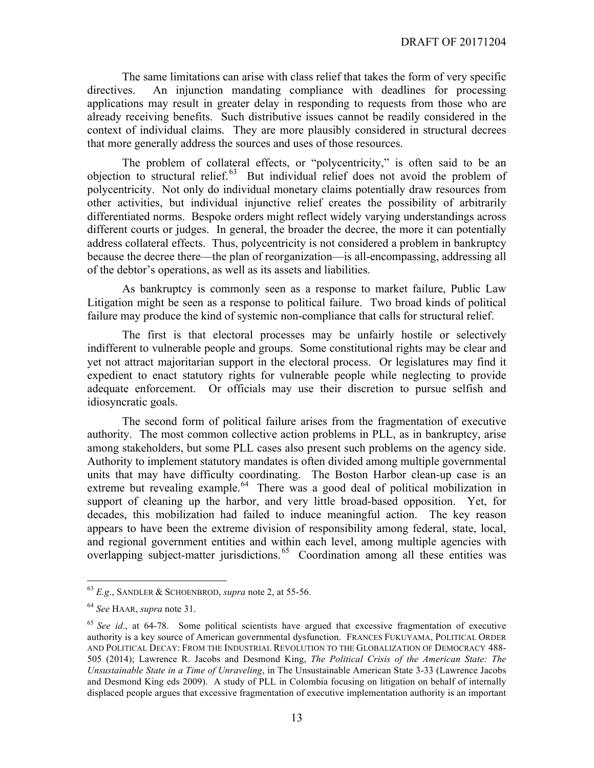The same limitations can arise with class relief that takes the form of very specific directives. An injunction mandating compliance with deadlines for processing applications may result in greater delay in responding to requests from those who are already receiving benefits. Such distributive issues cannot be readily considered in the context of individual claims. They are more plausibly considered in structural decrees that more generally address the sources and uses of those resources.

The problem of collateral effects, or "polycentricity," is often said to be an objection to structural relief.[63] But individual relief does not avoid the problem of polycentricity. Not only do individual monetary claims potentially draw resources from other activities, but individual injunctive relief creates the possibility of arbitrarily differentiated norms. Bespoke orders might reflect widely varying understandings across different courts or judges. In general, the broader the decree, the more it can potentially address collateral effects. Thus, polycentricity is not considered a problem in bankruptcy because the decree there—the plan of reorganization—is all-encompassing, addressing all of the debtor's operations, as well as its assets and liabilities.

As bankruptcy is commonly seen as a response to market failure, Public Law Litigation might be seen as a response to political failure. Two broad kinds of political failure may produce the kind of systemic non-compliance that calls for structural relief.

The first is that electoral processes may be unfairly hostile or selectively indifferent to vulnerable people and groups. Some constitutional rights may be clear and yet not attract majoritarian support in the electoral process. Or legislatures may find it expedient to enact statutory rights for vulnerable people while neglecting to provide adequate enforcement. Or officials may use their discretion to pursue selfish and idiosyncratic goals.

The second form of political failure arises from the fragmentation of executive authority. The most common collective action problems in PLL, as in bankruptcy, arise among stakeholders, but some PLL cases also present such problems on the agency side. Authority to implement statutory mandates is often divided among multiple governmental units that may have difficulty coordinating. The Boston Harbor clean-up case is an extreme but revealing example.[64] There was a good deal of political mobilization in support of cleaning up the harbor, and very little broad-based opposition. Yet, for decades, this mobilization had failed to induce meaningful action. The key reason appears to have been the extreme division of responsibility among federal, state, local, and regional government entities and within each level, among multiple agencies with overlapping subject-matter jurisdictions.[65] Coordination among all these entities was

---

[63] *E.g*., SANDLER & SCHOENBROD, *supra* note 2, at 55-56.

[64] *See* HAAR, *supra* note 31.

[65] *See id*., at 64-78. Some political scientists have argued that excessive fragmentation of executive authority is a key source of American governmental dysfunction. FRANCES FUKUYAMA, POLITICAL ORDER AND POLITICAL DECAY: FROM THE INDUSTRIAL REVOLUTION TO THE GLOBALIZATION OF DEMOCRACY 488-505 (2014); Lawrence R. Jacobs and Desmond King, *The Political Crisis of the American State: The Unsustainable State in a Time of Unraveling*, in The Unsustainable American State 3-33 (Lawrence Jacobs and Desmond King eds 2009). A study of PLL in Colombia focusing on litigation on behalf of internally displaced people argues that excessive fragmentation of executive implementation authority is an important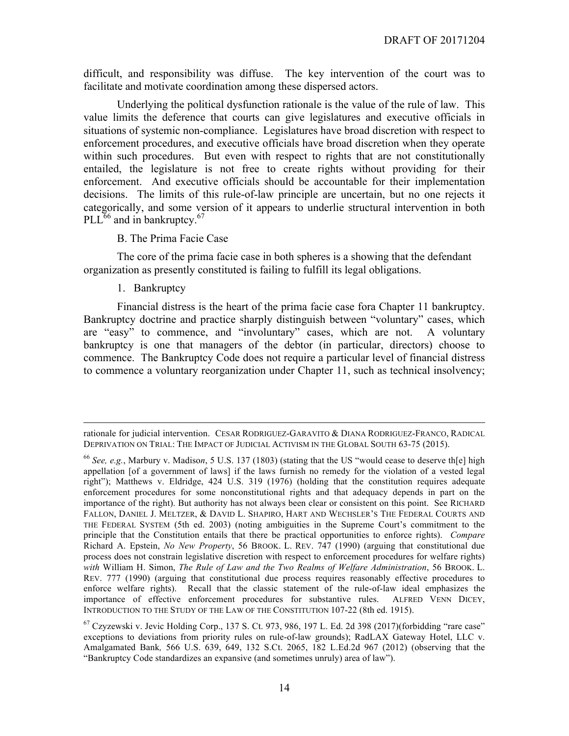difficult, and responsibility was diffuse. The key intervention of the court was to facilitate and motivate coordination among these dispersed actors.

Underlying the political dysfunction rationale is the value of the rule of law. This value limits the deference that courts can give legislatures and executive officials in situations of systemic non-compliance. Legislatures have broad discretion with respect to enforcement procedures, and executive officials have broad discretion when they operate within such procedures. But even with respect to rights that are not constitutionally entailed, the legislature is not free to create rights without providing for their enforcement. And executive officials should be accountable for their implementation decisions. The limits of this rule-of-law principle are uncertain, but no one rejects it categorically, and some version of it appears to underlie structural intervention in both PLL[66] and in bankruptcy.[67]

### B. The Prima Facie Case

The core of the prima facie case in both spheres is a showing that the defendant organization as presently constituted is failing to fulfill its legal obligations.

#### 1. Bankruptcy

Financial distress is the heart of the prima facie case fora Chapter 11 bankruptcy. Bankruptcy doctrine and practice sharply distinguish between "voluntary" cases, which are "easy" to commence, and "involuntary" cases, which are not. A voluntary bankruptcy is one that managers of the debtor (in particular, directors) choose to commence. The Bankruptcy Code does not require a particular level of financial distress to commence a voluntary reorganization under Chapter 11, such as technical insolvency;

---

rationale for judicial intervention. CESAR RODRIGUEZ-GARAVITO & DIANA RODRIGUEZ-FRANCO, RADICAL DEPRIVATION ON TRIAL: THE IMPACT OF JUDICIAL ACTIVISM IN THE GLOBAL SOUTH 63-75 (2015).

[66] *See, e.g.*, Marbury v. Madison, 5 U.S. 137 (1803) (stating that the US "would cease to deserve th[e] high appellation [of a government of laws] if the laws furnish no remedy for the violation of a vested legal right"); Matthews v. Eldridge, 424 U.S. 319 (1976) (holding that the constitution requires adequate enforcement procedures for some nonconstitutional rights and that adequacy depends in part on the importance of the right). But authority has not always been clear or consistent on this point. See RICHARD FALLON, DANIEL J. MELTZER, & DAVID L. SHAPIRO, HART AND WECHSLER'S THE FEDERAL COURTS AND THE FEDERAL SYSTEM (5th ed. 2003) (noting ambiguities in the Supreme Court's commitment to the principle that the Constitution entails that there be practical opportunities to enforce rights). *Compare* Richard A. Epstein, *No New Property*, 56 BROOK. L. REV. 747 (1990) (arguing that constitutional due process does not constrain legislative discretion with respect to enforcement procedures for welfare rights) *with* William H. Simon, *The Rule of Law and the Two Realms of Welfare Administration*, 56 BROOK. L. REV. 777 (1990) (arguing that constitutional due process requires reasonably effective procedures to enforce welfare rights). Recall that the classic statement of the rule-of-law ideal emphasizes the importance of effective enforcement procedures for substantive rules. ALFRED VENN DICEY, INTRODUCTION TO THE STUDY OF THE LAW OF THE CONSTITUTION 107-22 (8th ed. 1915).

[67] Czyzewski v. Jevic Holding Corp., 137 S. Ct. 973, 986, 197 L. Ed. 2d 398 (2017)(forbidding "rare case" exceptions to deviations from priority rules on rule-of-law grounds); RadLAX Gateway Hotel, LLC v. Amalgamated Bank, 566 U.S. 639, 649, 132 S.Ct. 2065, 182 L.Ed.2d 967 (2012) (observing that the "Bankruptcy Code standardizes an expansive (and sometimes unruly) area of law").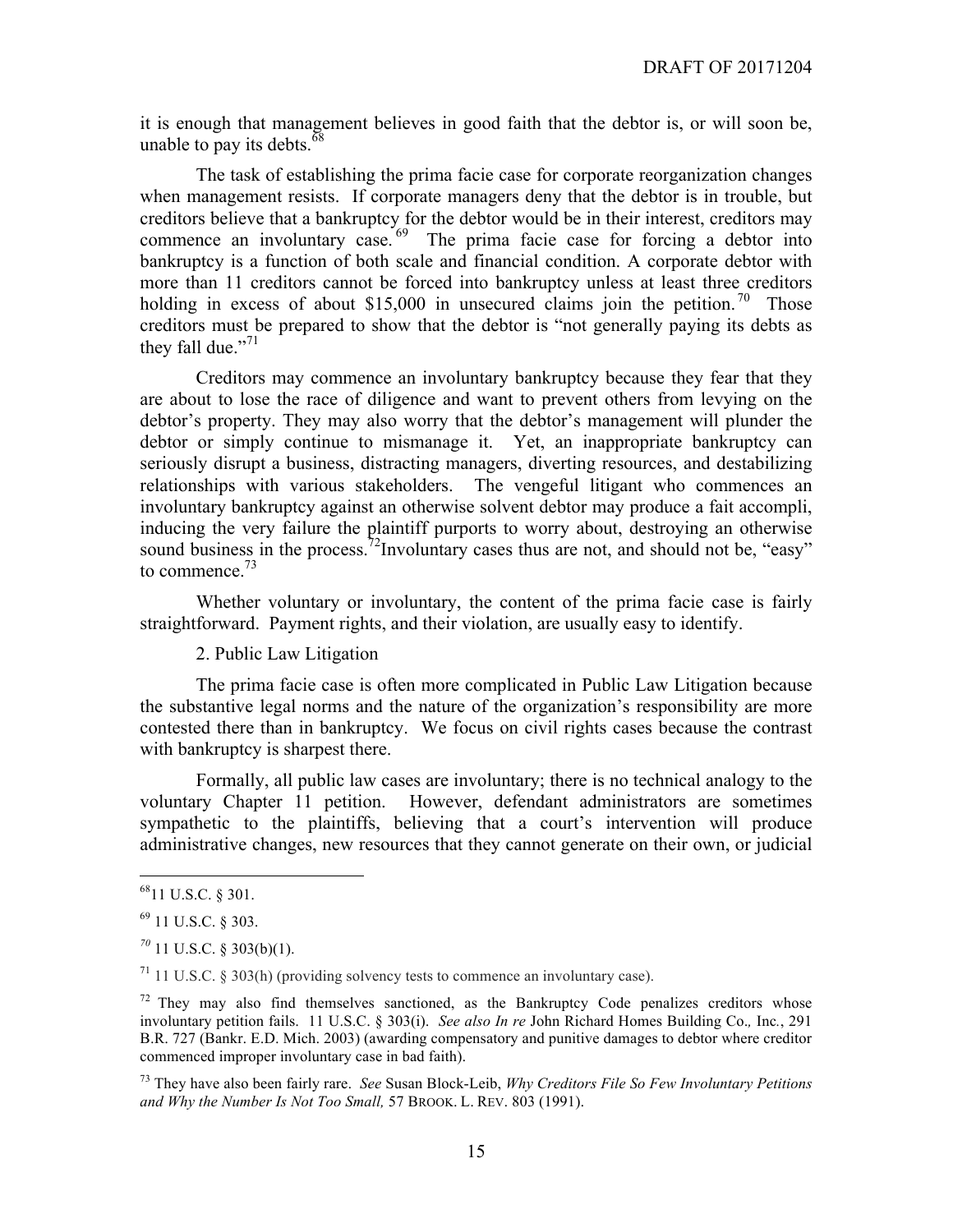it is enough that management believes in good faith that the debtor is, or will soon be, unable to pay its debts.[68]

The task of establishing the prima facie case for corporate reorganization changes when management resists. If corporate managers deny that the debtor is in trouble, but creditors believe that a bankruptcy for the debtor would be in their interest, creditors may commence an involuntary case.[69] The prima facie case for forcing a debtor into bankruptcy is a function of both scale and financial condition. A corporate debtor with more than 11 creditors cannot be forced into bankruptcy unless at least three creditors holding in excess of about $15,000 in unsecured claims join the petition.[70] Those creditors must be prepared to show that the debtor is "not generally paying its debts as they fall due."[71]

Creditors may commence an involuntary bankruptcy because they fear that they are about to lose the race of diligence and want to prevent others from levying on the debtor's property. They may also worry that the debtor's management will plunder the debtor or simply continue to mismanage it. Yet, an inappropriate bankruptcy can seriously disrupt a business, distracting managers, diverting resources, and destabilizing relationships with various stakeholders. The vengeful litigant who commences an involuntary bankruptcy against an otherwise solvent debtor may produce a fait accompli, inducing the very failure the plaintiff purports to worry about, destroying an otherwise sound business in the process.[72]Involuntary cases thus are not, and should not be, "easy" to commence.[73]

Whether voluntary or involuntary, the content of the prima facie case is fairly straightforward. Payment rights, and their violation, are usually easy to identify.

2. Public Law Litigation

The prima facie case is often more complicated in Public Law Litigation because the substantive legal norms and the nature of the organization's responsibility are more contested there than in bankruptcy. We focus on civil rights cases because the contrast with bankruptcy is sharpest there.

Formally, all public law cases are involuntary; there is no technical analogy to the voluntary Chapter 11 petition. However, defendant administrators are sometimes sympathetic to the plaintiffs, believing that a court's intervention will produce administrative changes, new resources that they cannot generate on their own, or judicial

---

[68] 11 U.S.C. § 301.

[69] 11 U.S.C. § 303.

[70] 11 U.S.C. § 303(b)(1).

[71] 11 U.S.C. § 303(h) (providing solvency tests to commence an involuntary case).

[72] They may also find themselves sanctioned, as the Bankruptcy Code penalizes creditors whose involuntary petition fails. 11 U.S.C. § 303(i). *See also In re* John Richard Homes Building Co., Inc., 291 B.R. 727 (Bankr. E.D. Mich. 2003) (awarding compensatory and punitive damages to debtor where creditor commenced improper involuntary case in bad faith).

[73] They have also been fairly rare. *See* Susan Block-Leib, *Why Creditors File So Few Involuntary Petitions and Why the Number Is Not Too Small,* 57 BROOK. L. REV. 803 (1991).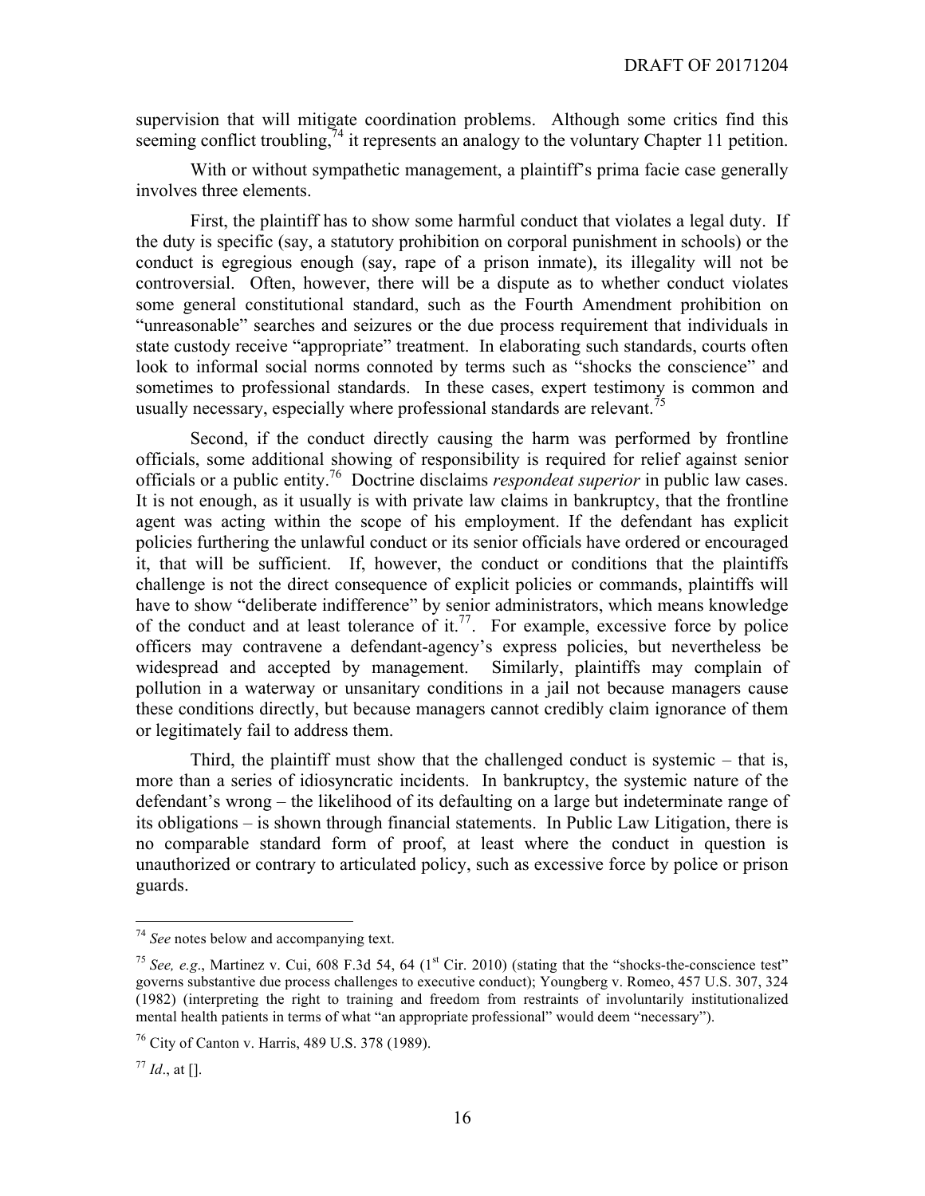supervision that will mitigate coordination problems. Although some critics find this seeming conflict troubling,[74] it represents an analogy to the voluntary Chapter 11 petition.

With or without sympathetic management, a plaintiff's prima facie case generally involves three elements.

First, the plaintiff has to show some harmful conduct that violates a legal duty. If the duty is specific (say, a statutory prohibition on corporal punishment in schools) or the conduct is egregious enough (say, rape of a prison inmate), its illegality will not be controversial. Often, however, there will be a dispute as to whether conduct violates some general constitutional standard, such as the Fourth Amendment prohibition on "unreasonable" searches and seizures or the due process requirement that individuals in state custody receive "appropriate" treatment. In elaborating such standards, courts often look to informal social norms connoted by terms such as "shocks the conscience" and sometimes to professional standards. In these cases, expert testimony is common and usually necessary, especially where professional standards are relevant.[75]

Second, if the conduct directly causing the harm was performed by frontline officials, some additional showing of responsibility is required for relief against senior officials or a public entity.[76] Doctrine disclaims *respondeat superior* in public law cases. It is not enough, as it usually is with private law claims in bankruptcy, that the frontline agent was acting within the scope of his employment. If the defendant has explicit policies furthering the unlawful conduct or its senior officials have ordered or encouraged it, that will be sufficient. If, however, the conduct or conditions that the plaintiffs challenge is not the direct consequence of explicit policies or commands, plaintiffs will have to show "deliberate indifference" by senior administrators, which means knowledge of the conduct and at least tolerance of it.[77]. For example, excessive force by police officers may contravene a defendant-agency's express policies, but nevertheless be widespread and accepted by management. Similarly, plaintiffs may complain of pollution in a waterway or unsanitary conditions in a jail not because managers cause these conditions directly, but because managers cannot credibly claim ignorance of them or legitimately fail to address them.

Third, the plaintiff must show that the challenged conduct is systemic – that is, more than a series of idiosyncratic incidents. In bankruptcy, the systemic nature of the defendant's wrong – the likelihood of its defaulting on a large but indeterminate range of its obligations – is shown through financial statements. In Public Law Litigation, there is no comparable standard form of proof, at least where the conduct in question is unauthorized or contrary to articulated policy, such as excessive force by police or prison guards.

---

[74] *See* notes below and accompanying text.

[75] *See, e.g.*, Martinez v. Cui, 608 F.3d 54, 64 (1st Cir. 2010) (stating that the "shocks-the-conscience test" governs substantive due process challenges to executive conduct); Youngberg v. Romeo, 457 U.S. 307, 324 (1982) (interpreting the right to training and freedom from restraints of involuntarily institutionalized mental health patients in terms of what "an appropriate professional" would deem "necessary").

[76] City of Canton v. Harris, 489 U.S. 378 (1989).

[77] *Id*., at [].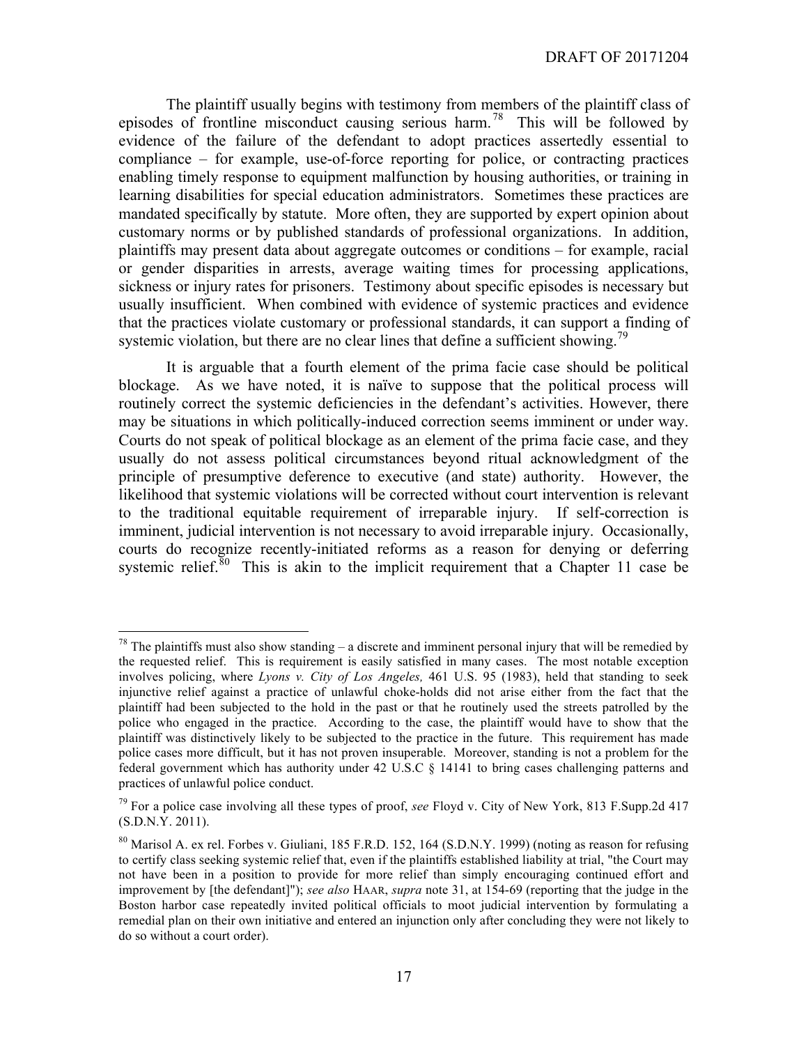The plaintiff usually begins with testimony from members of the plaintiff class of episodes of frontline misconduct causing serious harm.[78] This will be followed by evidence of the failure of the defendant to adopt practices assertedly essential to compliance – for example, use-of-force reporting for police, or contracting practices enabling timely response to equipment malfunction by housing authorities, or training in learning disabilities for special education administrators. Sometimes these practices are mandated specifically by statute. More often, they are supported by expert opinion about customary norms or by published standards of professional organizations. In addition, plaintiffs may present data about aggregate outcomes or conditions – for example, racial or gender disparities in arrests, average waiting times for processing applications, sickness or injury rates for prisoners. Testimony about specific episodes is necessary but usually insufficient. When combined with evidence of systemic practices and evidence that the practices violate customary or professional standards, it can support a finding of systemic violation, but there are no clear lines that define a sufficient showing.[79]

It is arguable that a fourth element of the prima facie case should be political blockage. As we have noted, it is naïve to suppose that the political process will routinely correct the systemic deficiencies in the defendant's activities. However, there may be situations in which politically-induced correction seems imminent or under way. Courts do not speak of political blockage as an element of the prima facie case, and they usually do not assess political circumstances beyond ritual acknowledgment of the principle of presumptive deference to executive (and state) authority. However, the likelihood that systemic violations will be corrected without court intervention is relevant to the traditional equitable requirement of irreparable injury. If self-correction is imminent, judicial intervention is not necessary to avoid irreparable injury. Occasionally, courts do recognize recently-initiated reforms as a reason for denying or deferring systemic relief.[80] This is akin to the implicit requirement that a Chapter 11 case be

---

[78] The plaintiffs must also show standing – a discrete and imminent personal injury that will be remedied by the requested relief. This is requirement is easily satisfied in many cases. The most notable exception involves policing, where *Lyons v. City of Los Angeles,* 461 U.S. 95 (1983), held that standing to seek injunctive relief against a practice of unlawful choke-holds did not arise either from the fact that the plaintiff had been subjected to the hold in the past or that he routinely used the streets patrolled by the police who engaged in the practice. According to the case, the plaintiff would have to show that the plaintiff was distinctively likely to be subjected to the practice in the future. This requirement has made police cases more difficult, but it has not proven insuperable. Moreover, standing is not a problem for the federal government which has authority under 42 U.S.C § 14141 to bring cases challenging patterns and practices of unlawful police conduct.

[79] For a police case involving all these types of proof, *see* Floyd v. City of New York, 813 F.Supp.2d 417 (S.D.N.Y. 2011).

[80] Marisol A. ex rel. Forbes v. Giuliani, 185 F.R.D. 152, 164 (S.D.N.Y. 1999) (noting as reason for refusing to certify class seeking systemic relief that, even if the plaintiffs established liability at trial, "the Court may not have been in a position to provide for more relief than simply encouraging continued effort and improvement by [the defendant]"); *see also* HAAR, *supra* note 31, at 154-69 (reporting that the judge in the Boston harbor case repeatedly invited political officials to moot judicial intervention by formulating a remedial plan on their own initiative and entered an injunction only after concluding they were not likely to do so without a court order).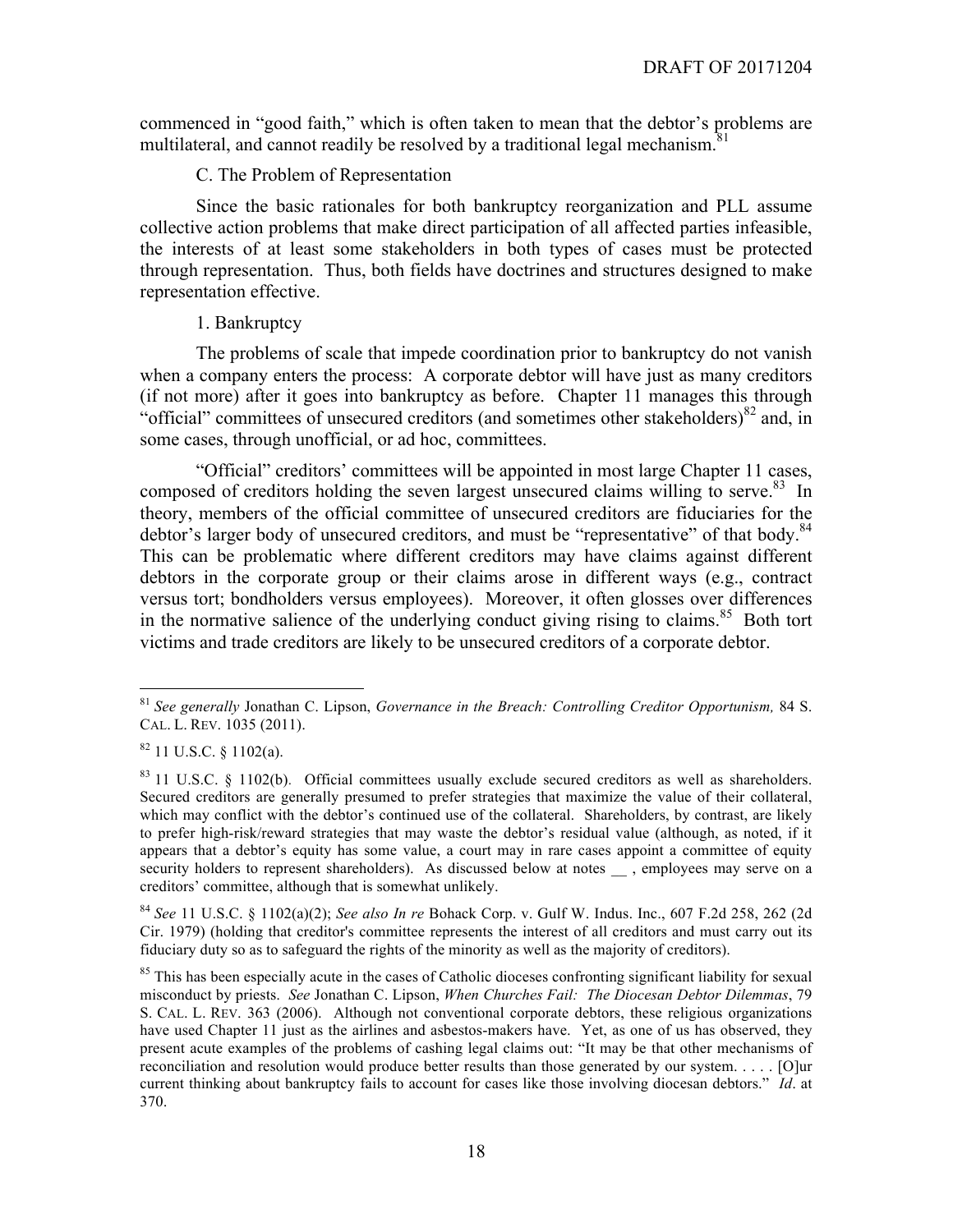commenced in "good faith," which is often taken to mean that the debtor's problems are multilateral, and cannot readily be resolved by a traditional legal mechanism.[81]

C. The Problem of Representation

Since the basic rationales for both bankruptcy reorganization and PLL assume collective action problems that make direct participation of all affected parties infeasible, the interests of at least some stakeholders in both types of cases must be protected through representation. Thus, both fields have doctrines and structures designed to make representation effective.

1. Bankruptcy

The problems of scale that impede coordination prior to bankruptcy do not vanish when a company enters the process: A corporate debtor will have just as many creditors (if not more) after it goes into bankruptcy as before. Chapter 11 manages this through "official" committees of unsecured creditors (and sometimes other stakeholders)[82] and, in some cases, through unofficial, or ad hoc, committees.

"Official" creditors' committees will be appointed in most large Chapter 11 cases, composed of creditors holding the seven largest unsecured claims willing to serve.[83] In theory, members of the official committee of unsecured creditors are fiduciaries for the debtor's larger body of unsecured creditors, and must be "representative" of that body.[84] This can be problematic where different creditors may have claims against different debtors in the corporate group or their claims arose in different ways (e.g., contract versus tort; bondholders versus employees). Moreover, it often glosses over differences in the normative salience of the underlying conduct giving rising to claims.[85] Both tort victims and trade creditors are likely to be unsecured creditors of a corporate debtor.

---

[81] *See generally* Jonathan C. Lipson, *Governance in the Breach: Controlling Creditor Opportunism,* 84 S. CAL. L. REV. 1035 (2011).

[82] 11 U.S.C. § 1102(a).

[83] 11 U.S.C. § 1102(b). Official committees usually exclude secured creditors as well as shareholders. Secured creditors are generally presumed to prefer strategies that maximize the value of their collateral, which may conflict with the debtor's continued use of the collateral. Shareholders, by contrast, are likely to prefer high-risk/reward strategies that may waste the debtor's residual value (although, as noted, if it appears that a debtor's equity has some value, a court may in rare cases appoint a committee of equity security holders to represent shareholders). As discussed below at notes __ , employees may serve on a creditors' committee, although that is somewhat unlikely.

[84] *See* 11 U.S.C. § 1102(a)(2); *See also In re* Bohack Corp. v. Gulf W. Indus. Inc., 607 F.2d 258, 262 (2d Cir. 1979) (holding that creditor's committee represents the interest of all creditors and must carry out its fiduciary duty so as to safeguard the rights of the minority as well as the majority of creditors).

[85] This has been especially acute in the cases of Catholic dioceses confronting significant liability for sexual misconduct by priests. *See* Jonathan C. Lipson, *When Churches Fail: The Diocesan Debtor Dilemmas*, 79 S. CAL. L. REV. 363 (2006). Although not conventional corporate debtors, these religious organizations have used Chapter 11 just as the airlines and asbestos-makers have. Yet, as one of us has observed, they present acute examples of the problems of cashing legal claims out: "It may be that other mechanisms of reconciliation and resolution would produce better results than those generated by our system. . . . . [O]ur current thinking about bankruptcy fails to account for cases like those involving diocesan debtors." *Id*. at 370.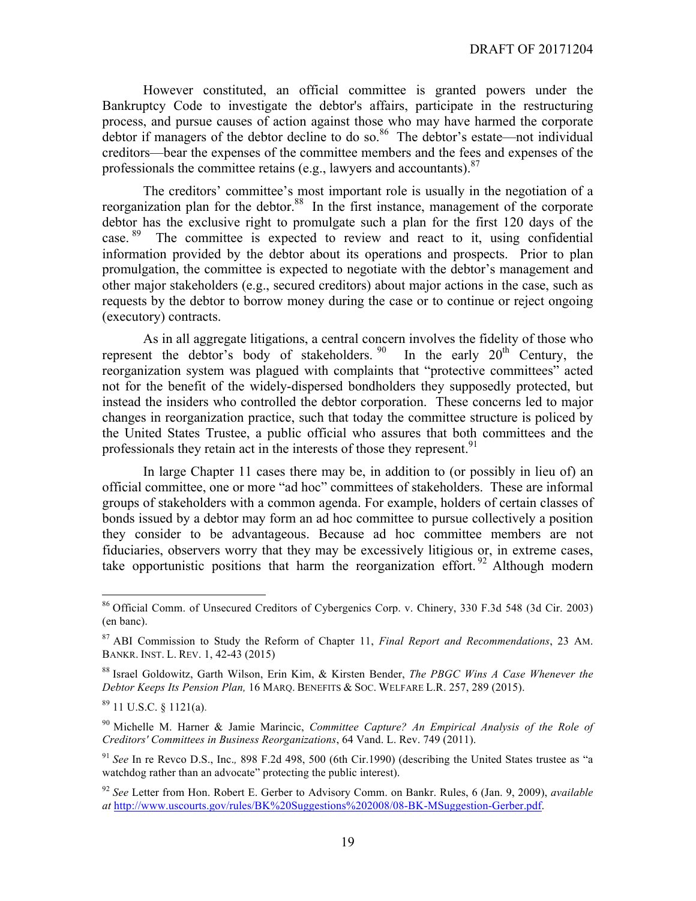However constituted, an official committee is granted powers under the Bankruptcy Code to investigate the debtor's affairs, participate in the restructuring process, and pursue causes of action against those who may have harmed the corporate debtor if managers of the debtor decline to do so.[86] The debtor's estate—not individual creditors—bear the expenses of the committee members and the fees and expenses of the professionals the committee retains (e.g., lawyers and accountants).[87]

The creditors' committee's most important role is usually in the negotiation of a reorganization plan for the debtor.[88] In the first instance, management of the corporate debtor has the exclusive right to promulgate such a plan for the first 120 days of the case.[89] The committee is expected to review and react to it, using confidential information provided by the debtor about its operations and prospects. Prior to plan promulgation, the committee is expected to negotiate with the debtor's management and other major stakeholders (e.g., secured creditors) about major actions in the case, such as requests by the debtor to borrow money during the case or to continue or reject ongoing (executory) contracts.

As in all aggregate litigations, a central concern involves the fidelity of those who represent the debtor's body of stakeholders.[90] In the early 20th Century, the reorganization system was plagued with complaints that "protective committees" acted not for the benefit of the widely-dispersed bondholders they supposedly protected, but instead the insiders who controlled the debtor corporation. These concerns led to major changes in reorganization practice, such that today the committee structure is policed by the United States Trustee, a public official who assures that both committees and the professionals they retain act in the interests of those they represent.[91]

In large Chapter 11 cases there may be, in addition to (or possibly in lieu of) an official committee, one or more "ad hoc" committees of stakeholders. These are informal groups of stakeholders with a common agenda. For example, holders of certain classes of bonds issued by a debtor may form an ad hoc committee to pursue collectively a position they consider to be advantageous. Because ad hoc committee members are not fiduciaries, observers worry that they may be excessively litigious or, in extreme cases, take opportunistic positions that harm the reorganization effort.[92] Although modern

---

[86] Official Comm. of Unsecured Creditors of Cybergenics Corp. v. Chinery, 330 F.3d 548 (3d Cir. 2003) (en banc).

[87] ABI Commission to Study the Reform of Chapter 11, *Final Report and Recommendations*, 23 AM. BANKR. INST. L. REV. 1, 42-43 (2015)

[88] Israel Goldowitz, Garth Wilson, Erin Kim, & Kirsten Bender, *The PBGC Wins A Case Whenever the Debtor Keeps Its Pension Plan,* 16 MARQ. BENEFITS & SOC. WELFARE L.R. 257, 289 (2015).

[89] 11 U.S.C. § 1121(a).

[90] Michelle M. Harner & Jamie Marincic, *Committee Capture? An Empirical Analysis of the Role of Creditors' Committees in Business Reorganizations*, 64 Vand. L. Rev. 749 (2011).

[91] *See* In re Revco D.S., Inc., 898 F.2d 498, 500 (6th Cir.1990) (describing the United States trustee as "a watchdog rather than an advocate" protecting the public interest).

[92] *See* Letter from Hon. Robert E. Gerber to Advisory Comm. on Bankr. Rules, 6 (Jan. 9, 2009), *available at* http://www.uscourts.gov/rules/BK%20Suggestions%202008/08-BK-MSuggestion-Gerber.pdf.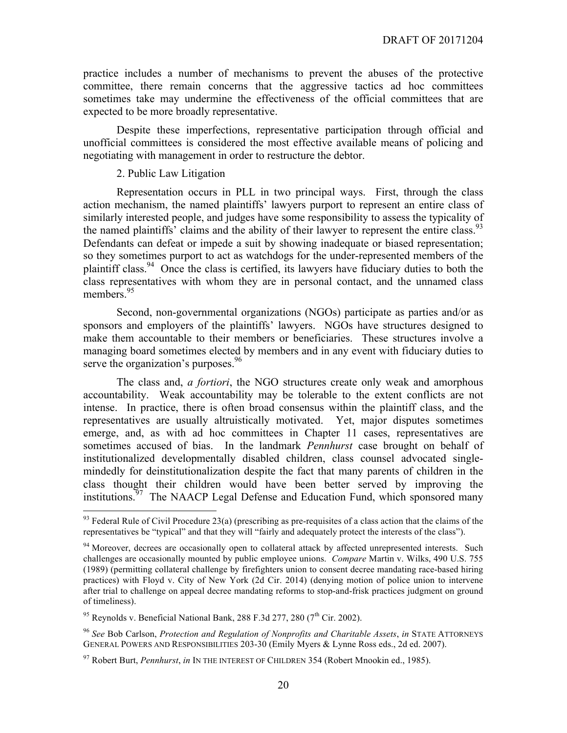practice includes a number of mechanisms to prevent the abuses of the protective committee, there remain concerns that the aggressive tactics ad hoc committees sometimes take may undermine the effectiveness of the official committees that are expected to be more broadly representative.

Despite these imperfections, representative participation through official and unofficial committees is considered the most effective available means of policing and negotiating with management in order to restructure the debtor.

2. Public Law Litigation

Representation occurs in PLL in two principal ways. First, through the class action mechanism, the named plaintiffs' lawyers purport to represent an entire class of similarly interested people, and judges have some responsibility to assess the typicality of the named plaintiffs' claims and the ability of their lawyer to represent the entire class.[93] Defendants can defeat or impede a suit by showing inadequate or biased representation; so they sometimes purport to act as watchdogs for the under-represented members of the plaintiff class.[94] Once the class is certified, its lawyers have fiduciary duties to both the class representatives with whom they are in personal contact, and the unnamed class members.[95]

Second, non-governmental organizations (NGOs) participate as parties and/or as sponsors and employers of the plaintiffs' lawyers. NGOs have structures designed to make them accountable to their members or beneficiaries. These structures involve a managing board sometimes elected by members and in any event with fiduciary duties to serve the organization's purposes.[96]

The class and, *a fortiori*, the NGO structures create only weak and amorphous accountability. Weak accountability may be tolerable to the extent conflicts are not intense. In practice, there is often broad consensus within the plaintiff class, and the representatives are usually altruistically motivated. Yet, major disputes sometimes emerge, and, as with ad hoc committees in Chapter 11 cases, representatives are sometimes accused of bias. In the landmark *Pennhurst* case brought on behalf of institutionalized developmentally disabled children, class counsel advocated single-mindedly for deinstitutionalization despite the fact that many parents of children in the class thought their children would have been better served by improving the institutions.[97] The NAACP Legal Defense and Education Fund, which sponsored many

---

[93] Federal Rule of Civil Procedure 23(a) (prescribing as pre-requisites of a class action that the claims of the representatives be "typical" and that they will "fairly and adequately protect the interests of the class").

[94] Moreover, decrees are occasionally open to collateral attack by affected unrepresented interests. Such challenges are occasionally mounted by public employee unions. *Compare* Martin v. Wilks, 490 U.S. 755 (1989) (permitting collateral challenge by firefighters union to consent decree mandating race-based hiring practices) with Floyd v. City of New York (2d Cir. 2014) (denying motion of police union to intervene after trial to challenge on appeal decree mandating reforms to stop-and-frisk practices judgment on ground of timeliness).

[95] Reynolds v. Beneficial National Bank, 288 F.3d 277, 280 (7th Cir. 2002).

[96] *See* Bob Carlson, *Protection and Regulation of Nonprofits and Charitable Assets*, *in* STATE ATTORNEYS GENERAL POWERS AND RESPONSIBILITIES 203-30 (Emily Myers & Lynne Ross eds., 2d ed. 2007).

[97] Robert Burt, *Pennhurst*, *in* IN THE INTEREST OF CHILDREN 354 (Robert Mnookin ed., 1985).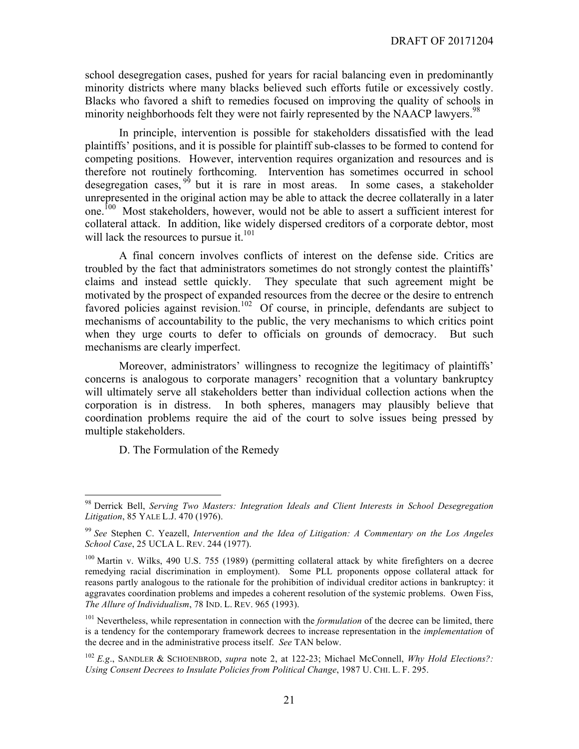school desegregation cases, pushed for years for racial balancing even in predominantly minority districts where many blacks believed such efforts futile or excessively costly. Blacks who favored a shift to remedies focused on improving the quality of schools in minority neighborhoods felt they were not fairly represented by the NAACP lawyers.[98]

In principle, intervention is possible for stakeholders dissatisfied with the lead plaintiffs' positions, and it is possible for plaintiff sub-classes to be formed to contend for competing positions. However, intervention requires organization and resources and is therefore not routinely forthcoming. Intervention has sometimes occurred in school desegregation cases,[99] but it is rare in most areas. In some cases, a stakeholder unrepresented in the original action may be able to attack the decree collaterally in a later one.[100] Most stakeholders, however, would not be able to assert a sufficient interest for collateral attack. In addition, like widely dispersed creditors of a corporate debtor, most will lack the resources to pursue it.[101]

A final concern involves conflicts of interest on the defense side. Critics are troubled by the fact that administrators sometimes do not strongly contest the plaintiffs' claims and instead settle quickly. They speculate that such agreement might be motivated by the prospect of expanded resources from the decree or the desire to entrench favored policies against revision.[102] Of course, in principle, defendants are subject to mechanisms of accountability to the public, the very mechanisms to which critics point when they urge courts to defer to officials on grounds of democracy. But such mechanisms are clearly imperfect.

Moreover, administrators' willingness to recognize the legitimacy of plaintiffs' concerns is analogous to corporate managers' recognition that a voluntary bankruptcy will ultimately serve all stakeholders better than individual collection actions when the corporation is in distress. In both spheres, managers may plausibly believe that coordination problems require the aid of the court to solve issues being pressed by multiple stakeholders.

## D. The Formulation of the Remedy

---

[98] Derrick Bell, *Serving Two Masters: Integration Ideals and Client Interests in School Desegregation Litigation*, 85 YALE L.J. 470 (1976).

[99] *See* Stephen C. Yeazell, *Intervention and the Idea of Litigation: A Commentary on the Los Angeles School Case*, 25 UCLA L. REV. 244 (1977).

[100] Martin v. Wilks, 490 U.S. 755 (1989) (permitting collateral attack by white firefighters on a decree remedying racial discrimination in employment). Some PLL proponents oppose collateral attack for reasons partly analogous to the rationale for the prohibition of individual creditor actions in bankruptcy: it aggravates coordination problems and impedes a coherent resolution of the systemic problems. Owen Fiss, *The Allure of Individualism*, 78 IND. L. REV. 965 (1993).

[101] Nevertheless, while representation in connection with the *formulation* of the decree can be limited, there is a tendency for the contemporary framework decrees to increase representation in the *implementation* of the decree and in the administrative process itself. *See* TAN below.

[102] *E.g.*, SANDLER & SCHOENBROD, *supra* note 2, at 122-23; Michael McConnell, *Why Hold Elections?: Using Consent Decrees to Insulate Policies from Political Change*, 1987 U. CHI. L. F. 295.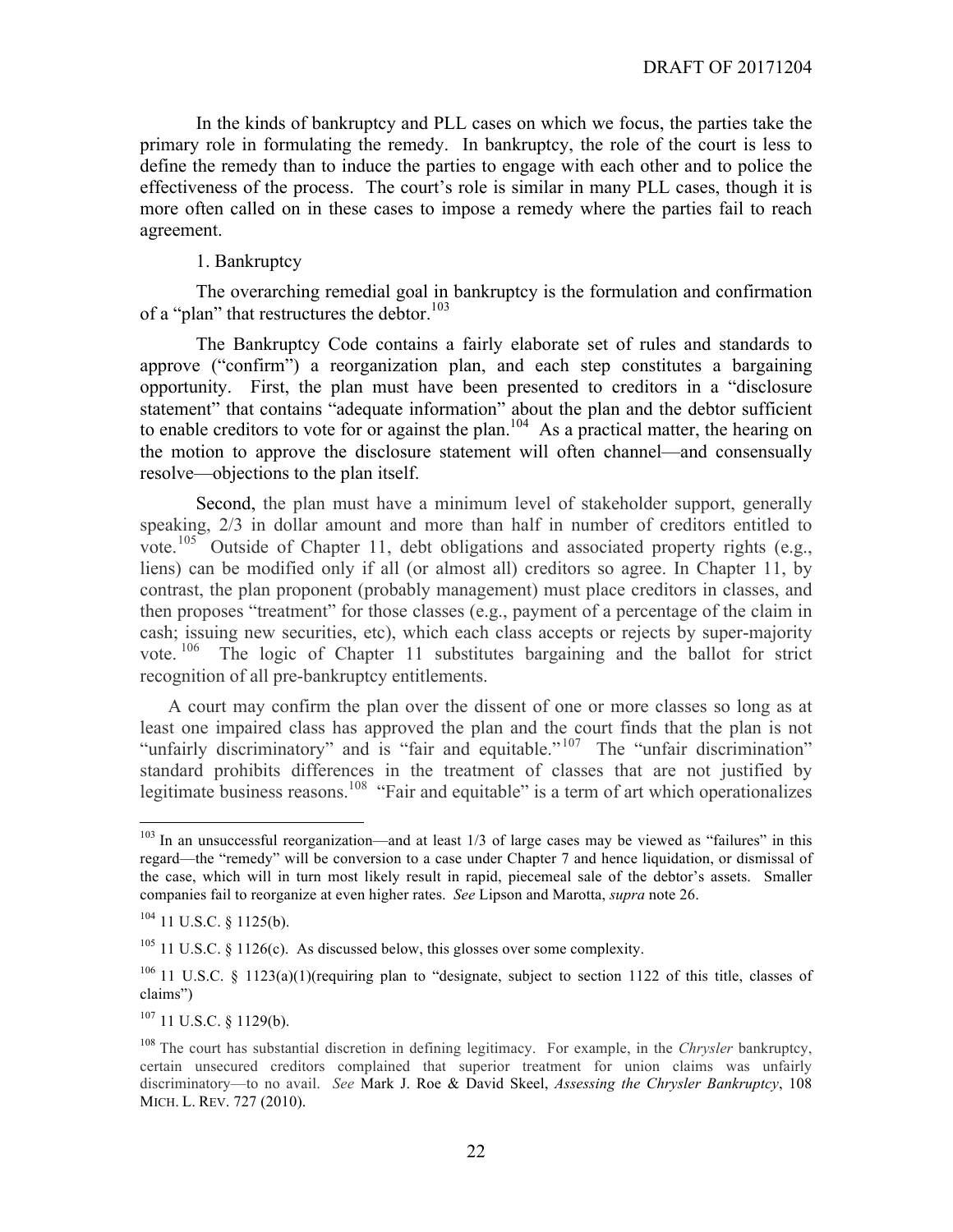In the kinds of bankruptcy and PLL cases on which we focus, the parties take the primary role in formulating the remedy. In bankruptcy, the role of the court is less to define the remedy than to induce the parties to engage with each other and to police the effectiveness of the process. The court's role is similar in many PLL cases, though it is more often called on in these cases to impose a remedy where the parties fail to reach agreement.

1. Bankruptcy

The overarching remedial goal in bankruptcy is the formulation and confirmation of a "plan" that restructures the debtor.[103]

The Bankruptcy Code contains a fairly elaborate set of rules and standards to approve ("confirm") a reorganization plan, and each step constitutes a bargaining opportunity. First, the plan must have been presented to creditors in a "disclosure statement" that contains "adequate information" about the plan and the debtor sufficient to enable creditors to vote for or against the plan.[104] As a practical matter, the hearing on the motion to approve the disclosure statement will often channel—and consensually resolve—objections to the plan itself.

Second, the plan must have a minimum level of stakeholder support, generally speaking, 2/3 in dollar amount and more than half in number of creditors entitled to vote.[105] Outside of Chapter 11, debt obligations and associated property rights (e.g., liens) can be modified only if all (or almost all) creditors so agree. In Chapter 11, by contrast, the plan proponent (probably management) must place creditors in classes, and then proposes "treatment" for those classes (e.g., payment of a percentage of the claim in cash; issuing new securities, etc), which each class accepts or rejects by super-majority vote.[106] The logic of Chapter 11 substitutes bargaining and the ballot for strict recognition of all pre-bankruptcy entitlements.

A court may confirm the plan over the dissent of one or more classes so long as at least one impaired class has approved the plan and the court finds that the plan is not "unfairly discriminatory" and is "fair and equitable."[107] The "unfair discrimination" standard prohibits differences in the treatment of classes that are not justified by legitimate business reasons.[108] "Fair and equitable" is a term of art which operationalizes

---

[103] In an unsuccessful reorganization—and at least 1/3 of large cases may be viewed as "failures" in this regard—the "remedy" will be conversion to a case under Chapter 7 and hence liquidation, or dismissal of the case, which will in turn most likely result in rapid, piecemeal sale of the debtor's assets. Smaller companies fail to reorganize at even higher rates. *See* Lipson and Marotta, *supra* note 26.

[104] 11 U.S.C. § 1125(b).

[105] 11 U.S.C. § 1126(c). As discussed below, this glosses over some complexity.

[106] 11 U.S.C. § 1123(a)(1)(requiring plan to "designate, subject to section 1122 of this title, classes of claims")

[107] 11 U.S.C. § 1129(b).

[108] The court has substantial discretion in defining legitimacy. For example, in the *Chrysler* bankruptcy, certain unsecured creditors complained that superior treatment for union claims was unfairly discriminatory—to no avail. *See* Mark J. Roe & David Skeel, *Assessing the Chrysler Bankruptcy*, 108 MICH. L. REV. 727 (2010).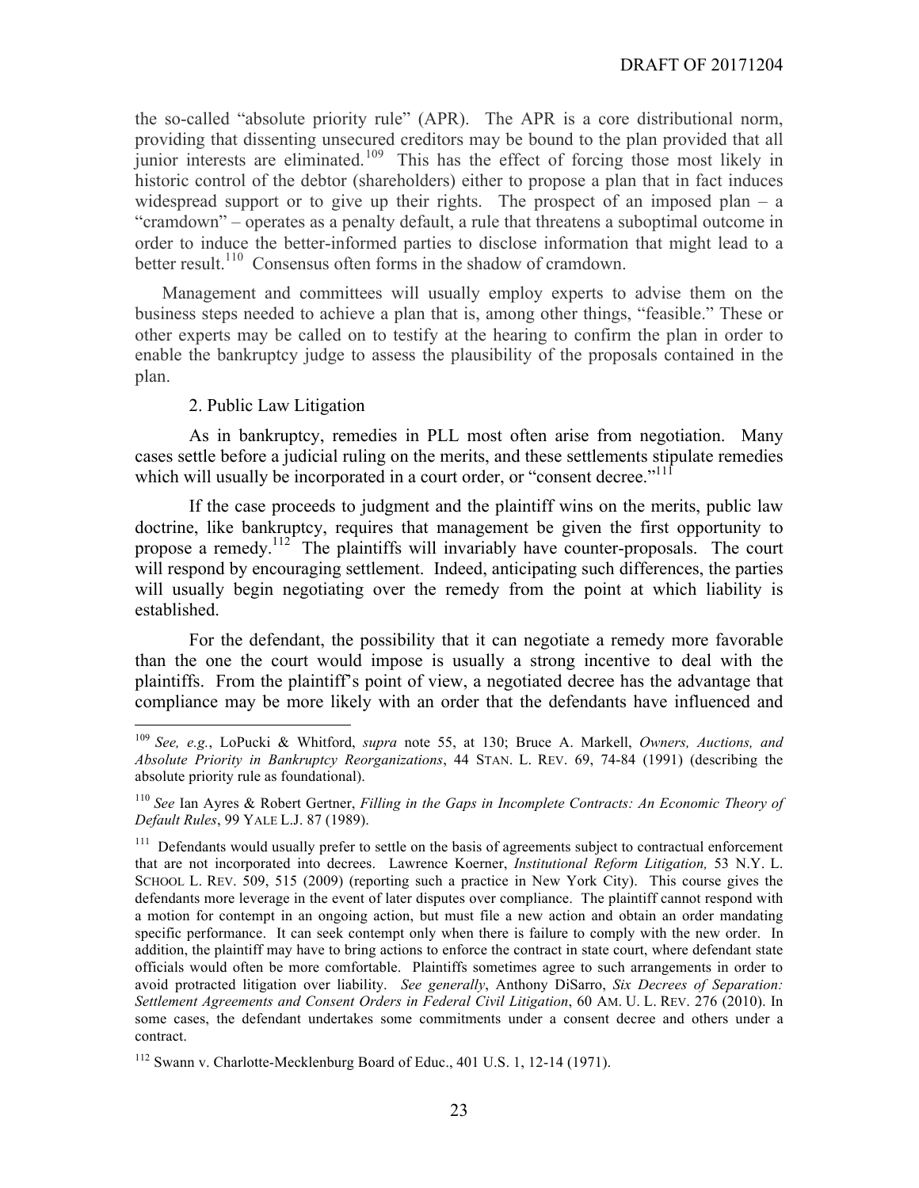the so-called "absolute priority rule" (APR). The APR is a core distributional norm, providing that dissenting unsecured creditors may be bound to the plan provided that all junior interests are eliminated.[109] This has the effect of forcing those most likely in historic control of the debtor (shareholders) either to propose a plan that in fact induces widespread support or to give up their rights. The prospect of an imposed plan – a "cramdown" – operates as a penalty default, a rule that threatens a suboptimal outcome in order to induce the better-informed parties to disclose information that might lead to a better result.[110] Consensus often forms in the shadow of cramdown.

Management and committees will usually employ experts to advise them on the business steps needed to achieve a plan that is, among other things, "feasible." These or other experts may be called on to testify at the hearing to confirm the plan in order to enable the bankruptcy judge to assess the plausibility of the proposals contained in the plan.

2. Public Law Litigation

As in bankruptcy, remedies in PLL most often arise from negotiation. Many cases settle before a judicial ruling on the merits, and these settlements stipulate remedies which will usually be incorporated in a court order, or "consent decree."[111]

If the case proceeds to judgment and the plaintiff wins on the merits, public law doctrine, like bankruptcy, requires that management be given the first opportunity to propose a remedy.[112] The plaintiffs will invariably have counter-proposals. The court will respond by encouraging settlement. Indeed, anticipating such differences, the parties will usually begin negotiating over the remedy from the point at which liability is established.

For the defendant, the possibility that it can negotiate a remedy more favorable than the one the court would impose is usually a strong incentive to deal with the plaintiffs. From the plaintiff's point of view, a negotiated decree has the advantage that compliance may be more likely with an order that the defendants have influenced and

---

[109] *See, e.g.*, LoPucki & Whitford, *supra* note 55, at 130; Bruce A. Markell, *Owners, Auctions, and Absolute Priority in Bankruptcy Reorganizations*, 44 STAN. L. REV. 69, 74-84 (1991) (describing the absolute priority rule as foundational).

[110] *See* Ian Ayres & Robert Gertner, *Filling in the Gaps in Incomplete Contracts: An Economic Theory of Default Rules*, 99 YALE L.J. 87 (1989).

[111] Defendants would usually prefer to settle on the basis of agreements subject to contractual enforcement that are not incorporated into decrees. Lawrence Koerner, *Institutional Reform Litigation,* 53 N.Y. L. SCHOOL L. REV. 509, 515 (2009) (reporting such a practice in New York City). This course gives the defendants more leverage in the event of later disputes over compliance. The plaintiff cannot respond with a motion for contempt in an ongoing action, but must file a new action and obtain an order mandating specific performance. It can seek contempt only when there is failure to comply with the new order. In addition, the plaintiff may have to bring actions to enforce the contract in state court, where defendant state officials would often be more comfortable. Plaintiffs sometimes agree to such arrangements in order to avoid protracted litigation over liability. *See generally*, Anthony DiSarro, *Six Decrees of Separation: Settlement Agreements and Consent Orders in Federal Civil Litigation*, 60 AM. U. L. REV. 276 (2010). In some cases, the defendant undertakes some commitments under a consent decree and others under a contract.

[112] Swann v. Charlotte-Mecklenburg Board of Educ., 401 U.S. 1, 12-14 (1971).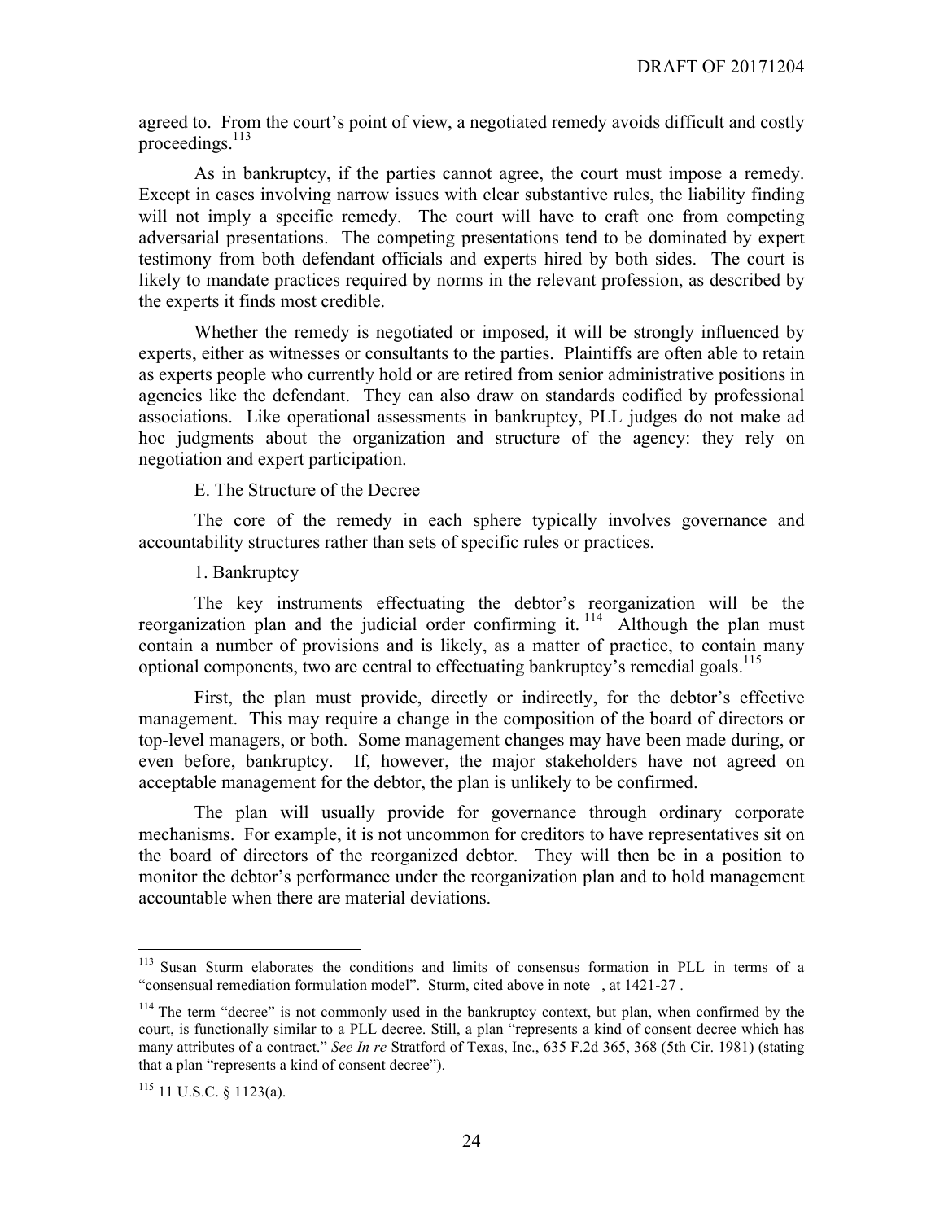agreed to. From the court's point of view, a negotiated remedy avoids difficult and costly proceedings.[113]

As in bankruptcy, if the parties cannot agree, the court must impose a remedy. Except in cases involving narrow issues with clear substantive rules, the liability finding will not imply a specific remedy. The court will have to craft one from competing adversarial presentations. The competing presentations tend to be dominated by expert testimony from both defendant officials and experts hired by both sides. The court is likely to mandate practices required by norms in the relevant profession, as described by the experts it finds most credible.

Whether the remedy is negotiated or imposed, it will be strongly influenced by experts, either as witnesses or consultants to the parties. Plaintiffs are often able to retain as experts people who currently hold or are retired from senior administrative positions in agencies like the defendant. They can also draw on standards codified by professional associations. Like operational assessments in bankruptcy, PLL judges do not make ad hoc judgments about the organization and structure of the agency: they rely on negotiation and expert participation.

### E. The Structure of the Decree

The core of the remedy in each sphere typically involves governance and accountability structures rather than sets of specific rules or practices.

#### 1. Bankruptcy

The key instruments effectuating the debtor's reorganization will be the reorganization plan and the judicial order confirming it.[114] Although the plan must contain a number of provisions and is likely, as a matter of practice, to contain many optional components, two are central to effectuating bankruptcy's remedial goals.[115]

First, the plan must provide, directly or indirectly, for the debtor's effective management. This may require a change in the composition of the board of directors or top-level managers, or both. Some management changes may have been made during, or even before, bankruptcy. If, however, the major stakeholders have not agreed on acceptable management for the debtor, the plan is unlikely to be confirmed.

The plan will usually provide for governance through ordinary corporate mechanisms. For example, it is not uncommon for creditors to have representatives sit on the board of directors of the reorganized debtor. They will then be in a position to monitor the debtor's performance under the reorganization plan and to hold management accountable when there are material deviations.

---

[113] Susan Sturm elaborates the conditions and limits of consensus formation in PLL in terms of a "consensual remediation formulation model". Sturm, cited above in note , at 1421-27 .

[114] The term "decree" is not commonly used in the bankruptcy context, but plan, when confirmed by the court, is functionally similar to a PLL decree. Still, a plan "represents a kind of consent decree which has many attributes of a contract." *See In re* Stratford of Texas, Inc., 635 F.2d 365, 368 (5th Cir. 1981) (stating that a plan "represents a kind of consent decree").

[115] 11 U.S.C. § 1123(a).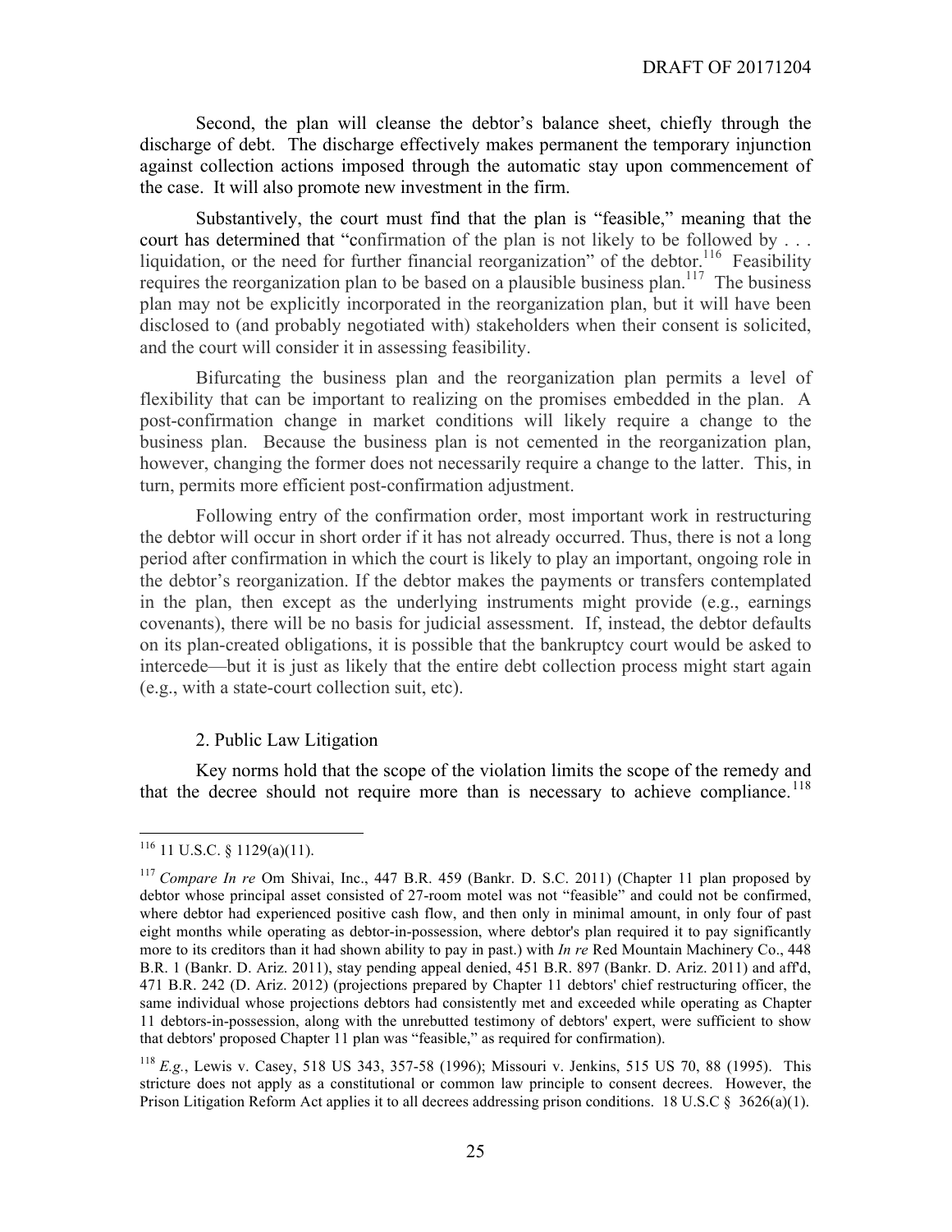Second, the plan will cleanse the debtor's balance sheet, chiefly through the discharge of debt. The discharge effectively makes permanent the temporary injunction against collection actions imposed through the automatic stay upon commencement of the case. It will also promote new investment in the firm.

Substantively, the court must find that the plan is "feasible," meaning that the court has determined that "confirmation of the plan is not likely to be followed by . . . liquidation, or the need for further financial reorganization" of the debtor.[116] Feasibility requires the reorganization plan to be based on a plausible business plan.[117] The business plan may not be explicitly incorporated in the reorganization plan, but it will have been disclosed to (and probably negotiated with) stakeholders when their consent is solicited, and the court will consider it in assessing feasibility.

Bifurcating the business plan and the reorganization plan permits a level of flexibility that can be important to realizing on the promises embedded in the plan. A post-confirmation change in market conditions will likely require a change to the business plan. Because the business plan is not cemented in the reorganization plan, however, changing the former does not necessarily require a change to the latter. This, in turn, permits more efficient post-confirmation adjustment.

Following entry of the confirmation order, most important work in restructuring the debtor will occur in short order if it has not already occurred. Thus, there is not a long period after confirmation in which the court is likely to play an important, ongoing role in the debtor's reorganization. If the debtor makes the payments or transfers contemplated in the plan, then except as the underlying instruments might provide (e.g., earnings covenants), there will be no basis for judicial assessment. If, instead, the debtor defaults on its plan-created obligations, it is possible that the bankruptcy court would be asked to intercede—but it is just as likely that the entire debt collection process might start again (e.g., with a state-court collection suit, etc).

### 2. Public Law Litigation

Key norms hold that the scope of the violation limits the scope of the remedy and that the decree should not require more than is necessary to achieve compliance.[118]

---

[116] 11 U.S.C. § 1129(a)(11).

[117] *Compare In re* Om Shivai, Inc., 447 B.R. 459 (Bankr. D. S.C. 2011) (Chapter 11 plan proposed by debtor whose principal asset consisted of 27-room motel was not "feasible" and could not be confirmed, where debtor had experienced positive cash flow, and then only in minimal amount, in only four of past eight months while operating as debtor-in-possession, where debtor's plan required it to pay significantly more to its creditors than it had shown ability to pay in past.) with *In re* Red Mountain Machinery Co., 448 B.R. 1 (Bankr. D. Ariz. 2011), stay pending appeal denied, 451 B.R. 897 (Bankr. D. Ariz. 2011) and aff'd, 471 B.R. 242 (D. Ariz. 2012) (projections prepared by Chapter 11 debtors' chief restructuring officer, the same individual whose projections debtors had consistently met and exceeded while operating as Chapter 11 debtors-in-possession, along with the unrebutted testimony of debtors' expert, were sufficient to show that debtors' proposed Chapter 11 plan was "feasible," as required for confirmation).

[118] *E.g.*, Lewis v. Casey, 518 US 343, 357-58 (1996); Missouri v. Jenkins, 515 US 70, 88 (1995). This stricture does not apply as a constitutional or common law principle to consent decrees. However, the Prison Litigation Reform Act applies it to all decrees addressing prison conditions. 18 U.S.C § 3626(a)(1).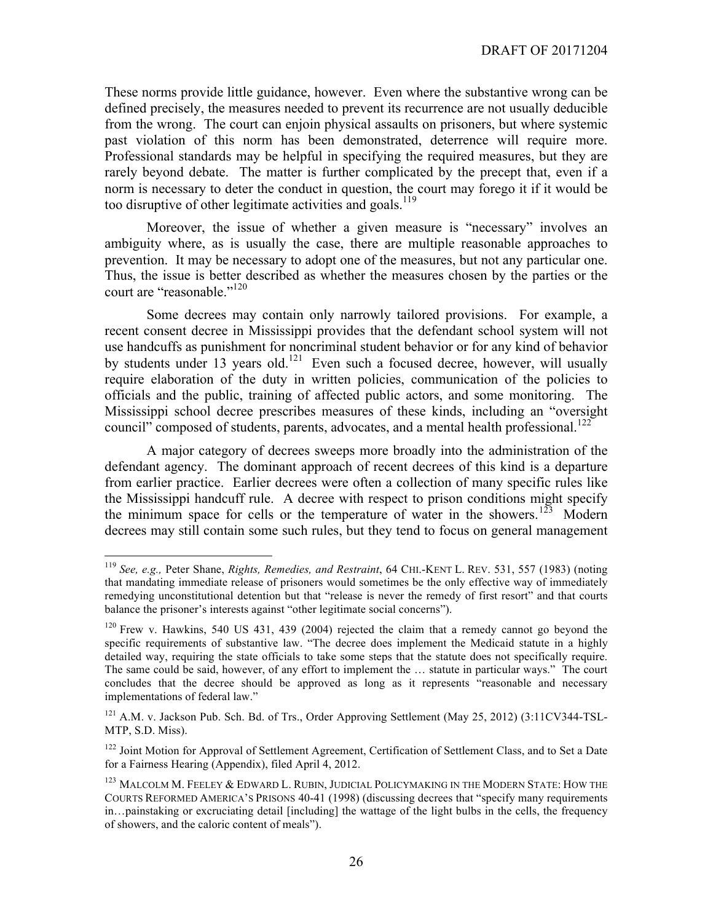These norms provide little guidance, however. Even where the substantive wrong can be defined precisely, the measures needed to prevent its recurrence are not usually deducible from the wrong. The court can enjoin physical assaults on prisoners, but where systemic past violation of this norm has been demonstrated, deterrence will require more. Professional standards may be helpful in specifying the required measures, but they are rarely beyond debate. The matter is further complicated by the precept that, even if a norm is necessary to deter the conduct in question, the court may forego it if it would be too disruptive of other legitimate activities and goals.[119]

Moreover, the issue of whether a given measure is "necessary" involves an ambiguity where, as is usually the case, there are multiple reasonable approaches to prevention. It may be necessary to adopt one of the measures, but not any particular one. Thus, the issue is better described as whether the measures chosen by the parties or the court are "reasonable."[120]

Some decrees may contain only narrowly tailored provisions. For example, a recent consent decree in Mississippi provides that the defendant school system will not use handcuffs as punishment for noncriminal student behavior or for any kind of behavior by students under 13 years old.[121] Even such a focused decree, however, will usually require elaboration of the duty in written policies, communication of the policies to officials and the public, training of affected public actors, and some monitoring. The Mississippi school decree prescribes measures of these kinds, including an "oversight council" composed of students, parents, advocates, and a mental health professional.[122]

A major category of decrees sweeps more broadly into the administration of the defendant agency. The dominant approach of recent decrees of this kind is a departure from earlier practice. Earlier decrees were often a collection of many specific rules like the Mississippi handcuff rule. A decree with respect to prison conditions might specify the minimum space for cells or the temperature of water in the showers.[123] Modern decrees may still contain some such rules, but they tend to focus on general management

---

[119] *See, e.g.,* Peter Shane, *Rights, Remedies, and Restraint*, 64 CHI.-KENT L. REV. 531, 557 (1983) (noting that mandating immediate release of prisoners would sometimes be the only effective way of immediately remedying unconstitutional detention but that "release is never the remedy of first resort" and that courts balance the prisoner's interests against "other legitimate social concerns").

[120] Frew v. Hawkins, 540 US 431, 439 (2004) rejected the claim that a remedy cannot go beyond the specific requirements of substantive law. "The decree does implement the Medicaid statute in a highly detailed way, requiring the state officials to take some steps that the statute does not specifically require. The same could be said, however, of any effort to implement the … statute in particular ways." The court concludes that the decree should be approved as long as it represents "reasonable and necessary implementations of federal law."

[121] A.M. v. Jackson Pub. Sch. Bd. of Trs., Order Approving Settlement (May 25, 2012) (3:11CV344-TSL-MTP, S.D. Miss).

[122] Joint Motion for Approval of Settlement Agreement, Certification of Settlement Class, and to Set a Date for a Fairness Hearing (Appendix), filed April 4, 2012.

[123] MALCOLM M. FEELEY & EDWARD L. RUBIN, JUDICIAL POLICYMAKING IN THE MODERN STATE: HOW THE COURTS REFORMED AMERICA'S PRISONS 40-41 (1998) (discussing decrees that "specify many requirements in…painstaking or excruciating detail [including] the wattage of the light bulbs in the cells, the frequency of showers, and the caloric content of meals").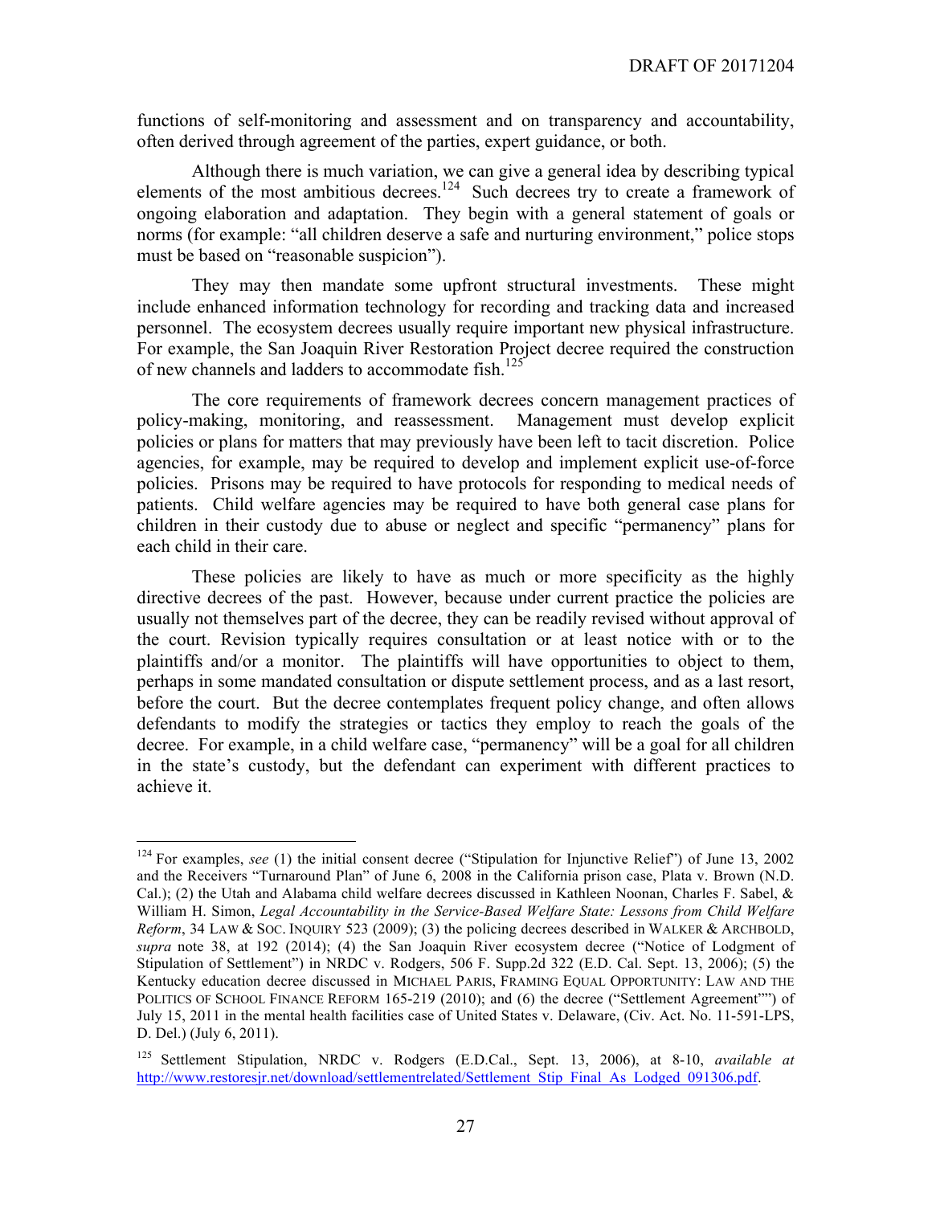functions of self-monitoring and assessment and on transparency and accountability, often derived through agreement of the parties, expert guidance, or both.

Although there is much variation, we can give a general idea by describing typical elements of the most ambitious decrees.[124] Such decrees try to create a framework of ongoing elaboration and adaptation. They begin with a general statement of goals or norms (for example: "all children deserve a safe and nurturing environment," police stops must be based on "reasonable suspicion").

They may then mandate some upfront structural investments. These might include enhanced information technology for recording and tracking data and increased personnel. The ecosystem decrees usually require important new physical infrastructure. For example, the San Joaquin River Restoration Project decree required the construction of new channels and ladders to accommodate fish.[125]

The core requirements of framework decrees concern management practices of policy-making, monitoring, and reassessment. Management must develop explicit policies or plans for matters that may previously have been left to tacit discretion. Police agencies, for example, may be required to develop and implement explicit use-of-force policies. Prisons may be required to have protocols for responding to medical needs of patients. Child welfare agencies may be required to have both general case plans for children in their custody due to abuse or neglect and specific "permanency" plans for each child in their care.

These policies are likely to have as much or more specificity as the highly directive decrees of the past. However, because under current practice the policies are usually not themselves part of the decree, they can be readily revised without approval of the court. Revision typically requires consultation or at least notice with or to the plaintiffs and/or a monitor. The plaintiffs will have opportunities to object to them, perhaps in some mandated consultation or dispute settlement process, and as a last resort, before the court. But the decree contemplates frequent policy change, and often allows defendants to modify the strategies or tactics they employ to reach the goals of the decree. For example, in a child welfare case, "permanency" will be a goal for all children in the state's custody, but the defendant can experiment with different practices to achieve it.

---

[124] For examples, *see* (1) the initial consent decree ("Stipulation for Injunctive Relief") of June 13, 2002 and the Receivers "Turnaround Plan" of June 6, 2008 in the California prison case, Plata v. Brown (N.D. Cal.); (2) the Utah and Alabama child welfare decrees discussed in Kathleen Noonan, Charles F. Sabel, & William H. Simon, *Legal Accountability in the Service-Based Welfare State: Lessons from Child Welfare Reform*, 34 LAW & SOC. INQUIRY 523 (2009); (3) the policing decrees described in WALKER & ARCHBOLD, *supra* note 38, at 192 (2014); (4) the San Joaquin River ecosystem decree ("Notice of Lodgment of Stipulation of Settlement") in NRDC v. Rodgers, 506 F. Supp.2d 322 (E.D. Cal. Sept. 13, 2006); (5) the Kentucky education decree discussed in MICHAEL PARIS, FRAMING EQUAL OPPORTUNITY: LAW AND THE POLITICS OF SCHOOL FINANCE REFORM 165-219 (2010); and (6) the decree ("Settlement Agreement"") of July 15, 2011 in the mental health facilities case of United States v. Delaware, (Civ. Act. No. 11-591-LPS, D. Del.) (July 6, 2011).

[125] Settlement Stipulation, NRDC v. Rodgers (E.D.Cal., Sept. 13, 2006), at 8-10, *available at* http://www.restoresjr.net/download/settlementrelated/Settlement_Stip_Final_As_Lodged_091306.pdf.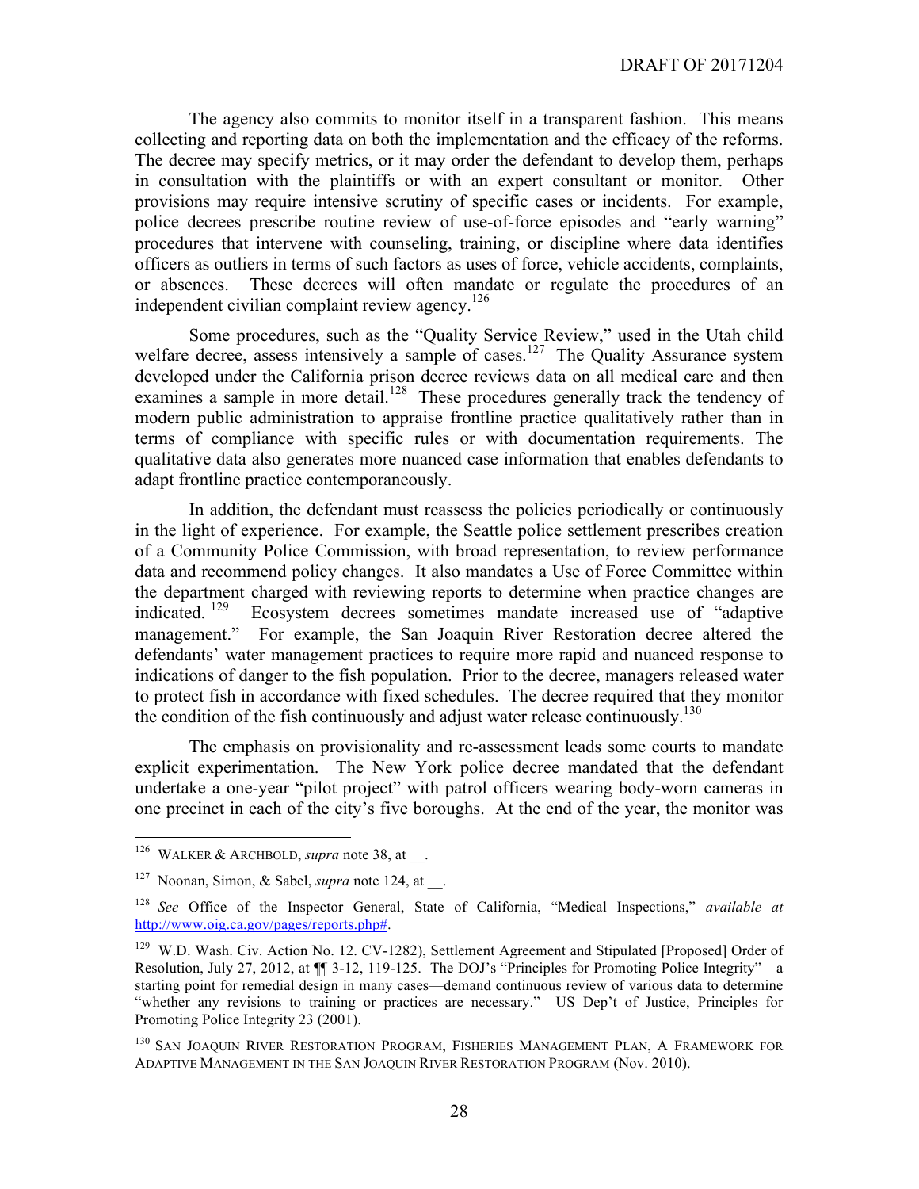The agency also commits to monitor itself in a transparent fashion. This means collecting and reporting data on both the implementation and the efficacy of the reforms. The decree may specify metrics, or it may order the defendant to develop them, perhaps in consultation with the plaintiffs or with an expert consultant or monitor. Other provisions may require intensive scrutiny of specific cases or incidents. For example, police decrees prescribe routine review of use-of-force episodes and "early warning" procedures that intervene with counseling, training, or discipline where data identifies officers as outliers in terms of such factors as uses of force, vehicle accidents, complaints, or absences. These decrees will often mandate or regulate the procedures of an independent civilian complaint review agency.[126]

Some procedures, such as the "Quality Service Review," used in the Utah child welfare decree, assess intensively a sample of cases.[127] The Quality Assurance system developed under the California prison decree reviews data on all medical care and then examines a sample in more detail.[128] These procedures generally track the tendency of modern public administration to appraise frontline practice qualitatively rather than in terms of compliance with specific rules or with documentation requirements. The qualitative data also generates more nuanced case information that enables defendants to adapt frontline practice contemporaneously.

In addition, the defendant must reassess the policies periodically or continuously in the light of experience. For example, the Seattle police settlement prescribes creation of a Community Police Commission, with broad representation, to review performance data and recommend policy changes. It also mandates a Use of Force Committee within the department charged with reviewing reports to determine when practice changes are indicated.[129] Ecosystem decrees sometimes mandate increased use of "adaptive management." For example, the San Joaquin River Restoration decree altered the defendants' water management practices to require more rapid and nuanced response to indications of danger to the fish population. Prior to the decree, managers released water to protect fish in accordance with fixed schedules. The decree required that they monitor the condition of the fish continuously and adjust water release continuously.[130]

The emphasis on provisionality and re-assessment leads some courts to mandate explicit experimentation. The New York police decree mandated that the defendant undertake a one-year "pilot project" with patrol officers wearing body-worn cameras in one precinct in each of the city's five boroughs. At the end of the year, the monitor was

---

[126] WALKER & ARCHBOLD, *supra* note 38, at __.

[127] Noonan, Simon, & Sabel, *supra* note 124, at __.

[128] *See* Office of the Inspector General, State of California, "Medical Inspections," *available at* http://www.oig.ca.gov/pages/reports.php#.

[129] W.D. Wash. Civ. Action No. 12. CV-1282), Settlement Agreement and Stipulated [Proposed] Order of Resolution, July 27, 2012, at ¶¶ 3-12, 119-125. The DOJ's "Principles for Promoting Police Integrity"—a starting point for remedial design in many cases—demand continuous review of various data to determine "whether any revisions to training or practices are necessary." US Dep't of Justice, Principles for Promoting Police Integrity 23 (2001).

[130] SAN JOAQUIN RIVER RESTORATION PROGRAM, FISHERIES MANAGEMENT PLAN, A FRAMEWORK FOR ADAPTIVE MANAGEMENT IN THE SAN JOAQUIN RIVER RESTORATION PROGRAM (Nov. 2010).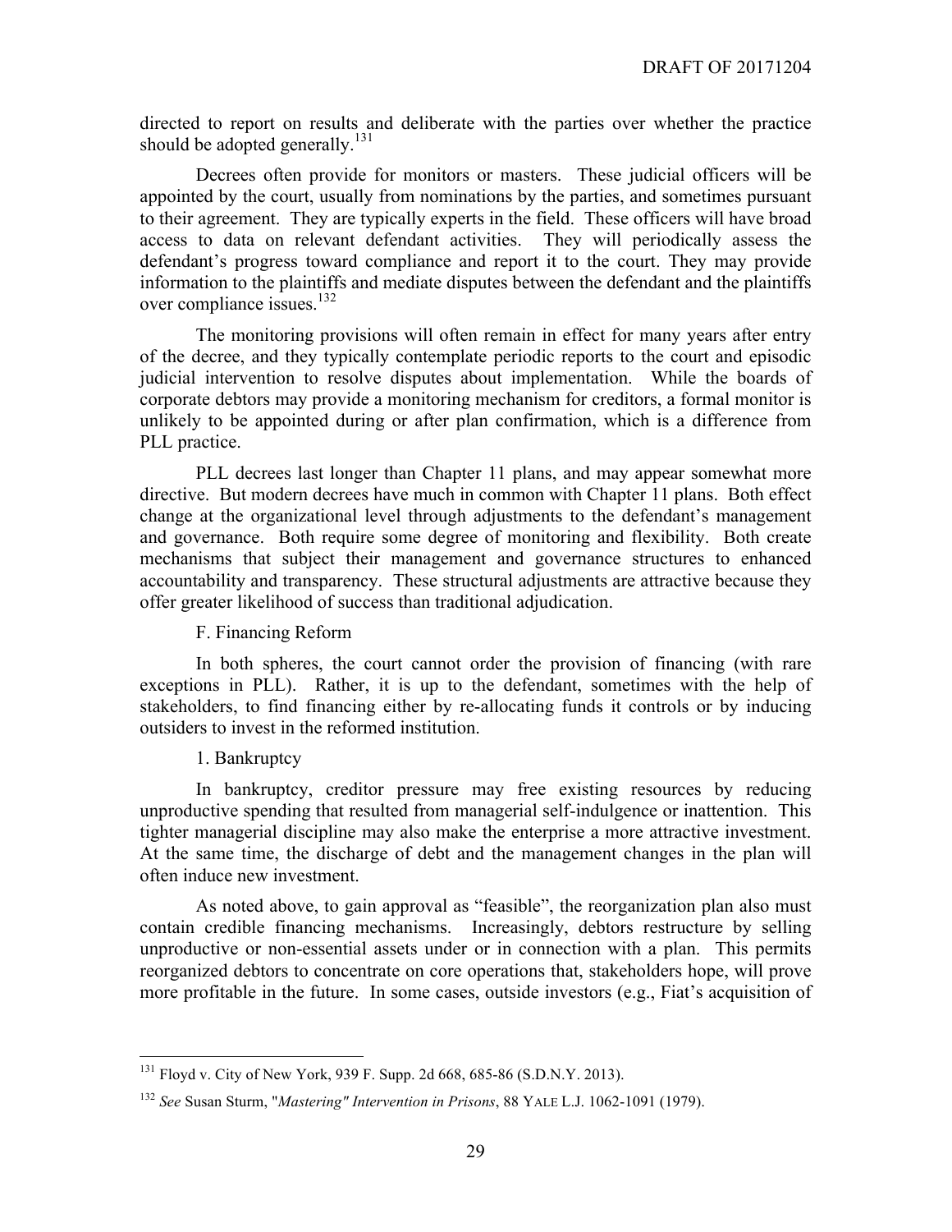directed to report on results and deliberate with the parties over whether the practice should be adopted generally.[131]

Decrees often provide for monitors or masters. These judicial officers will be appointed by the court, usually from nominations by the parties, and sometimes pursuant to their agreement. They are typically experts in the field. These officers will have broad access to data on relevant defendant activities. They will periodically assess the defendant's progress toward compliance and report it to the court. They may provide information to the plaintiffs and mediate disputes between the defendant and the plaintiffs over compliance issues.[132]

The monitoring provisions will often remain in effect for many years after entry of the decree, and they typically contemplate periodic reports to the court and episodic judicial intervention to resolve disputes about implementation. While the boards of corporate debtors may provide a monitoring mechanism for creditors, a formal monitor is unlikely to be appointed during or after plan confirmation, which is a difference from PLL practice.

PLL decrees last longer than Chapter 11 plans, and may appear somewhat more directive. But modern decrees have much in common with Chapter 11 plans. Both effect change at the organizational level through adjustments to the defendant's management and governance. Both require some degree of monitoring and flexibility. Both create mechanisms that subject their management and governance structures to enhanced accountability and transparency. These structural adjustments are attractive because they offer greater likelihood of success than traditional adjudication.

### F. Financing Reform

In both spheres, the court cannot order the provision of financing (with rare exceptions in PLL). Rather, it is up to the defendant, sometimes with the help of stakeholders, to find financing either by re-allocating funds it controls or by inducing outsiders to invest in the reformed institution.

#### 1. Bankruptcy

In bankruptcy, creditor pressure may free existing resources by reducing unproductive spending that resulted from managerial self-indulgence or inattention. This tighter managerial discipline may also make the enterprise a more attractive investment. At the same time, the discharge of debt and the management changes in the plan will often induce new investment.

As noted above, to gain approval as "feasible", the reorganization plan also must contain credible financing mechanisms. Increasingly, debtors restructure by selling unproductive or non-essential assets under or in connection with a plan. This permits reorganized debtors to concentrate on core operations that, stakeholders hope, will prove more profitable in the future. In some cases, outside investors (e.g., Fiat's acquisition of

---

[131] Floyd v. City of New York, 939 F. Supp. 2d 668, 685-86 (S.D.N.Y. 2013).

[132] *See* Susan Sturm, "*Mastering" Intervention in Prisons*, 88 YALE L.J. 1062-1091 (1979).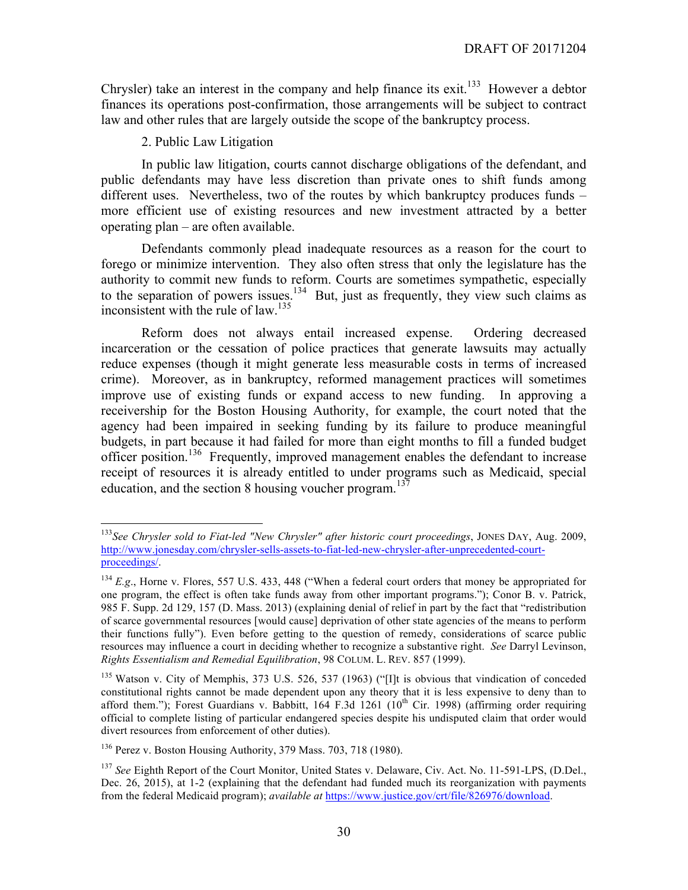Chrysler) take an interest in the company and help finance its exit.[133] However a debtor finances its operations post-confirmation, those arrangements will be subject to contract law and other rules that are largely outside the scope of the bankruptcy process.

2. Public Law Litigation

In public law litigation, courts cannot discharge obligations of the defendant, and public defendants may have less discretion than private ones to shift funds among different uses. Nevertheless, two of the routes by which bankruptcy produces funds – more efficient use of existing resources and new investment attracted by a better operating plan – are often available.

Defendants commonly plead inadequate resources as a reason for the court to forego or minimize intervention. They also often stress that only the legislature has the authority to commit new funds to reform. Courts are sometimes sympathetic, especially to the separation of powers issues.[134] But, just as frequently, they view such claims as inconsistent with the rule of law.[135]

Reform does not always entail increased expense. Ordering decreased incarceration or the cessation of police practices that generate lawsuits may actually reduce expenses (though it might generate less measurable costs in terms of increased crime). Moreover, as in bankruptcy, reformed management practices will sometimes improve use of existing funds or expand access to new funding. In approving a receivership for the Boston Housing Authority, for example, the court noted that the agency had been impaired in seeking funding by its failure to produce meaningful budgets, in part because it had failed for more than eight months to fill a funded budget officer position.[136] Frequently, improved management enables the defendant to increase receipt of resources it is already entitled to under programs such as Medicaid, special education, and the section 8 housing voucher program.[137]

---

[133] *See Chrysler sold to Fiat-led "New Chrysler" after historic court proceedings*, JONES DAY, Aug. 2009, http://www.jonesday.com/chrysler-sells-assets-to-fiat-led-new-chrysler-after-unprecedented-court-proceedings/.

[134] *E.g*., Horne v. Flores, 557 U.S. 433, 448 ("When a federal court orders that money be appropriated for one program, the effect is often take funds away from other important programs."); Conor B. v. Patrick, 985 F. Supp. 2d 129, 157 (D. Mass. 2013) (explaining denial of relief in part by the fact that "redistribution of scarce governmental resources [would cause] deprivation of other state agencies of the means to perform their functions fully"). Even before getting to the question of remedy, considerations of scarce public resources may influence a court in deciding whether to recognize a substantive right. *See* Darryl Levinson, *Rights Essentialism and Remedial Equilibration*, 98 COLUM. L. REV. 857 (1999).

[135] Watson v. City of Memphis, 373 U.S. 526, 537 (1963) ("[I]t is obvious that vindication of conceded constitutional rights cannot be made dependent upon any theory that it is less expensive to deny than to afford them."); Forest Guardians v. Babbitt, 164 F.3d 1261 (10th Cir. 1998) (affirming order requiring official to complete listing of particular endangered species despite his undisputed claim that order would divert resources from enforcement of other duties).

[136] Perez v. Boston Housing Authority, 379 Mass. 703, 718 (1980).

[137] *See* Eighth Report of the Court Monitor, United States v. Delaware, Civ. Act. No. 11-591-LPS, (D.Del., Dec. 26, 2015), at 1-2 (explaining that the defendant had funded much its reorganization with payments from the federal Medicaid program); *available at* https://www.justice.gov/crt/file/826976/download.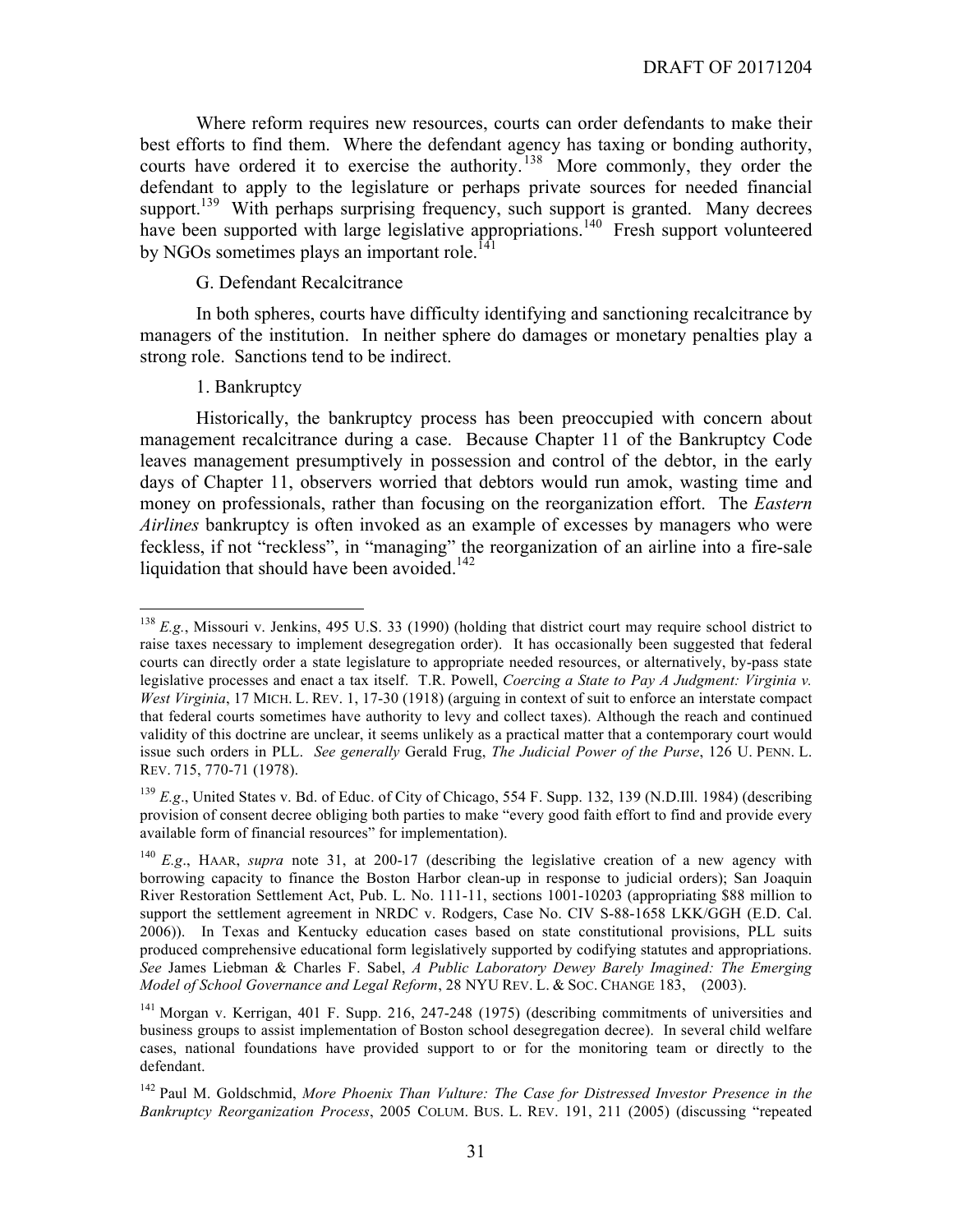Where reform requires new resources, courts can order defendants to make their best efforts to find them. Where the defendant agency has taxing or bonding authority, courts have ordered it to exercise the authority.[138] More commonly, they order the defendant to apply to the legislature or perhaps private sources for needed financial support.[139] With perhaps surprising frequency, such support is granted. Many decrees have been supported with large legislative appropriations.[140] Fresh support volunteered by NGOs sometimes plays an important role.[141]

G. Defendant Recalcitrance

In both spheres, courts have difficulty identifying and sanctioning recalcitrance by managers of the institution. In neither sphere do damages or monetary penalties play a strong role. Sanctions tend to be indirect.

1. Bankruptcy

Historically, the bankruptcy process has been preoccupied with concern about management recalcitrance during a case. Because Chapter 11 of the Bankruptcy Code leaves management presumptively in possession and control of the debtor, in the early days of Chapter 11, observers worried that debtors would run amok, wasting time and money on professionals, rather than focusing on the reorganization effort. The *Eastern Airlines* bankruptcy is often invoked as an example of excesses by managers who were feckless, if not "reckless", in "managing" the reorganization of an airline into a fire-sale liquidation that should have been avoided.[142]

---

[138] *E.g.*, Missouri v. Jenkins, 495 U.S. 33 (1990) (holding that district court may require school district to raise taxes necessary to implement desegregation order). It has occasionally been suggested that federal courts can directly order a state legislature to appropriate needed resources, or alternatively, by-pass state legislative processes and enact a tax itself. T.R. Powell, *Coercing a State to Pay A Judgment: Virginia v. West Virginia*, 17 MICH. L. REV. 1, 17-30 (1918) (arguing in context of suit to enforce an interstate compact that federal courts sometimes have authority to levy and collect taxes). Although the reach and continued validity of this doctrine are unclear, it seems unlikely as a practical matter that a contemporary court would issue such orders in PLL. *See generally* Gerald Frug, *The Judicial Power of the Purse*, 126 U. PENN. L. REV. 715, 770-71 (1978).

[139] *E.g*., United States v. Bd. of Educ. of City of Chicago, 554 F. Supp. 132, 139 (N.D.Ill. 1984) (describing provision of consent decree obliging both parties to make "every good faith effort to find and provide every available form of financial resources" for implementation).

[140] *E.g*., HAAR, *supra* note 31, at 200-17 (describing the legislative creation of a new agency with borrowing capacity to finance the Boston Harbor clean-up in response to judicial orders); San Joaquin River Restoration Settlement Act, Pub. L. No. 111-11, sections 1001-10203 (appropriating $88 million to support the settlement agreement in NRDC v. Rodgers, Case No. CIV S-88-1658 LKK/GGH (E.D. Cal. 2006)). In Texas and Kentucky education cases based on state constitutional provisions, PLL suits produced comprehensive educational form legislatively supported by codifying statutes and appropriations. *See* James Liebman & Charles F. Sabel, *A Public Laboratory Dewey Barely Imagined: The Emerging Model of School Governance and Legal Reform*, 28 NYU REV. L. & SOC. CHANGE 183, (2003).

[141] Morgan v. Kerrigan, 401 F. Supp. 216, 247-248 (1975) (describing commitments of universities and business groups to assist implementation of Boston school desegregation decree). In several child welfare cases, national foundations have provided support to or for the monitoring team or directly to the defendant.

[142] Paul M. Goldschmid, *More Phoenix Than Vulture: The Case for Distressed Investor Presence in the Bankruptcy Reorganization Process*, 2005 COLUM. BUS. L. REV. 191, 211 (2005) (discussing "repeated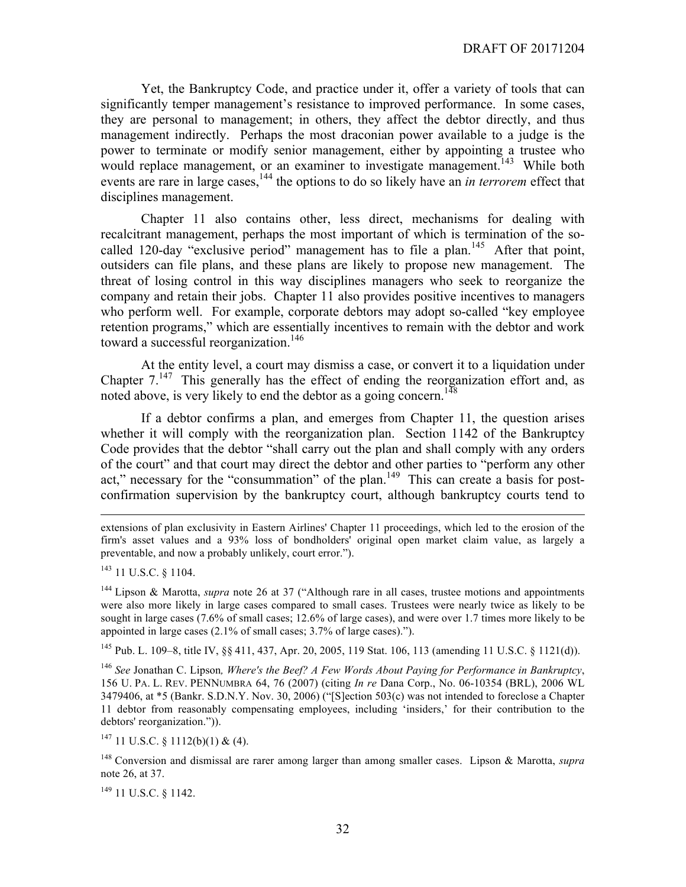Yet, the Bankruptcy Code, and practice under it, offer a variety of tools that can significantly temper management's resistance to improved performance. In some cases, they are personal to management; in others, they affect the debtor directly, and thus management indirectly. Perhaps the most draconian power available to a judge is the power to terminate or modify senior management, either by appointing a trustee who would replace management, or an examiner to investigate management.[143] While both events are rare in large cases,[144] the options to do so likely have an *in terrorem* effect that disciplines management.

Chapter 11 also contains other, less direct, mechanisms for dealing with recalcitrant management, perhaps the most important of which is termination of the so-called 120-day "exclusive period" management has to file a plan.[145] After that point, outsiders can file plans, and these plans are likely to propose new management. The threat of losing control in this way disciplines managers who seek to reorganize the company and retain their jobs. Chapter 11 also provides positive incentives to managers who perform well. For example, corporate debtors may adopt so-called "key employee retention programs," which are essentially incentives to remain with the debtor and work toward a successful reorganization.[146]

At the entity level, a court may dismiss a case, or convert it to a liquidation under Chapter 7.[147] This generally has the effect of ending the reorganization effort and, as noted above, is very likely to end the debtor as a going concern.[148]

If a debtor confirms a plan, and emerges from Chapter 11, the question arises whether it will comply with the reorganization plan. Section 1142 of the Bankruptcy Code provides that the debtor "shall carry out the plan and shall comply with any orders of the court" and that court may direct the debtor and other parties to "perform any other act," necessary for the "consummation" of the plan.[149] This can create a basis for post-confirmation supervision by the bankruptcy court, although bankruptcy courts tend to

---

extensions of plan exclusivity in Eastern Airlines' Chapter 11 proceedings, which led to the erosion of the firm's asset values and a 93% loss of bondholders' original open market claim value, as largely a preventable, and now a probably unlikely, court error.").

[143] 11 U.S.C. § 1104.

[144] Lipson & Marotta, *supra* note 26 at 37 ("Although rare in all cases, trustee motions and appointments were also more likely in large cases compared to small cases. Trustees were nearly twice as likely to be sought in large cases (7.6% of small cases; 12.6% of large cases), and were over 1.7 times more likely to be appointed in large cases (2.1% of small cases; 3.7% of large cases).").

[145] Pub. L. 109–8, title IV, §§ 411, 437, Apr. 20, 2005, 119 Stat. 106, 113 (amending 11 U.S.C. § 1121(d)).

[146] *See* Jonathan C. Lipson*, Where's the Beef? A Few Words About Paying for Performance in Bankruptcy*, 156 U. PA. L. REV. PENNUMBRA 64, 76 (2007) (citing *In re* Dana Corp., No. 06-10354 (BRL), 2006 WL 3479406, at *5 (Bankr. S.D.N.Y. Nov. 30, 2006) ("[S]ection 503(c) was not intended to foreclose a Chapter 11 debtor from reasonably compensating employees, including 'insiders,' for their contribution to the debtors' reorganization.")).

[147] 11 U.S.C. § 1112(b)(1) & (4).

[148] Conversion and dismissal are rarer among larger than among smaller cases. Lipson & Marotta, *supra* note 26, at 37.

[149] 11 U.S.C. § 1142.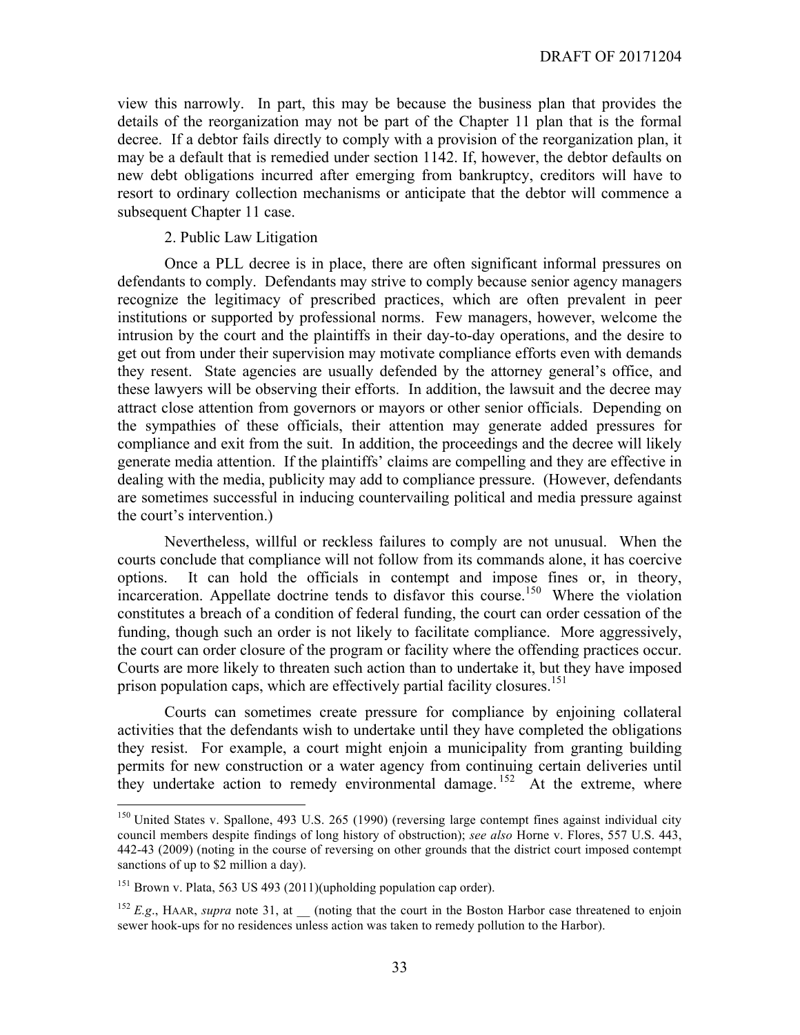view this narrowly. In part, this may be because the business plan that provides the details of the reorganization may not be part of the Chapter 11 plan that is the formal decree. If a debtor fails directly to comply with a provision of the reorganization plan, it may be a default that is remedied under section 1142. If, however, the debtor defaults on new debt obligations incurred after emerging from bankruptcy, creditors will have to resort to ordinary collection mechanisms or anticipate that the debtor will commence a subsequent Chapter 11 case.

2. Public Law Litigation

Once a PLL decree is in place, there are often significant informal pressures on defendants to comply. Defendants may strive to comply because senior agency managers recognize the legitimacy of prescribed practices, which are often prevalent in peer institutions or supported by professional norms. Few managers, however, welcome the intrusion by the court and the plaintiffs in their day-to-day operations, and the desire to get out from under their supervision may motivate compliance efforts even with demands they resent. State agencies are usually defended by the attorney general's office, and these lawyers will be observing their efforts. In addition, the lawsuit and the decree may attract close attention from governors or mayors or other senior officials. Depending on the sympathies of these officials, their attention may generate added pressures for compliance and exit from the suit. In addition, the proceedings and the decree will likely generate media attention. If the plaintiffs' claims are compelling and they are effective in dealing with the media, publicity may add to compliance pressure. (However, defendants are sometimes successful in inducing countervailing political and media pressure against the court's intervention.)

Nevertheless, willful or reckless failures to comply are not unusual. When the courts conclude that compliance will not follow from its commands alone, it has coercive options. It can hold the officials in contempt and impose fines or, in theory, incarceration. Appellate doctrine tends to disfavor this course.[150] Where the violation constitutes a breach of a condition of federal funding, the court can order cessation of the funding, though such an order is not likely to facilitate compliance. More aggressively, the court can order closure of the program or facility where the offending practices occur. Courts are more likely to threaten such action than to undertake it, but they have imposed prison population caps, which are effectively partial facility closures.[151]

Courts can sometimes create pressure for compliance by enjoining collateral activities that the defendants wish to undertake until they have completed the obligations they resist. For example, a court might enjoin a municipality from granting building permits for new construction or a water agency from continuing certain deliveries until they undertake action to remedy environmental damage.[152] At the extreme, where

---

[150] United States v. Spallone, 493 U.S. 265 (1990) (reversing large contempt fines against individual city council members despite findings of long history of obstruction); *see also* Horne v. Flores, 557 U.S. 443, 442-43 (2009) (noting in the course of reversing on other grounds that the district court imposed contempt sanctions of up to $2 million a day).

[151] Brown v. Plata, 563 US 493 (2011)(upholding population cap order).

[152] *E.g*., HAAR, *supra* note 31, at __ (noting that the court in the Boston Harbor case threatened to enjoin sewer hook-ups for no residences unless action was taken to remedy pollution to the Harbor).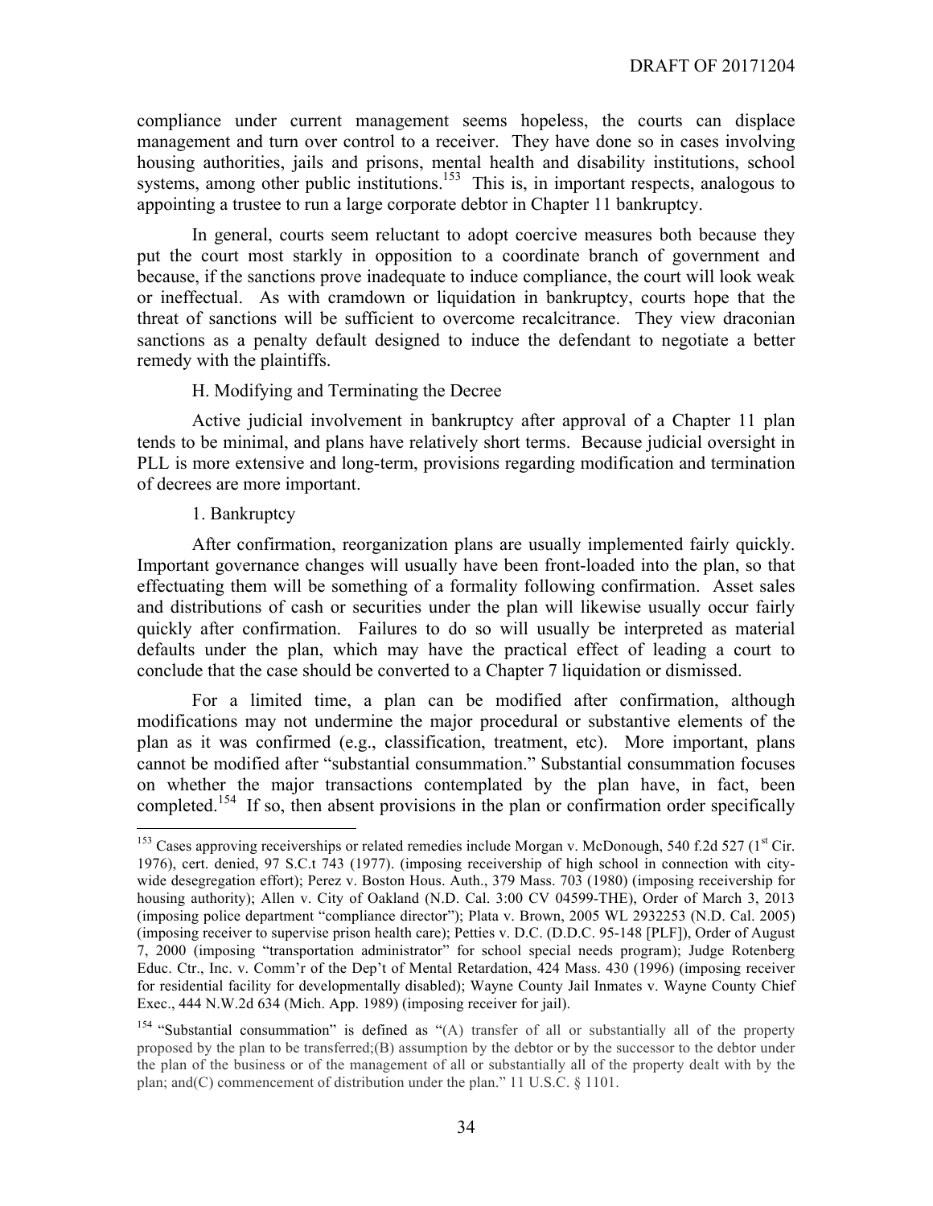compliance under current management seems hopeless, the courts can displace management and turn over control to a receiver. They have done so in cases involving housing authorities, jails and prisons, mental health and disability institutions, school systems, among other public institutions.[153] This is, in important respects, analogous to appointing a trustee to run a large corporate debtor in Chapter 11 bankruptcy.

In general, courts seem reluctant to adopt coercive measures both because they put the court most starkly in opposition to a coordinate branch of government and because, if the sanctions prove inadequate to induce compliance, the court will look weak or ineffectual. As with cramdown or liquidation in bankruptcy, courts hope that the threat of sanctions will be sufficient to overcome recalcitrance. They view draconian sanctions as a penalty default designed to induce the defendant to negotiate a better remedy with the plaintiffs.

### H. Modifying and Terminating the Decree

Active judicial involvement in bankruptcy after approval of a Chapter 11 plan tends to be minimal, and plans have relatively short terms. Because judicial oversight in PLL is more extensive and long-term, provisions regarding modification and termination of decrees are more important.

#### 1. Bankruptcy

After confirmation, reorganization plans are usually implemented fairly quickly. Important governance changes will usually have been front-loaded into the plan, so that effectuating them will be something of a formality following confirmation. Asset sales and distributions of cash or securities under the plan will likewise usually occur fairly quickly after confirmation. Failures to do so will usually be interpreted as material defaults under the plan, which may have the practical effect of leading a court to conclude that the case should be converted to a Chapter 7 liquidation or dismissed.

For a limited time, a plan can be modified after confirmation, although modifications may not undermine the major procedural or substantive elements of the plan as it was confirmed (e.g., classification, treatment, etc). More important, plans cannot be modified after "substantial consummation." Substantial consummation focuses on whether the major transactions contemplated by the plan have, in fact, been completed.[154] If so, then absent provisions in the plan or confirmation order specifically

---

[153] Cases approving receiverships or related remedies include Morgan v. McDonough, 540 f.2d 527 (1st Cir. 1976), cert. denied, 97 S.Ct 743 (1977). (imposing receivership of high school in connection with city-wide desegregation effort); Perez v. Boston Hous. Auth., 379 Mass. 703 (1980) (imposing receivership for housing authority); Allen v. City of Oakland (N.D. Cal. 3:00 CV 04599-THE), Order of March 3, 2013 (imposing police department "compliance director"); Plata v. Brown, 2005 WL 2932253 (N.D. Cal. 2005) (imposing receiver to supervise prison health care); Petties v. D.C. (D.D.C. 95-148 [PLF]), Order of August 7, 2000 (imposing "transportation administrator" for school special needs program); Judge Rotenberg Educ. Ctr., Inc. v. Comm'r of the Dep't of Mental Retardation, 424 Mass. 430 (1996) (imposing receiver for residential facility for developmentally disabled); Wayne County Jail Inmates v. Wayne County Chief Exec., 444 N.W.2d 634 (Mich. App. 1989) (imposing receiver for jail).

[154] "Substantial consummation" is defined as "(A) transfer of all or substantially all of the property proposed by the plan to be transferred;(B) assumption by the debtor or by the successor to the debtor under the plan of the business or of the management of all or substantially all of the property dealt with by the plan; and(C) commencement of distribution under the plan." 11 U.S.C. § 1101.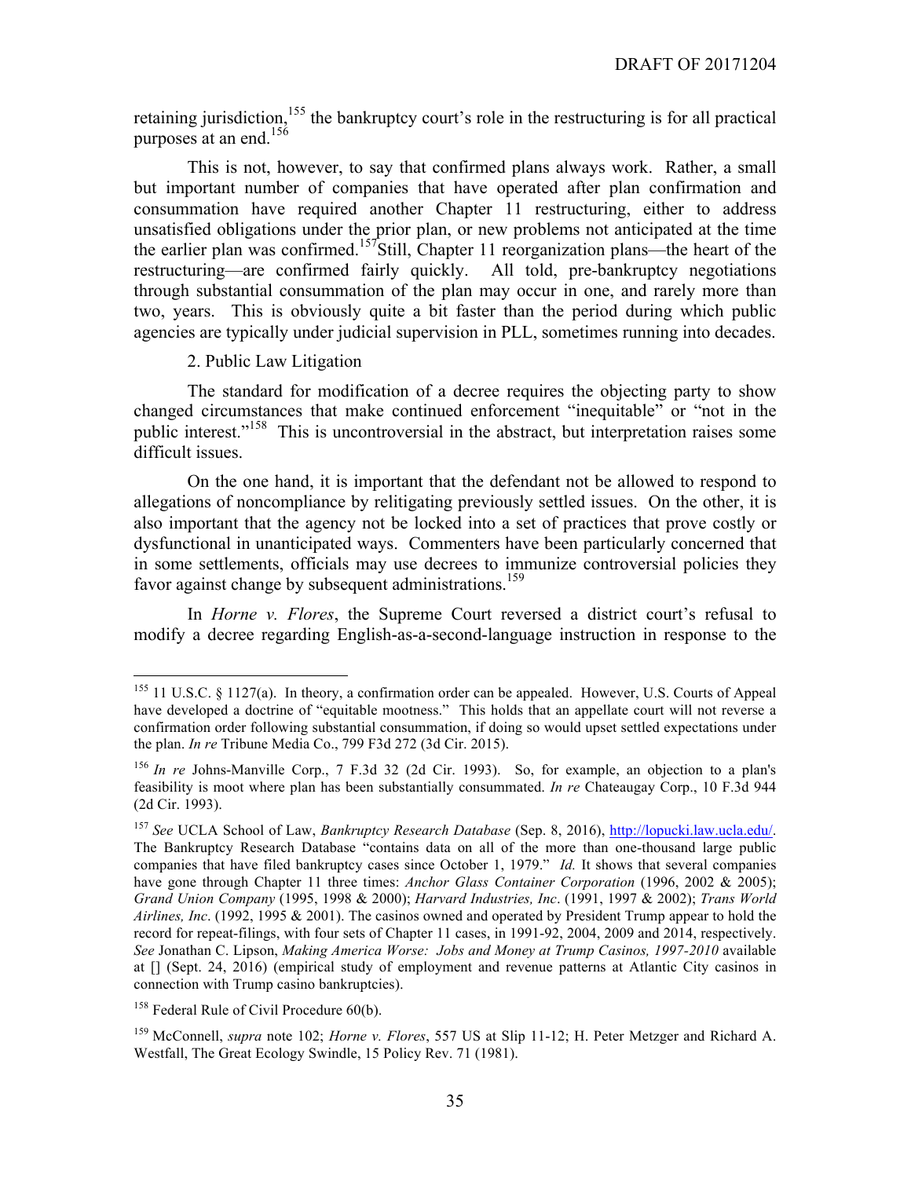retaining jurisdiction,[155] the bankruptcy court's role in the restructuring is for all practical purposes at an end.[156]

This is not, however, to say that confirmed plans always work. Rather, a small but important number of companies that have operated after plan confirmation and consummation have required another Chapter 11 restructuring, either to address unsatisfied obligations under the prior plan, or new problems not anticipated at the time the earlier plan was confirmed.[157] Still, Chapter 11 reorganization plans—the heart of the restructuring—are confirmed fairly quickly. All told, pre-bankruptcy negotiations through substantial consummation of the plan may occur in one, and rarely more than two, years. This is obviously quite a bit faster than the period during which public agencies are typically under judicial supervision in PLL, sometimes running into decades.

2. Public Law Litigation

The standard for modification of a decree requires the objecting party to show changed circumstances that make continued enforcement "inequitable" or "not in the public interest."[158] This is uncontroversial in the abstract, but interpretation raises some difficult issues.

On the one hand, it is important that the defendant not be allowed to respond to allegations of noncompliance by relitigating previously settled issues. On the other, it is also important that the agency not be locked into a set of practices that prove costly or dysfunctional in unanticipated ways. Commenters have been particularly concerned that in some settlements, officials may use decrees to immunize controversial policies they favor against change by subsequent administrations.[159]

In *Horne v. Flores*, the Supreme Court reversed a district court's refusal to modify a decree regarding English-as-a-second-language instruction in response to the

---

[155] 11 U.S.C. § 1127(a). In theory, a confirmation order can be appealed. However, U.S. Courts of Appeal have developed a doctrine of "equitable mootness." This holds that an appellate court will not reverse a confirmation order following substantial consummation, if doing so would upset settled expectations under the plan. *In re* Tribune Media Co., 799 F3d 272 (3d Cir. 2015).

[156] *In re* Johns-Manville Corp., 7 F.3d 32 (2d Cir. 1993). So, for example, an objection to a plan's feasibility is moot where plan has been substantially consummated. *In re* Chateaugay Corp., 10 F.3d 944 (2d Cir. 1993).

[157] *See* UCLA School of Law, *Bankruptcy Research Database* (Sep. 8, 2016), http://lopucki.law.ucla.edu/. The Bankruptcy Research Database "contains data on all of the more than one-thousand large public companies that have filed bankruptcy cases since October 1, 1979." *Id.* It shows that several companies have gone through Chapter 11 three times: *Anchor Glass Container Corporation* (1996, 2002 & 2005); *Grand Union Company* (1995, 1998 & 2000); *Harvard Industries, Inc*. (1991, 1997 & 2002); *Trans World Airlines, Inc*. (1992, 1995 & 2001). The casinos owned and operated by President Trump appear to hold the record for repeat-filings, with four sets of Chapter 11 cases, in 1991-92, 2004, 2009 and 2014, respectively. *See* Jonathan C. Lipson, *Making America Worse: Jobs and Money at Trump Casinos, 1997-2010* available at [] (Sept. 24, 2016) (empirical study of employment and revenue patterns at Atlantic City casinos in connection with Trump casino bankruptcies).

[158] Federal Rule of Civil Procedure 60(b).

[159] McConnell, *supra* note 102; *Horne v. Flores*, 557 US at Slip 11-12; H. Peter Metzger and Richard A. Westfall, The Great Ecology Swindle, 15 Policy Rev. 71 (1981).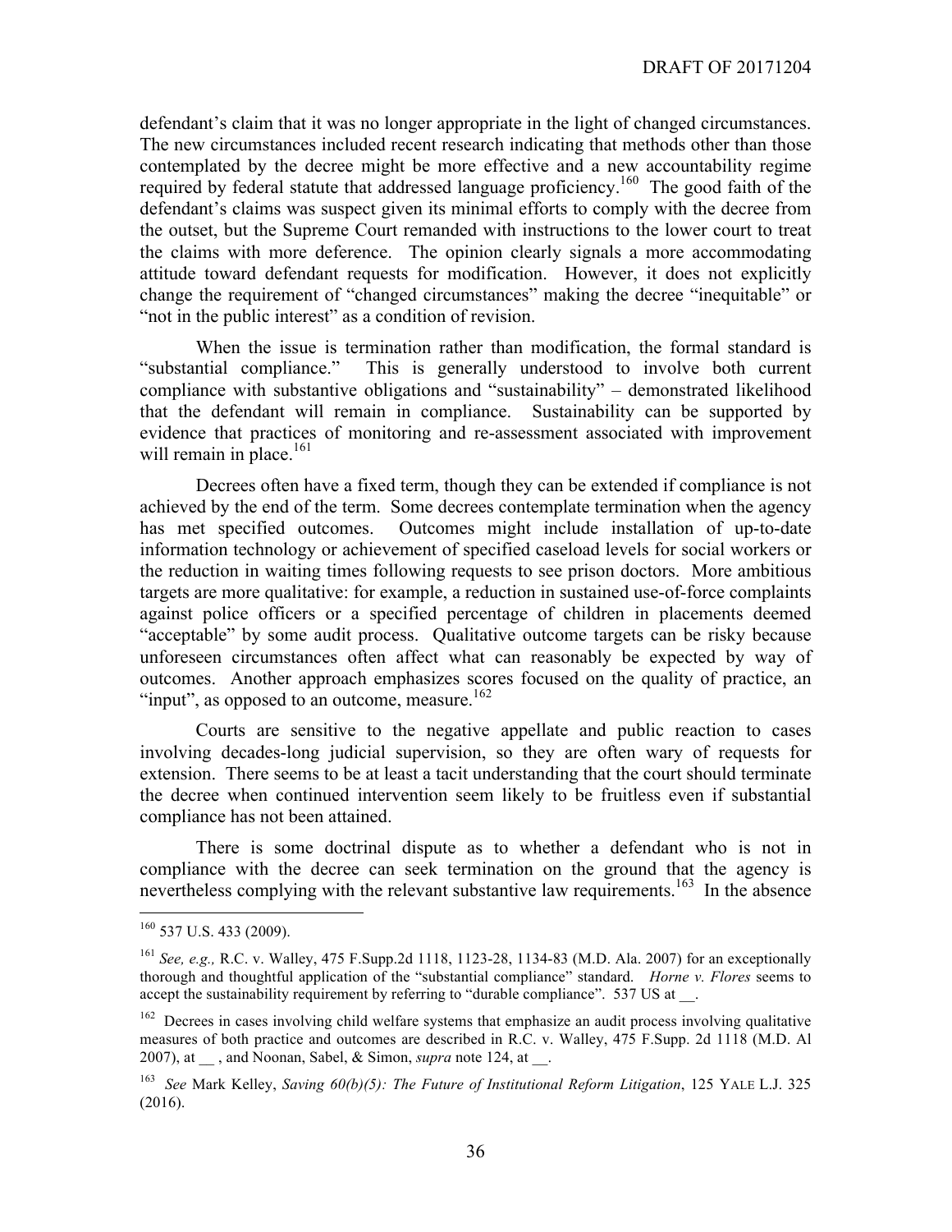defendant's claim that it was no longer appropriate in the light of changed circumstances. The new circumstances included recent research indicating that methods other than those contemplated by the decree might be more effective and a new accountability regime required by federal statute that addressed language proficiency.[160] The good faith of the defendant's claims was suspect given its minimal efforts to comply with the decree from the outset, but the Supreme Court remanded with instructions to the lower court to treat the claims with more deference. The opinion clearly signals a more accommodating attitude toward defendant requests for modification. However, it does not explicitly change the requirement of "changed circumstances" making the decree "inequitable" or "not in the public interest" as a condition of revision.

When the issue is termination rather than modification, the formal standard is "substantial compliance." This is generally understood to involve both current compliance with substantive obligations and "sustainability" – demonstrated likelihood that the defendant will remain in compliance. Sustainability can be supported by evidence that practices of monitoring and re-assessment associated with improvement will remain in place.[161]

Decrees often have a fixed term, though they can be extended if compliance is not achieved by the end of the term. Some decrees contemplate termination when the agency has met specified outcomes. Outcomes might include installation of up-to-date information technology or achievement of specified caseload levels for social workers or the reduction in waiting times following requests to see prison doctors. More ambitious targets are more qualitative: for example, a reduction in sustained use-of-force complaints against police officers or a specified percentage of children in placements deemed "acceptable" by some audit process. Qualitative outcome targets can be risky because unforeseen circumstances often affect what can reasonably be expected by way of outcomes. Another approach emphasizes scores focused on the quality of practice, an "input", as opposed to an outcome, measure.[162]

Courts are sensitive to the negative appellate and public reaction to cases involving decades-long judicial supervision, so they are often wary of requests for extension. There seems to be at least a tacit understanding that the court should terminate the decree when continued intervention seem likely to be fruitless even if substantial compliance has not been attained.

There is some doctrinal dispute as to whether a defendant who is not in compliance with the decree can seek termination on the ground that the agency is nevertheless complying with the relevant substantive law requirements.[163] In the absence

---

[160] 537 U.S. 433 (2009).

[161] *See, e.g.,* R.C. v. Walley, 475 F.Supp.2d 1118, 1123-28, 1134-83 (M.D. Ala. 2007) for an exceptionally thorough and thoughtful application of the "substantial compliance" standard. *Horne v. Flores* seems to accept the sustainability requirement by referring to "durable compliance". 537 US at __.

[162] Decrees in cases involving child welfare systems that emphasize an audit process involving qualitative measures of both practice and outcomes are described in R.C. v. Walley, 475 F.Supp. 2d 1118 (M.D. Al 2007), at __ , and Noonan, Sabel, & Simon, *supra* note 124, at __.

[163] *See* Mark Kelley, *Saving 60(b)(5): The Future of Institutional Reform Litigation*, 125 YALE L.J. 325 (2016).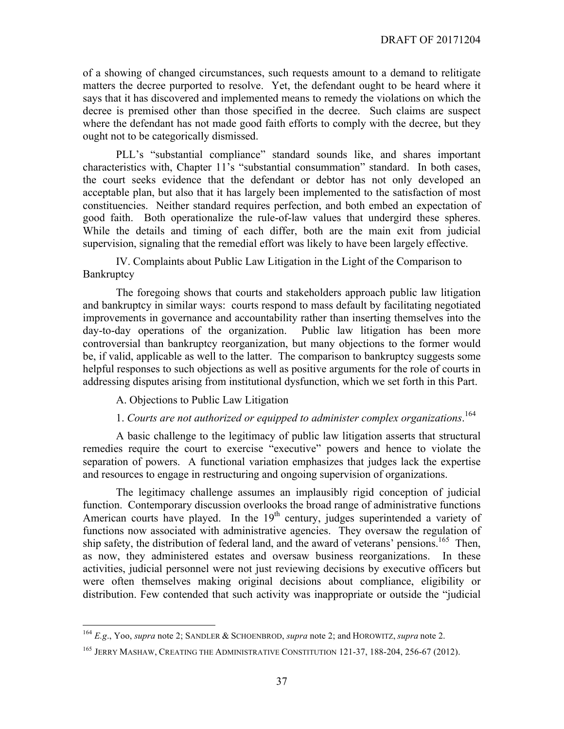of a showing of changed circumstances, such requests amount to a demand to relitigate matters the decree purported to resolve. Yet, the defendant ought to be heard where it says that it has discovered and implemented means to remedy the violations on which the decree is premised other than those specified in the decree. Such claims are suspect where the defendant has not made good faith efforts to comply with the decree, but they ought not to be categorically dismissed.

PLL's "substantial compliance" standard sounds like, and shares important characteristics with, Chapter 11's "substantial consummation" standard. In both cases, the court seeks evidence that the defendant or debtor has not only developed an acceptable plan, but also that it has largely been implemented to the satisfaction of most constituencies. Neither standard requires perfection, and both embed an expectation of good faith. Both operationalize the rule-of-law values that undergird these spheres. While the details and timing of each differ, both are the main exit from judicial supervision, signaling that the remedial effort was likely to have been largely effective.

## IV. Complaints about Public Law Litigation in the Light of the Comparison to Bankruptcy

The foregoing shows that courts and stakeholders approach public law litigation and bankruptcy in similar ways: courts respond to mass default by facilitating negotiated improvements in governance and accountability rather than inserting themselves into the day-to-day operations of the organization. Public law litigation has been more controversial than bankruptcy reorganization, but many objections to the former would be, if valid, applicable as well to the latter. The comparison to bankruptcy suggests some helpful responses to such objections as well as positive arguments for the role of courts in addressing disputes arising from institutional dysfunction, which we set forth in this Part.

### A. Objections to Public Law Litigation

#### 1. *Courts are not authorized or equipped to administer complex organizations*.[164]

A basic challenge to the legitimacy of public law litigation asserts that structural remedies require the court to exercise "executive" powers and hence to violate the separation of powers. A functional variation emphasizes that judges lack the expertise and resources to engage in restructuring and ongoing supervision of organizations.

The legitimacy challenge assumes an implausibly rigid conception of judicial function. Contemporary discussion overlooks the broad range of administrative functions American courts have played. In the 19th century, judges superintended a variety of functions now associated with administrative agencies. They oversaw the regulation of ship safety, the distribution of federal land, and the award of veterans' pensions.[165] Then, as now, they administered estates and oversaw business reorganizations. In these activities, judicial personnel were not just reviewing decisions by executive officers but were often themselves making original decisions about compliance, eligibility or distribution. Few contended that such activity was inappropriate or outside the "judicial

---

[164] *E.g.*, Yoo, *supra* note 2; SANDLER & SCHOENBROD, *supra* note 2; and HOROWITZ, *supra* note 2.

[165] JERRY MASHAW, CREATING THE ADMINISTRATIVE CONSTITUTION 121-37, 188-204, 256-67 (2012).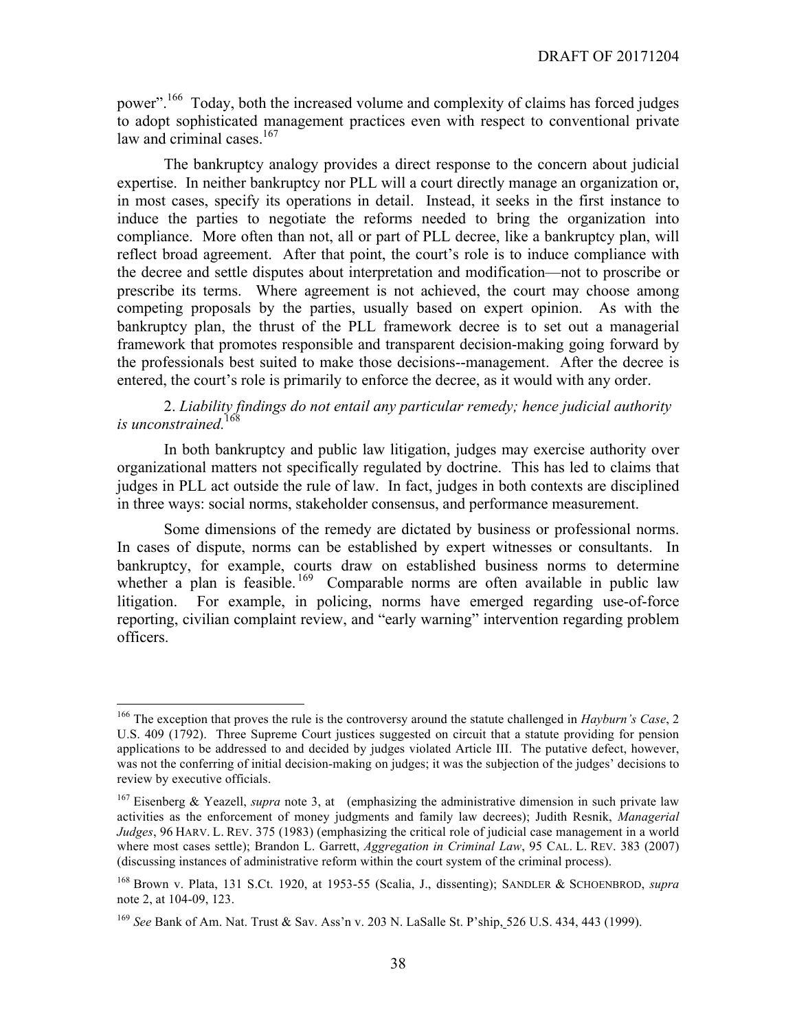power".[166] Today, both the increased volume and complexity of claims has forced judges to adopt sophisticated management practices even with respect to conventional private law and criminal cases.[167]

The bankruptcy analogy provides a direct response to the concern about judicial expertise. In neither bankruptcy nor PLL will a court directly manage an organization or, in most cases, specify its operations in detail. Instead, it seeks in the first instance to induce the parties to negotiate the reforms needed to bring the organization into compliance. More often than not, all or part of PLL decree, like a bankruptcy plan, will reflect broad agreement. After that point, the court's role is to induce compliance with the decree and settle disputes about interpretation and modification—not to proscribe or prescribe its terms. Where agreement is not achieved, the court may choose among competing proposals by the parties, usually based on expert opinion. As with the bankruptcy plan, the thrust of the PLL framework decree is to set out a managerial framework that promotes responsible and transparent decision-making going forward by the professionals best suited to make those decisions--management. After the decree is entered, the court's role is primarily to enforce the decree, as it would with any order.

2. *Liability findings do not entail any particular remedy; hence judicial authority is unconstrained.*[168]

In both bankruptcy and public law litigation, judges may exercise authority over organizational matters not specifically regulated by doctrine. This has led to claims that judges in PLL act outside the rule of law. In fact, judges in both contexts are disciplined in three ways: social norms, stakeholder consensus, and performance measurement.

Some dimensions of the remedy are dictated by business or professional norms. In cases of dispute, norms can be established by expert witnesses or consultants. In bankruptcy, for example, courts draw on established business norms to determine whether a plan is feasible.[169] Comparable norms are often available in public law litigation. For example, in policing, norms have emerged regarding use-of-force reporting, civilian complaint review, and "early warning" intervention regarding problem officers.

---

[166] The exception that proves the rule is the controversy around the statute challenged in *Hayburn's Case*, 2 U.S. 409 (1792). Three Supreme Court justices suggested on circuit that a statute providing for pension applications to be addressed to and decided by judges violated Article III. The putative defect, however, was not the conferring of initial decision-making on judges; it was the subjection of the judges' decisions to review by executive officials.

[167] Eisenberg & Yeazell, *supra* note 3, at (emphasizing the administrative dimension in such private law activities as the enforcement of money judgments and family law decrees); Judith Resnik, *Managerial Judges*, 96 HARV. L. REV. 375 (1983) (emphasizing the critical role of judicial case management in a world where most cases settle); Brandon L. Garrett, *Aggregation in Criminal Law*, 95 CAL. L. REV. 383 (2007) (discussing instances of administrative reform within the court system of the criminal process).

[168] Brown v. Plata, 131 S.Ct. 1920, at 1953-55 (Scalia, J., dissenting); SANDLER & SCHOENBROD, *supra* note 2, at 104-09, 123.

[169] *See* Bank of Am. Nat. Trust & Sav. Ass'n v. 203 N. LaSalle St. P'ship, 526 U.S. 434, 443 (1999).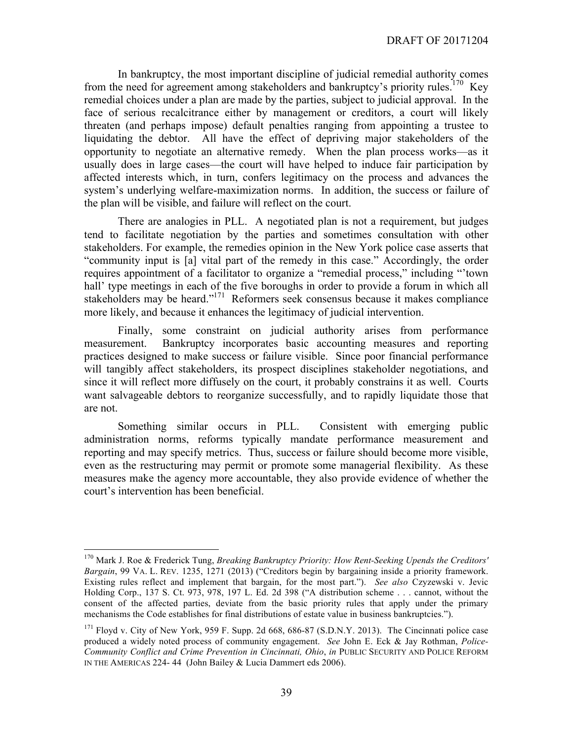In bankruptcy, the most important discipline of judicial remedial authority comes from the need for agreement among stakeholders and bankruptcy's priority rules.[170] Key remedial choices under a plan are made by the parties, subject to judicial approval. In the face of serious recalcitrance either by management or creditors, a court will likely threaten (and perhaps impose) default penalties ranging from appointing a trustee to liquidating the debtor. All have the effect of depriving major stakeholders of the opportunity to negotiate an alternative remedy. When the plan process works—as it usually does in large cases—the court will have helped to induce fair participation by affected interests which, in turn, confers legitimacy on the process and advances the system's underlying welfare-maximization norms. In addition, the success or failure of the plan will be visible, and failure will reflect on the court.

There are analogies in PLL. A negotiated plan is not a requirement, but judges tend to facilitate negotiation by the parties and sometimes consultation with other stakeholders. For example, the remedies opinion in the New York police case asserts that "community input is [a] vital part of the remedy in this case." Accordingly, the order requires appointment of a facilitator to organize a "remedial process," including "'town hall' type meetings in each of the five boroughs in order to provide a forum in which all stakeholders may be heard."[171] Reformers seek consensus because it makes compliance more likely, and because it enhances the legitimacy of judicial intervention.

Finally, some constraint on judicial authority arises from performance measurement. Bankruptcy incorporates basic accounting measures and reporting practices designed to make success or failure visible. Since poor financial performance will tangibly affect stakeholders, its prospect disciplines stakeholder negotiations, and since it will reflect more diffusely on the court, it probably constrains it as well. Courts want salvageable debtors to reorganize successfully, and to rapidly liquidate those that are not.

Something similar occurs in PLL. Consistent with emerging public administration norms, reforms typically mandate performance measurement and reporting and may specify metrics. Thus, success or failure should become more visible, even as the restructuring may permit or promote some managerial flexibility. As these measures make the agency more accountable, they also provide evidence of whether the court's intervention has been beneficial.

---

[170] Mark J. Roe & Frederick Tung, *Breaking Bankruptcy Priority: How Rent-Seeking Upends the Creditors' Bargain*, 99 VA. L. REV. 1235, 1271 (2013) ("Creditors begin by bargaining inside a priority framework. Existing rules reflect and implement that bargain, for the most part."). *See also* Czyzewski v. Jevic Holding Corp., 137 S. Ct. 973, 978, 197 L. Ed. 2d 398 ("A distribution scheme . . . cannot, without the consent of the affected parties, deviate from the basic priority rules that apply under the primary mechanisms the Code establishes for final distributions of estate value in business bankruptcies.").

[171] Floyd v. City of New York, 959 F. Supp. 2d 668, 686-87 (S.D.N.Y. 2013). The Cincinnati police case produced a widely noted process of community engagement. *See* John E. Eck & Jay Rothman, *Police-Community Conflict and Crime Prevention in Cincinnati, Ohio*, *in* PUBLIC SECURITY AND POLICE REFORM IN THE AMERICAS 224- 44 (John Bailey & Lucia Dammert eds 2006).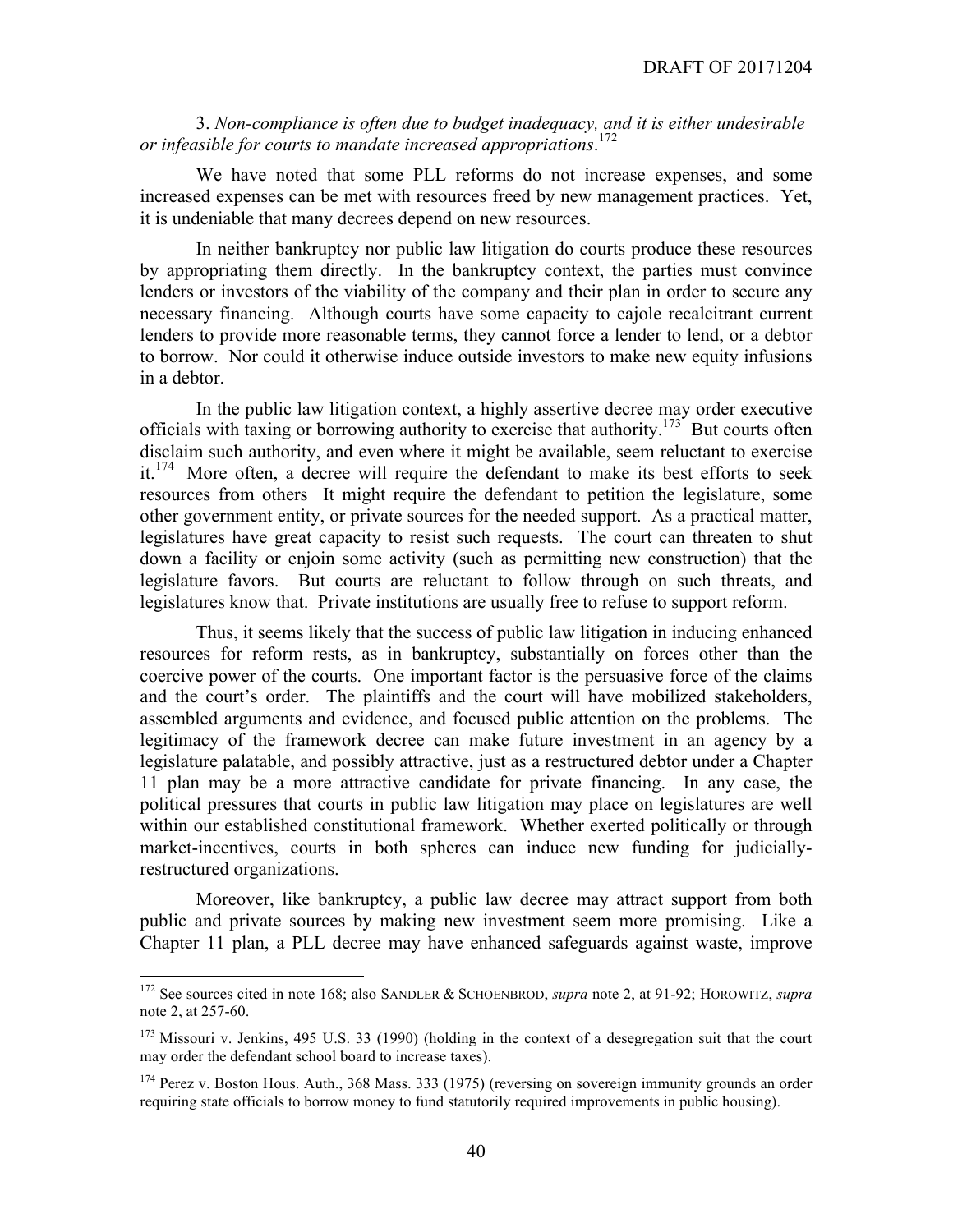3. *Non-compliance is often due to budget inadequacy, and it is either undesirable or infeasible for courts to mandate increased appropriations*.[172]

We have noted that some PLL reforms do not increase expenses, and some increased expenses can be met with resources freed by new management practices. Yet, it is undeniable that many decrees depend on new resources.

In neither bankruptcy nor public law litigation do courts produce these resources by appropriating them directly. In the bankruptcy context, the parties must convince lenders or investors of the viability of the company and their plan in order to secure any necessary financing. Although courts have some capacity to cajole recalcitrant current lenders to provide more reasonable terms, they cannot force a lender to lend, or a debtor to borrow. Nor could it otherwise induce outside investors to make new equity infusions in a debtor.

In the public law litigation context, a highly assertive decree may order executive officials with taxing or borrowing authority to exercise that authority.[173] But courts often disclaim such authority, and even where it might be available, seem reluctant to exercise it.[174] More often, a decree will require the defendant to make its best efforts to seek resources from others It might require the defendant to petition the legislature, some other government entity, or private sources for the needed support. As a practical matter, legislatures have great capacity to resist such requests. The court can threaten to shut down a facility or enjoin some activity (such as permitting new construction) that the legislature favors. But courts are reluctant to follow through on such threats, and legislatures know that. Private institutions are usually free to refuse to support reform.

Thus, it seems likely that the success of public law litigation in inducing enhanced resources for reform rests, as in bankruptcy, substantially on forces other than the coercive power of the courts. One important factor is the persuasive force of the claims and the court's order. The plaintiffs and the court will have mobilized stakeholders, assembled arguments and evidence, and focused public attention on the problems. The legitimacy of the framework decree can make future investment in an agency by a legislature palatable, and possibly attractive, just as a restructured debtor under a Chapter 11 plan may be a more attractive candidate for private financing. In any case, the political pressures that courts in public law litigation may place on legislatures are well within our established constitutional framework. Whether exerted politically or through market-incentives, courts in both spheres can induce new funding for judicially-restructured organizations.

Moreover, like bankruptcy, a public law decree may attract support from both public and private sources by making new investment seem more promising. Like a Chapter 11 plan, a PLL decree may have enhanced safeguards against waste, improve

---

[172] See sources cited in note 168; also SANDLER & SCHOENBROD, *supra* note 2, at 91-92; HOROWITZ, *supra* note 2, at 257-60.

[173] Missouri v. Jenkins, 495 U.S. 33 (1990) (holding in the context of a desegregation suit that the court may order the defendant school board to increase taxes).

[174] Perez v. Boston Hous. Auth., 368 Mass. 333 (1975) (reversing on sovereign immunity grounds an order requiring state officials to borrow money to fund statutorily required improvements in public housing).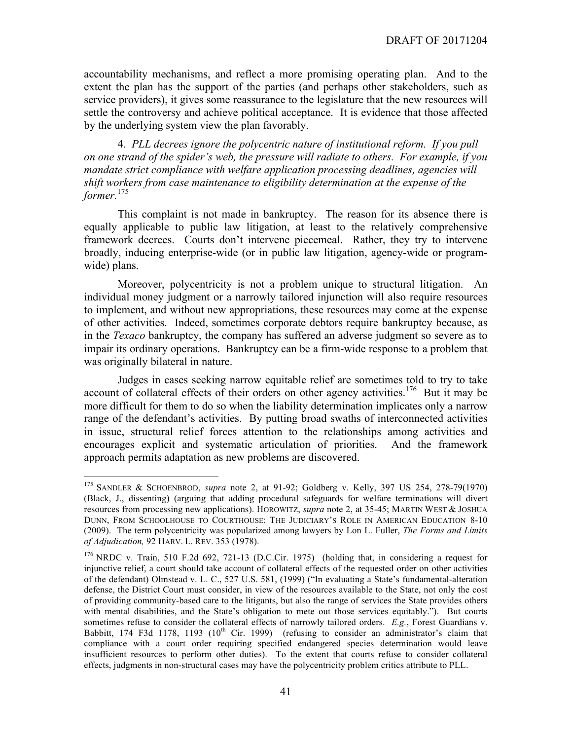accountability mechanisms, and reflect a more promising operating plan. And to the extent the plan has the support of the parties (and perhaps other stakeholders, such as service providers), it gives some reassurance to the legislature that the new resources will settle the controversy and achieve political acceptance. It is evidence that those affected by the underlying system view the plan favorably.

4. *PLL decrees ignore the polycentric nature of institutional reform. If you pull on one strand of the spider's web, the pressure will radiate to others. For example, if you mandate strict compliance with welfare application processing deadlines, agencies will shift workers from case maintenance to eligibility determination at the expense of the former.*[175]

This complaint is not made in bankruptcy. The reason for its absence there is equally applicable to public law litigation, at least to the relatively comprehensive framework decrees. Courts don't intervene piecemeal. Rather, they try to intervene broadly, inducing enterprise-wide (or in public law litigation, agency-wide or program-wide) plans.

Moreover, polycentricity is not a problem unique to structural litigation. An individual money judgment or a narrowly tailored injunction will also require resources to implement, and without new appropriations, these resources may come at the expense of other activities. Indeed, sometimes corporate debtors require bankruptcy because, as in the *Texaco* bankruptcy, the company has suffered an adverse judgment so severe as to impair its ordinary operations. Bankruptcy can be a firm-wide response to a problem that was originally bilateral in nature.

Judges in cases seeking narrow equitable relief are sometimes told to try to take account of collateral effects of their orders on other agency activities.[176] But it may be more difficult for them to do so when the liability determination implicates only a narrow range of the defendant's activities. By putting broad swaths of interconnected activities in issue, structural relief forces attention to the relationships among activities and encourages explicit and systematic articulation of priorities. And the framework approach permits adaptation as new problems are discovered.

---

[175] SANDLER & SCHOENBROD, *supra* note 2, at 91-92; Goldberg v. Kelly, 397 US 254, 278-79(1970) (Black, J., dissenting) (arguing that adding procedural safeguards for welfare terminations will divert resources from processing new applications). HOROWITZ, *supra* note 2, at 35-45; MARTIN WEST & JOSHUA DUNN, FROM SCHOOLHOUSE TO COURTHOUSE: THE JUDICIARY'S ROLE IN AMERICAN EDUCATION 8-10 (2009). The term polycentricity was popularized among lawyers by Lon L. Fuller, *The Forms and Limits of Adjudication,* 92 HARV. L. REV. 353 (1978).

[176] NRDC v. Train, 510 F.2d 692, 721-13 (D.C.Cir. 1975) (holding that, in considering a request for injunctive relief, a court should take account of collateral effects of the requested order on other activities of the defendant) Olmstead v. L. C., 527 U.S. 581, (1999) ("In evaluating a State's fundamental-alteration defense, the District Court must consider, in view of the resources available to the State, not only the cost of providing community-based care to the litigants, but also the range of services the State provides others with mental disabilities, and the State's obligation to mete out those services equitably."). But courts sometimes refuse to consider the collateral effects of narrowly tailored orders. *E.g.*, Forest Guardians v. Babbitt, 174 F3d 1178, 1193 (10th Cir. 1999) (refusing to consider an administrator's claim that compliance with a court order requiring specified endangered species determination would leave insufficient resources to perform other duties). To the extent that courts refuse to consider collateral effects, judgments in non-structural cases may have the polycentricity problem critics attribute to PLL.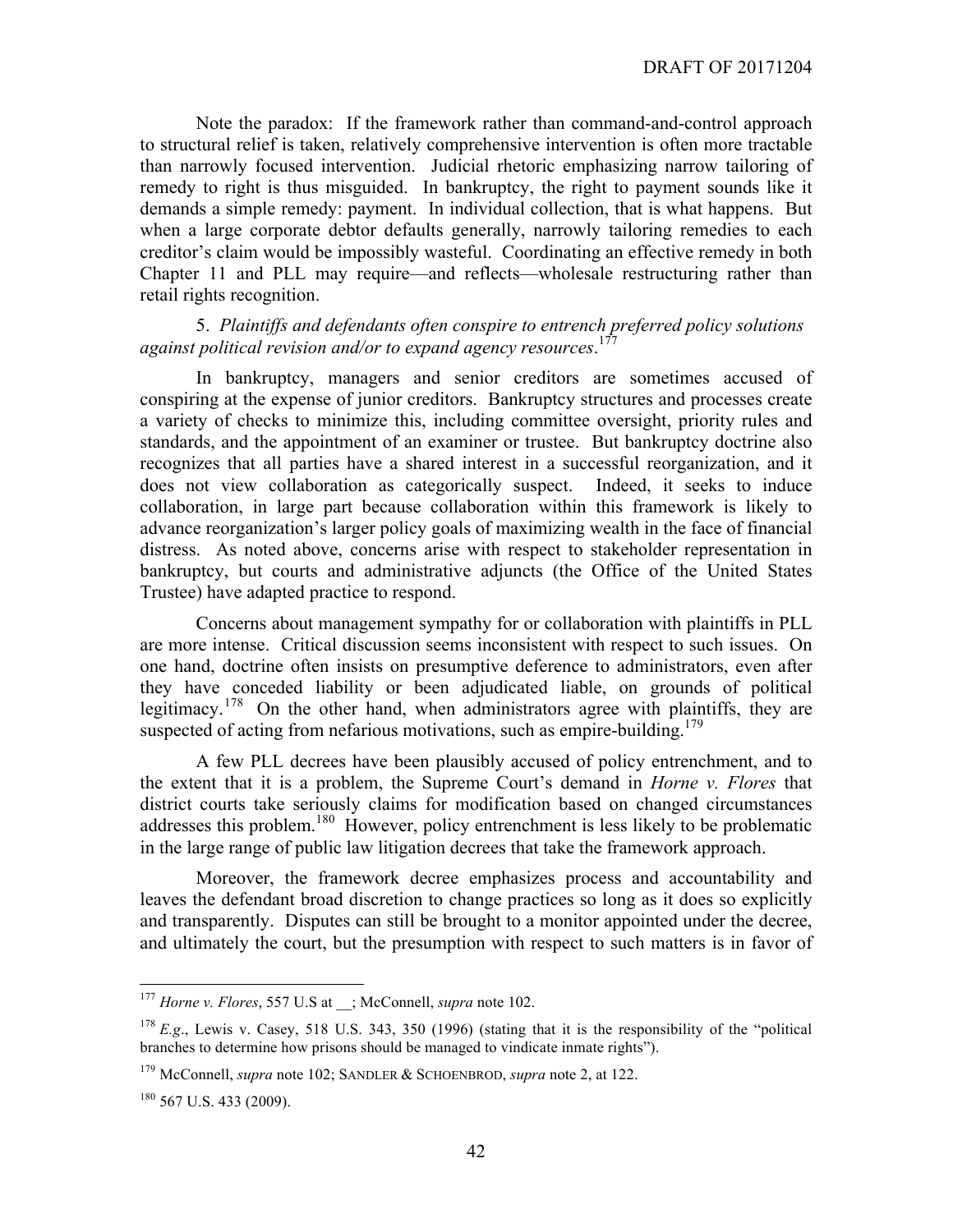Note the paradox: If the framework rather than command-and-control approach to structural relief is taken, relatively comprehensive intervention is often more tractable than narrowly focused intervention. Judicial rhetoric emphasizing narrow tailoring of remedy to right is thus misguided. In bankruptcy, the right to payment sounds like it demands a simple remedy: payment. In individual collection, that is what happens. But when a large corporate debtor defaults generally, narrowly tailoring remedies to each creditor's claim would be impossibly wasteful. Coordinating an effective remedy in both Chapter 11 and PLL may require—and reflects—wholesale restructuring rather than retail rights recognition.

5. *Plaintiffs and defendants often conspire to entrench preferred policy solutions against political revision and/or to expand agency resources*.[177]

In bankruptcy, managers and senior creditors are sometimes accused of conspiring at the expense of junior creditors. Bankruptcy structures and processes create a variety of checks to minimize this, including committee oversight, priority rules and standards, and the appointment of an examiner or trustee. But bankruptcy doctrine also recognizes that all parties have a shared interest in a successful reorganization, and it does not view collaboration as categorically suspect. Indeed, it seeks to induce collaboration, in large part because collaboration within this framework is likely to advance reorganization's larger policy goals of maximizing wealth in the face of financial distress. As noted above, concerns arise with respect to stakeholder representation in bankruptcy, but courts and administrative adjuncts (the Office of the United States Trustee) have adapted practice to respond.

Concerns about management sympathy for or collaboration with plaintiffs in PLL are more intense. Critical discussion seems inconsistent with respect to such issues. On one hand, doctrine often insists on presumptive deference to administrators, even after they have conceded liability or been adjudicated liable, on grounds of political legitimacy.[178] On the other hand, when administrators agree with plaintiffs, they are suspected of acting from nefarious motivations, such as empire-building.[179]

A few PLL decrees have been plausibly accused of policy entrenchment, and to the extent that it is a problem, the Supreme Court's demand in *Horne v. Flores* that district courts take seriously claims for modification based on changed circumstances addresses this problem.[180] However, policy entrenchment is less likely to be problematic in the large range of public law litigation decrees that take the framework approach.

Moreover, the framework decree emphasizes process and accountability and leaves the defendant broad discretion to change practices so long as it does so explicitly and transparently. Disputes can still be brought to a monitor appointed under the decree, and ultimately the court, but the presumption with respect to such matters is in favor of

---

[177] *Horne v. Flores*, 557 U.S at __; McConnell, *supra* note 102.

[178] *E.g*., Lewis v. Casey, 518 U.S. 343, 350 (1996) (stating that it is the responsibility of the "political branches to determine how prisons should be managed to vindicate inmate rights").

[179] McConnell, *supra* note 102; SANDLER & SCHOENBROD, *supra* note 2, at 122.

[180] 567 U.S. 433 (2009).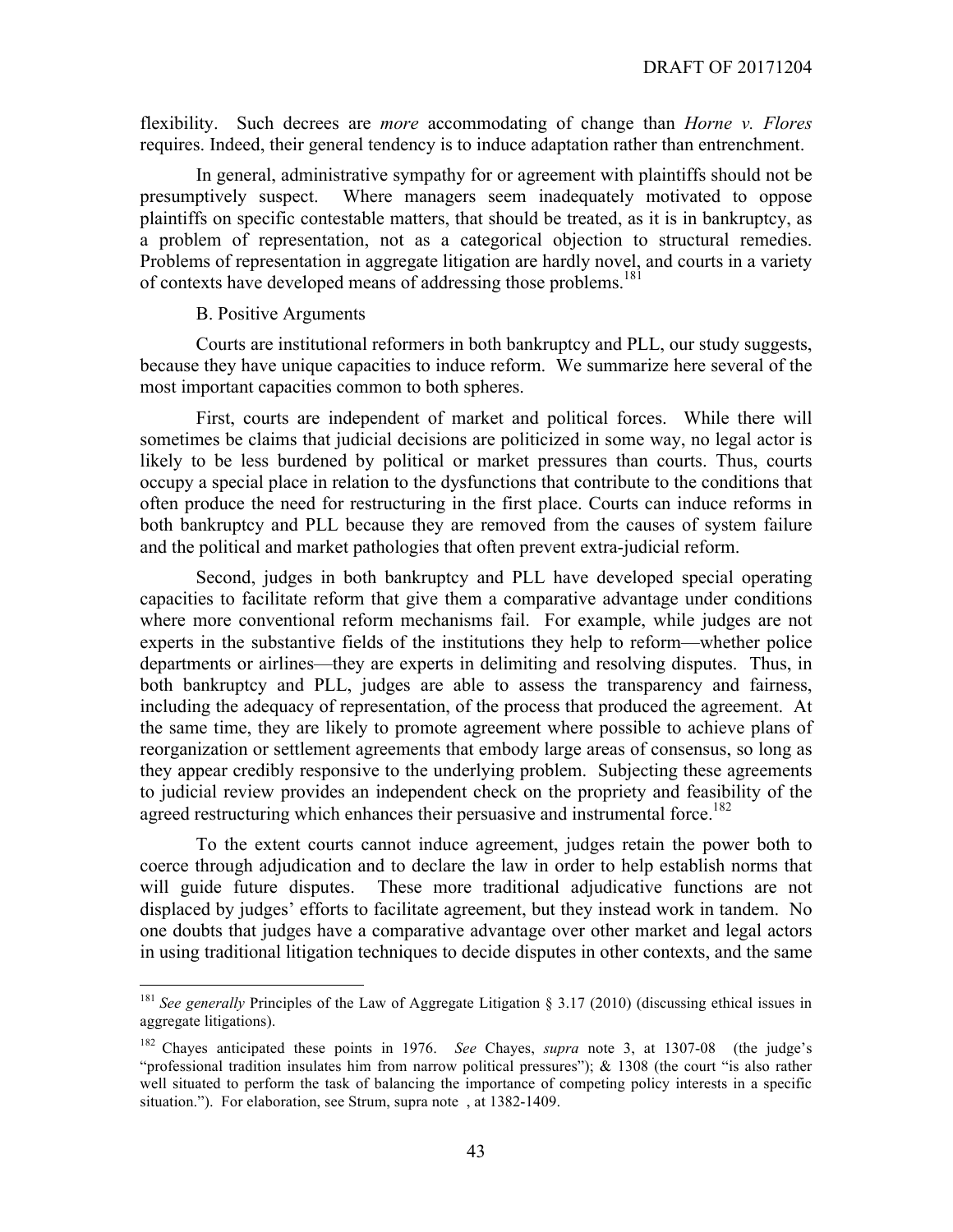flexibility. Such decrees are *more* accommodating of change than *Horne v. Flores* requires. Indeed, their general tendency is to induce adaptation rather than entrenchment.

In general, administrative sympathy for or agreement with plaintiffs should not be presumptively suspect. Where managers seem inadequately motivated to oppose plaintiffs on specific contestable matters, that should be treated, as it is in bankruptcy, as a problem of representation, not as a categorical objection to structural remedies. Problems of representation in aggregate litigation are hardly novel, and courts in a variety of contexts have developed means of addressing those problems.[181]

B. Positive Arguments

Courts are institutional reformers in both bankruptcy and PLL, our study suggests, because they have unique capacities to induce reform. We summarize here several of the most important capacities common to both spheres.

First, courts are independent of market and political forces. While there will sometimes be claims that judicial decisions are politicized in some way, no legal actor is likely to be less burdened by political or market pressures than courts. Thus, courts occupy a special place in relation to the dysfunctions that contribute to the conditions that often produce the need for restructuring in the first place. Courts can induce reforms in both bankruptcy and PLL because they are removed from the causes of system failure and the political and market pathologies that often prevent extra-judicial reform.

Second, judges in both bankruptcy and PLL have developed special operating capacities to facilitate reform that give them a comparative advantage under conditions where more conventional reform mechanisms fail. For example, while judges are not experts in the substantive fields of the institutions they help to reform—whether police departments or airlines—they are experts in delimiting and resolving disputes. Thus, in both bankruptcy and PLL, judges are able to assess the transparency and fairness, including the adequacy of representation, of the process that produced the agreement. At the same time, they are likely to promote agreement where possible to achieve plans of reorganization or settlement agreements that embody large areas of consensus, so long as they appear credibly responsive to the underlying problem. Subjecting these agreements to judicial review provides an independent check on the propriety and feasibility of the agreed restructuring which enhances their persuasive and instrumental force.[182]

To the extent courts cannot induce agreement, judges retain the power both to coerce through adjudication and to declare the law in order to help establish norms that will guide future disputes. These more traditional adjudicative functions are not displaced by judges' efforts to facilitate agreement, but they instead work in tandem. No one doubts that judges have a comparative advantage over other market and legal actors in using traditional litigation techniques to decide disputes in other contexts, and the same

---

[181] *See generally* Principles of the Law of Aggregate Litigation § 3.17 (2010) (discussing ethical issues in aggregate litigations).

[182] Chayes anticipated these points in 1976. *See* Chayes, *supra* note 3, at 1307-08 (the judge's "professional tradition insulates him from narrow political pressures"); & 1308 (the court "is also rather well situated to perform the task of balancing the importance of competing policy interests in a specific situation."). For elaboration, see Strum, supra note , at 1382-1409.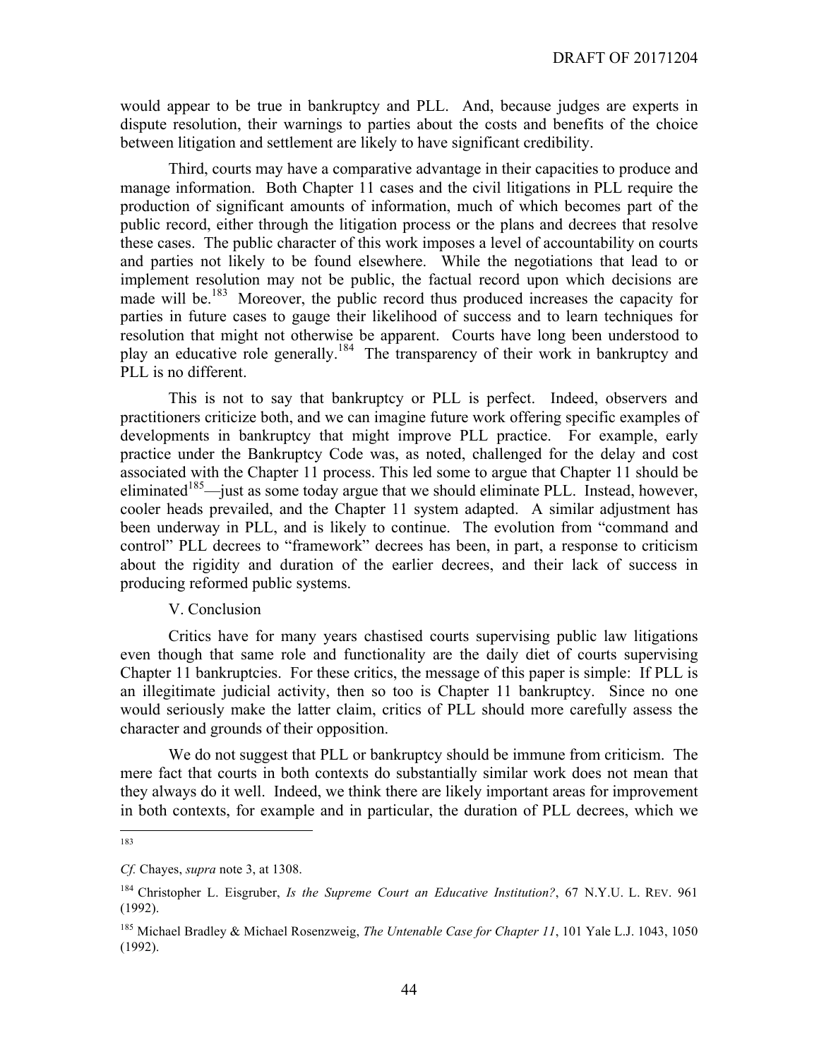would appear to be true in bankruptcy and PLL. And, because judges are experts in dispute resolution, their warnings to parties about the costs and benefits of the choice between litigation and settlement are likely to have significant credibility.

Third, courts may have a comparative advantage in their capacities to produce and manage information. Both Chapter 11 cases and the civil litigations in PLL require the production of significant amounts of information, much of which becomes part of the public record, either through the litigation process or the plans and decrees that resolve these cases. The public character of this work imposes a level of accountability on courts and parties not likely to be found elsewhere. While the negotiations that lead to or implement resolution may not be public, the factual record upon which decisions are made will be.[183] Moreover, the public record thus produced increases the capacity for parties in future cases to gauge their likelihood of success and to learn techniques for resolution that might not otherwise be apparent. Courts have long been understood to play an educative role generally.[184] The transparency of their work in bankruptcy and PLL is no different.

This is not to say that bankruptcy or PLL is perfect. Indeed, observers and practitioners criticize both, and we can imagine future work offering specific examples of developments in bankruptcy that might improve PLL practice. For example, early practice under the Bankruptcy Code was, as noted, challenged for the delay and cost associated with the Chapter 11 process. This led some to argue that Chapter 11 should be eliminated[185]—just as some today argue that we should eliminate PLL. Instead, however, cooler heads prevailed, and the Chapter 11 system adapted. A similar adjustment has been underway in PLL, and is likely to continue. The evolution from "command and control" PLL decrees to "framework" decrees has been, in part, a response to criticism about the rigidity and duration of the earlier decrees, and their lack of success in producing reformed public systems.

## V. Conclusion

Critics have for many years chastised courts supervising public law litigations even though that same role and functionality are the daily diet of courts supervising Chapter 11 bankruptcies. For these critics, the message of this paper is simple: If PLL is an illegitimate judicial activity, then so too is Chapter 11 bankruptcy. Since no one would seriously make the latter claim, critics of PLL should more carefully assess the character and grounds of their opposition.

We do not suggest that PLL or bankruptcy should be immune from criticism. The mere fact that courts in both contexts do substantially similar work does not mean that they always do it well. Indeed, we think there are likely important areas for improvement in both contexts, for example and in particular, the duration of PLL decrees, which we

---

[183] *Cf.* Chayes, *supra* note 3, at 1308.

[184] Christopher L. Eisgruber, *Is the Supreme Court an Educative Institution?*, 67 N.Y.U. L. REV. 961 (1992).

[185] Michael Bradley & Michael Rosenzweig, *The Untenable Case for Chapter 11*, 101 Yale L.J. 1043, 1050 (1992).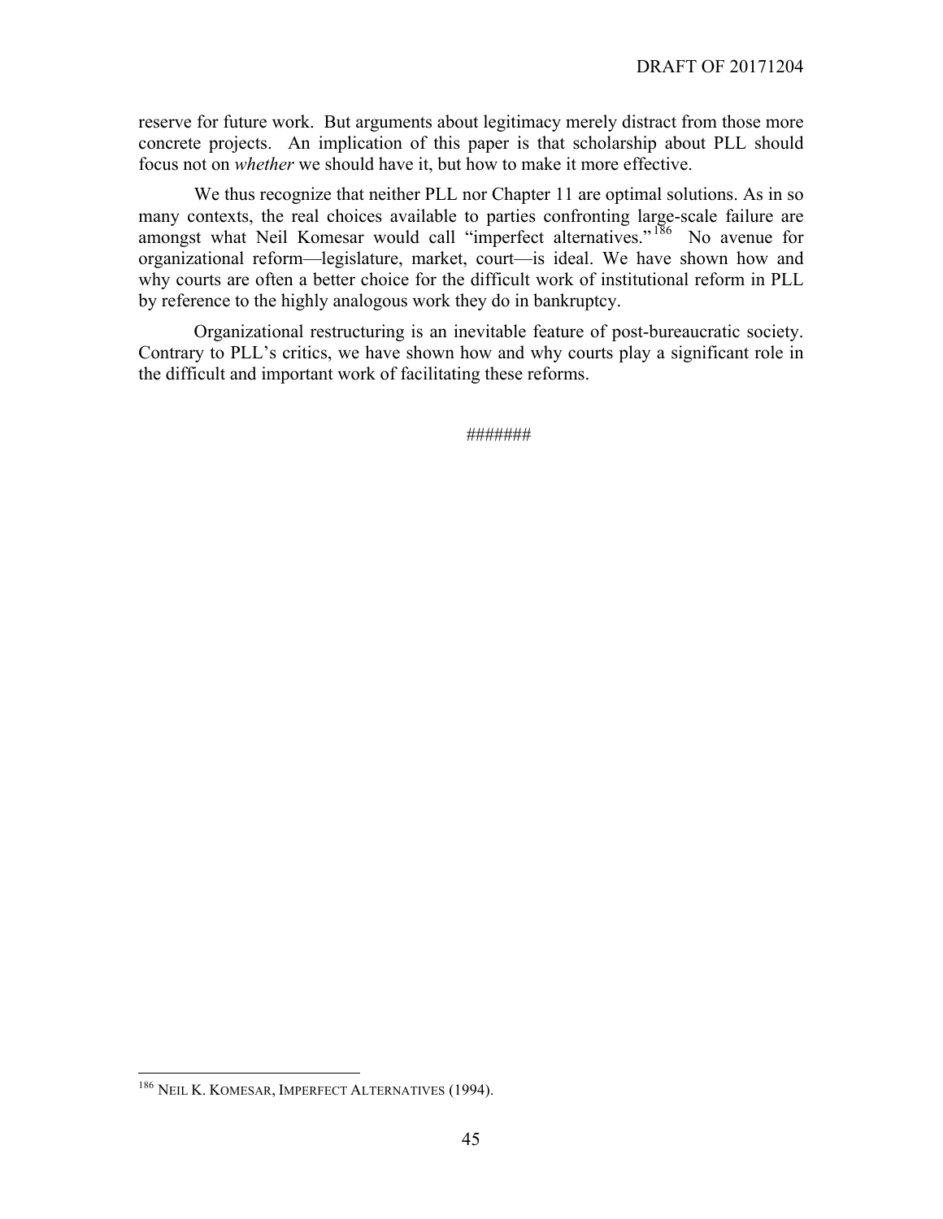reserve for future work. But arguments about legitimacy merely distract from those more concrete projects. An implication of this paper is that scholarship about PLL should focus not on *whether* we should have it, but how to make it more effective.

We thus recognize that neither PLL nor Chapter 11 are optimal solutions. As in so many contexts, the real choices available to parties confronting large-scale failure are amongst what Neil Komesar would call "imperfect alternatives."[186] No avenue for organizational reform—legislature, market, court—is ideal. We have shown how and why courts are often a better choice for the difficult work of institutional reform in PLL by reference to the highly analogous work they do in bankruptcy.

Organizational restructuring is an inevitable feature of post-bureaucratic society. Contrary to PLL's critics, we have shown how and why courts play a significant role in the difficult and important work of facilitating these reforms.

#######

---

[186] NEIL K. KOMESAR, IMPERFECT ALTERNATIVES (1994).